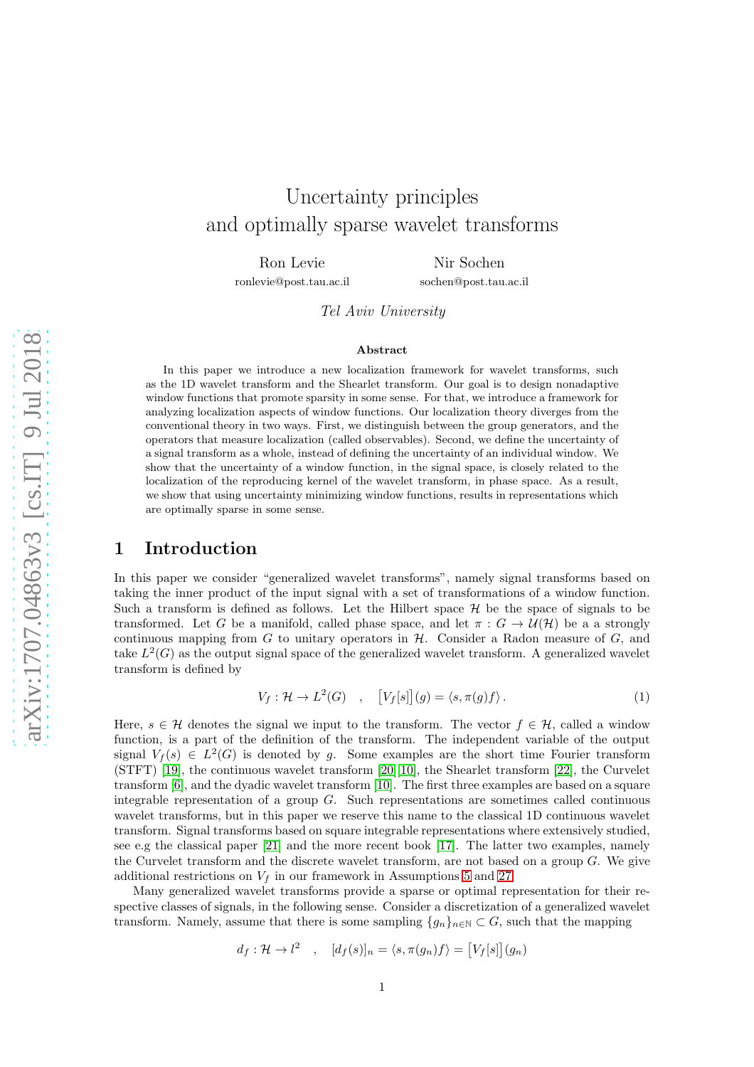# Uncertainty principles and optimally sparse wavelet transforms

Ron Levie  
ronlevie@post.tau.ac.il

Nir Sochen  
sochen@post.tau.ac.il

*Tel Aviv University*

**Abstract**

In this paper we introduce a new localization framework for wavelet transforms, such as the 1D wavelet transform and the Shearlet transform. Our goal is to design nonadaptive window functions that promote sparsity in some sense. For that, we introduce a framework for analyzing localization aspects of window functions. Our localization theory diverges from the conventional theory in two ways. First, we distinguish between the group generators, and the operators that measure localization (called observables). Second, we define the uncertainty of a signal transform as a whole, instead of defining the uncertainty of an individual window. We show that the uncertainty of a window function, in the signal space, is closely related to the localization of the reproducing kernel of the wavelet transform, in phase space. As a result, we show that using uncertainty minimizing window functions, results in representations which are optimally sparse in some sense.

## 1 Introduction

In this paper we consider "generalized wavelet transforms", namely signal transforms based on taking the inner product of the input signal with a set of transformations of a window function. Such a transform is defined as follows. Let the Hilbert space $\mathcal{H}$ be the space of signals to be transformed. Let $G$ be a manifold, called phase space, and let $\pi : G \to \mathcal{U}(\mathcal{H})$ be a a strongly continuous mapping from $G$ to unitary operators in $\mathcal{H}$. Consider a Radon measure of $G$, and take $L^2(G)$ as the output signal space of the generalized wavelet transform. A generalized wavelet transform is defined by

$$V_f : \mathcal{H} \to L^2(G) \quad , \quad \big[V_f[s]\big](g) = \langle s, \pi(g)f \rangle . \tag{1}$$

Here, $s \in \mathcal{H}$ denotes the signal we input to the transform. The vector $f \in \mathcal{H}$, called a window function, is a part of the definition of the transform. The independent variable of the output signal $V_f(s) \in L^2(G)$ is denoted by $g$. Some examples are the short time Fourier transform (STFT) [19], the continuous wavelet transform [20, 10], the Shearlet transform [22], the Curvelet transform [6], and the dyadic wavelet transform [10]. The first three examples are based on a square integrable representation of a group $G$. Such representations are sometimes called continuous wavelet transforms, but in this paper we reserve this name to the classical 1D continuous wavelet transform. Signal transforms based on square integrable representations where extensively studied, see e.g the classical paper [21] and the more recent book [17]. The latter two examples, namely the Curvelet transform and the discrete wavelet transform, are not based on a group $G$. We give additional restrictions on $V_f$ in our framework in Assumptions 5 and 27.

Many generalized wavelet transforms provide a sparse or optimal representation for their respective classes of signals, in the following sense. Consider a discretization of a generalized wavelet transform. Namely, assume that there is some sampling $\{g_n\}_{n\in\mathbb{N}} \subset G$, such that the mapping

$$d_f : \mathcal{H} \to l^2 \quad , \quad [d_f(s)]_n = \langle s, \pi(g_n)f \rangle = \big[V_f[s]\big](g_n)$$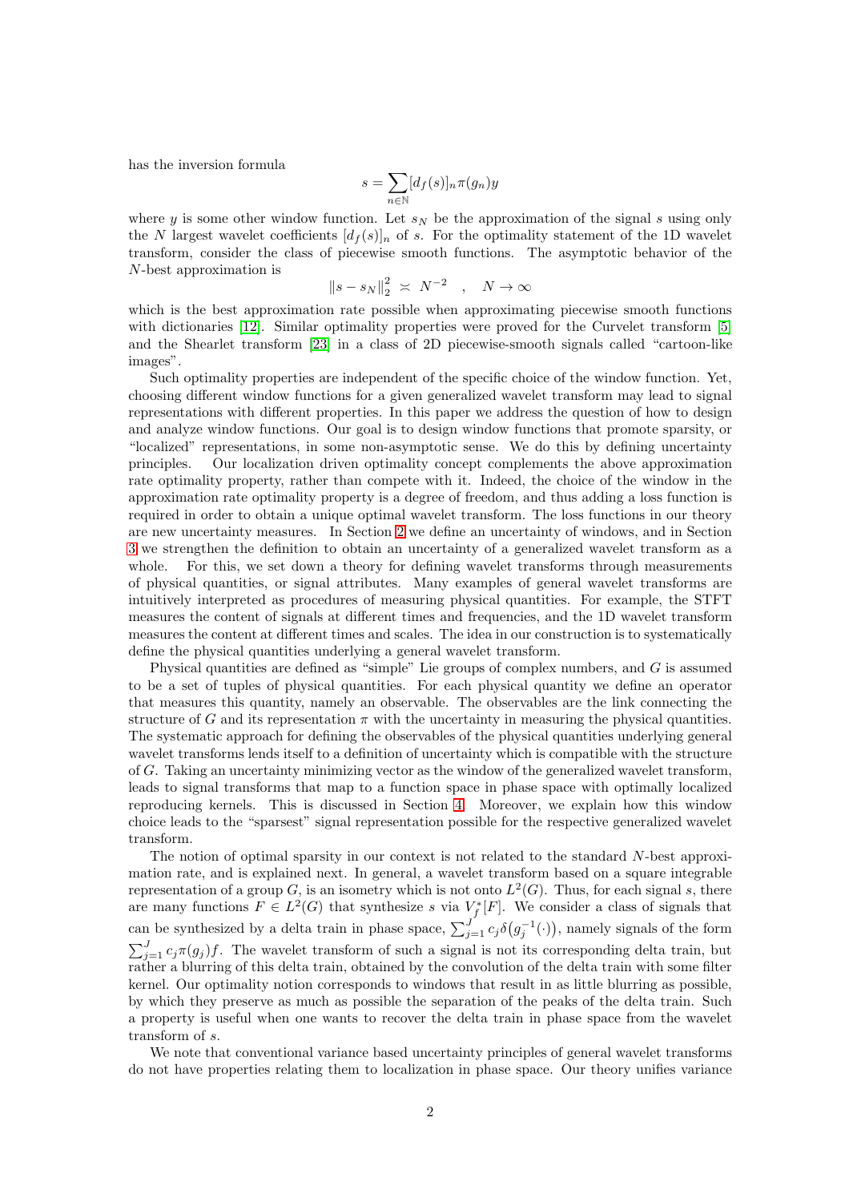has the inversion formula

$$s = \sum_{n\in\mathbb{N}} [d_f(s)]_n \pi(g_n) y$$

where $y$ is some other window function. Let $s_N$ be the approximation of the signal $s$ using only the $N$ largest wavelet coefficients $[d_f(s)]_n$ of $s$. For the optimality statement of the 1D wavelet transform, consider the class of piecewise smooth functions. The asymptotic behavior of the $N$-best approximation is

$$\left\| s - s_N \right\|_2^2 \asymp N^{-2} \quad , \quad N \to \infty$$

which is the best approximation rate possible when approximating piecewise smooth functions with dictionaries [12]. Similar optimality properties were proved for the Curvelet transform [5] and the Shearlet transform [23] in a class of 2D piecewise-smooth signals called "cartoon-like images".

Such optimality properties are independent of the specific choice of the window function. Yet, choosing different window functions for a given generalized wavelet transform may lead to signal representations with different properties. In this paper we address the question of how to design and analyze window functions. Our goal is to design window functions that promote sparsity, or "localized" representations, in some non-asymptotic sense. We do this by defining uncertainty principles. Our localization driven optimality concept complements the above approximation rate optimality property, rather than compete with it. Indeed, the choice of the window in the approximation rate optimality property is a degree of freedom, and thus adding a loss function is required in order to obtain a unique optimal wavelet transform. The loss functions in our theory are new uncertainty measures. In Section 2 we define an uncertainty of windows, and in Section 3 we strengthen the definition to obtain an uncertainty of a generalized wavelet transform as a whole. For this, we set down a theory for defining wavelet transforms through measurements of physical quantities, or signal attributes. Many examples of general wavelet transforms are intuitively interpreted as procedures of measuring physical quantities. For example, the STFT measures the content of signals at different times and frequencies, and the 1D wavelet transform measures the content at different times and scales. The idea in our construction is to systematically define the physical quantities underlying a general wavelet transform.

Physical quantities are defined as "simple" Lie groups of complex numbers, and $G$ is assumed to be a set of tuples of physical quantities. For each physical quantity we define an operator that measures this quantity, namely an observable. The observables are the link connecting the structure of $G$ and its representation $\pi$ with the uncertainty in measuring the physical quantities. The systematic approach for defining the observables of the physical quantities underlying general wavelet transforms lends itself to a definition of uncertainty which is compatible with the structure of $G$. Taking an uncertainty minimizing vector as the window of the generalized wavelet transform, leads to signal transforms that map to a function space in phase space with optimally localized reproducing kernels. This is discussed in Section 4. Moreover, we explain how this window choice leads to the "sparsest" signal representation possible for the respective generalized wavelet transform.

The notion of optimal sparsity in our context is not related to the standard $N$-best approximation rate, and is explained next. In general, a wavelet transform based on a square integrable representation of a group $G$, is an isometry which is not onto $L^2(G)$. Thus, for each signal $s$, there are many functions $F \in L^2(G)$ that synthesize $s$ via $V_f^*[F]$. We consider a class of signals that can be synthesized by a delta train in phase space, $\sum_{j=1}^{J} c_j \delta\big(g_j^{-1}(\cdot)\big)$, namely signals of the form $\sum_{j=1}^{J} c_j \pi(g_j) f$. The wavelet transform of such a signal is not its corresponding delta train, but rather a blurring of this delta train, obtained by the convolution of the delta train with some filter kernel. Our optimality notion corresponds to windows that result in as little blurring as possible, by which they preserve as much as possible the separation of the peaks of the delta train. Such a property is useful when one wants to recover the delta train in phase space from the wavelet transform of $s$.

We note that conventional variance based uncertainty principles of general wavelet transforms do not have properties relating them to localization in phase space. Our theory unifies variance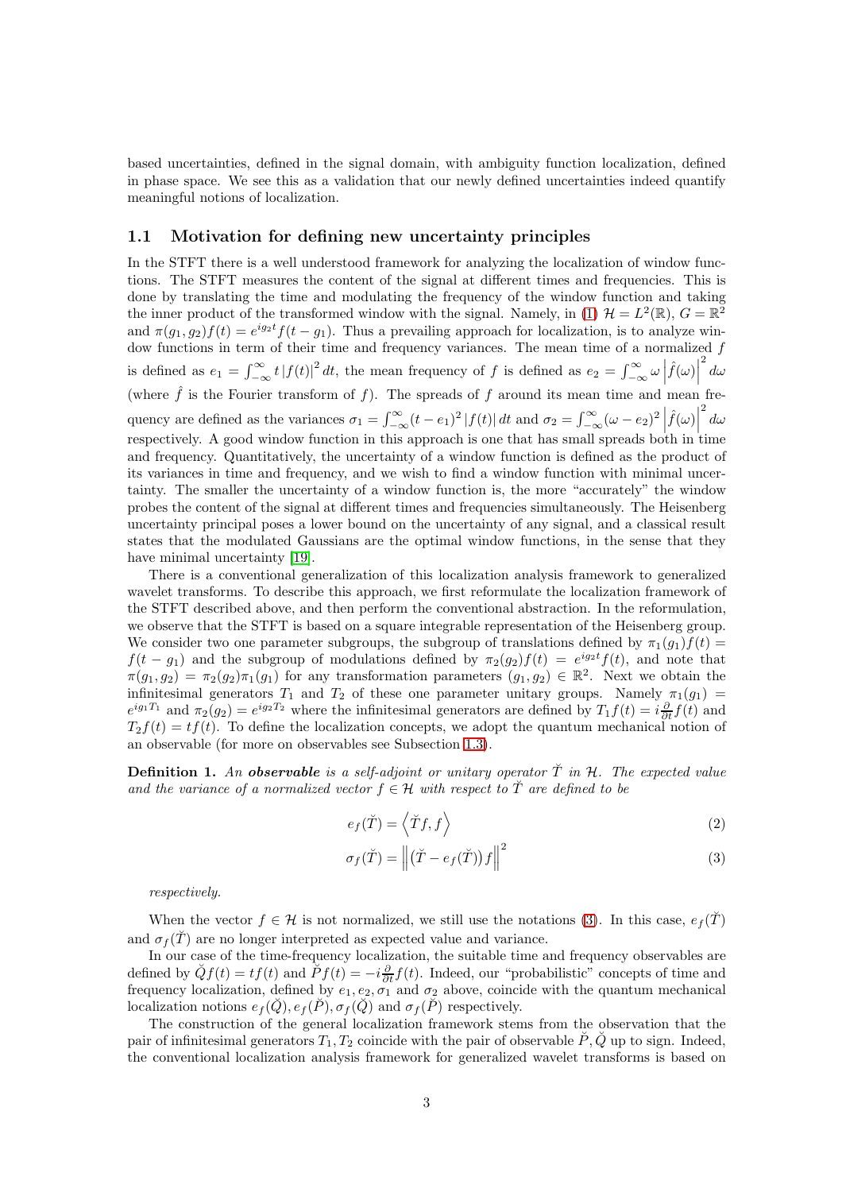based uncertainties, defined in the signal domain, with ambiguity function localization, defined in phase space. We see this as a validation that our newly defined uncertainties indeed quantify meaningful notions of localization.

### 1.1 Motivation for defining new uncertainty principles

In the STFT there is a well understood framework for analyzing the localization of window functions. The STFT measures the content of the signal at different times and frequencies. This is done by translating the time and modulating the frequency of the window function and taking the inner product of the transformed window with the signal. Namely, in (1) $\mathcal{H} = L^2(\mathbb{R})$, $G = \mathbb{R}^2$ and $\pi(g_1, g_2)f(t) = e^{ig_2 t} f(t - g_1)$. Thus a prevailing approach for localization, is to analyze window functions in term of their time and frequency variances. The mean time of a normalized $f$ is defined as $e_1 = \int_{-\infty}^{\infty} t\,|f(t)|^2\,dt$, the mean frequency of $f$ is defined as $e_2 = \int_{-\infty}^{\infty} \omega \left|\hat{f}(\omega)\right|^2 d\omega$ (where $\hat{f}$ is the Fourier transform of $f$). The spreads of $f$ around its mean time and mean frequency are defined as the variances $\sigma_1 = \int_{-\infty}^{\infty} (t - e_1)^2\,|f(t)|\,dt$ and $\sigma_2 = \int_{-\infty}^{\infty} (\omega - e_2)^2 \left|\hat{f}(\omega)\right|^2 d\omega$ respectively. A good window function in this approach is one that has small spreads both in time and frequency. Quantitatively, the uncertainty of a window function is defined as the product of its variances in time and frequency, and we wish to find a window function with minimal uncertainty. The smaller the uncertainty of a window function is, the more "accurately" the window probes the content of the signal at different times and frequencies simultaneously. The Heisenberg uncertainty principal poses a lower bound on the uncertainty of any signal, and a classical result states that the modulated Gaussians are the optimal window functions, in the sense that they have minimal uncertainty [19].

There is a conventional generalization of this localization analysis framework to generalized wavelet transforms. To describe this approach, we first reformulate the localization framework of the STFT described above, and then perform the conventional abstraction. In the reformulation, we observe that the STFT is based on a square integrable representation of the Heisenberg group. We consider two one parameter subgroups, the subgroup of translations defined by $\pi_1(g_1)f(t) = f(t - g_1)$ and the subgroup of modulations defined by $\pi_2(g_2)f(t) = e^{ig_2 t} f(t)$, and note that $\pi(g_1, g_2) = \pi_2(g_2)\pi_1(g_1)$ for any transformation parameters $(g_1, g_2) \in \mathbb{R}^2$. Next we obtain the infinitesimal generators $T_1$ and $T_2$ of these one parameter unitary groups. Namely $\pi_1(g_1) = e^{ig_1 T_1}$ and $\pi_2(g_2) = e^{ig_2 T_2}$ where the infinitesimal generators are defined by $T_1 f(t) = i\frac{\partial}{\partial t} f(t)$ and $T_2 f(t) = t f(t)$. To define the localization concepts, we adopt the quantum mechanical notion of an observable (for more on observables see Subsection 1.3).

**Definition 1.** *An **observable** is a self-adjoint or unitary operator $\breve{T}$ in $\mathcal{H}$. The expected value and the variance of a normalized vector $f \in \mathcal{H}$ with respect to $\breve{T}$ are defined to be*

$$e_f(\breve{T}) = \left\langle \breve{T} f, f \right\rangle \tag{2}$$

$$\sigma_f(\breve{T}) = \left\| \left(\breve{T} - e_f(\breve{T})\right) f \right\|^2 \tag{3}$$

*respectively.*

When the vector $f \in \mathcal{H}$ is not normalized, we still use the notations (3). In this case, $e_f(\breve{T})$ and $\sigma_f(\breve{T})$ are no longer interpreted as expected value and variance.

In our case of the time-frequency localization, the suitable time and frequency observables are defined by $\breve{Q}f(t) = t f(t)$ and $\breve{P}f(t) = -i\frac{\partial}{\partial t} f(t)$. Indeed, our "probabilistic" concepts of time and frequency localization, defined by $e_1, e_2, \sigma_1$ and $\sigma_2$ above, coincide with the quantum mechanical localization notions $e_f(\breve{Q}), e_f(\breve{P}), \sigma_f(\breve{Q})$ and $\sigma_f(\breve{P})$ respectively.

The construction of the general localization framework stems from the observation that the pair of infinitesimal generators $T_1, T_2$ coincide with the pair of observable $\breve{P}, \breve{Q}$ up to sign. Indeed, the conventional localization analysis framework for generalized wavelet transforms is based on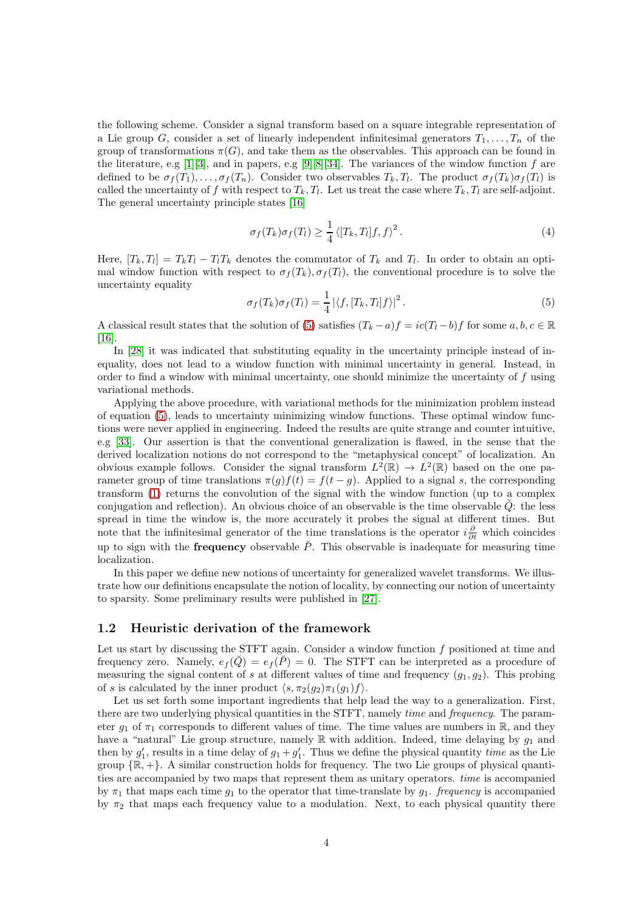the following scheme. Consider a signal transform based on a square integrable representation of a Lie group $G$, consider a set of linearly independent infinitesimal generators $T_1, \ldots, T_n$ of the group of transformations $\pi(G)$, and take them as the observables. This approach can be found in the literature, e.g [1][3], and in papers, e.g [9][8][34]. The variances of the window function $f$ are defined to be $\sigma_f(T_1), \ldots, \sigma_f(T_n)$. Consider two observables $T_k, T_l$. The product $\sigma_f(T_k)\sigma_f(T_l)$ is called the uncertainty of $f$ with respect to $T_k, T_l$. Let us treat the case where $T_k, T_l$ are self-adjoint. The general uncertainty principle states [16]

$$\sigma_f(T_k)\sigma_f(T_l) \geq \frac{1}{4}\left\langle [T_k, T_l]f, f\right\rangle^2. \tag{4}$$

Here, $[T_k, T_l] = T_kT_l - T_lT_k$ denotes the commutator of $T_k$ and $T_l$. In order to obtain an optimal window function with respect to $\sigma_f(T_k), \sigma_f(T_l)$, the conventional procedure is to solve the uncertainty equality

$$\sigma_f(T_k)\sigma_f(T_l) = \frac{1}{4}\left|\langle f, [T_k, T_l]f\rangle\right|^2. \tag{5}$$

A classical result states that the solution of (5) satisfies $(T_k - a)f = ic(T_l - b)f$ for some $a, b, c \in \mathbb{R}$ [16].

In [28] it was indicated that substituting equality in the uncertainty principle instead of inequality, does not lead to a window function with minimal uncertainty in general. Instead, in order to find a window with minimal uncertainty, one should minimize the uncertainty of $f$ using variational methods.

Applying the above procedure, with variational methods for the minimization problem instead of equation (5), leads to uncertainty minimizing window functions. These optimal window functions were never applied in engineering. Indeed the results are quite strange and counter intuitive, e.g [33]. Our assertion is that the conventional generalization is flawed, in the sense that the derived localization notions do not correspond to the "metaphysical concept" of localization. An obvious example follows. Consider the signal transform $L^2(\mathbb{R}) \to L^2(\mathbb{R})$ based on the one parameter group of time translations $\pi(g)f(t) = f(t-g)$. Applied to a signal $s$, the corresponding transform (1) returns the convolution of the signal with the window function (up to a complex conjugation and reflection). An obvious choice of an observable is the time observable $\breve{Q}$: the less spread in time the window is, the more accurately it probes the signal at different times. But note that the infinitesimal generator of the time translations is the operator $i\frac{\partial}{\partial t}$ which coincides up to sign with the **frequency** observable $\breve{P}$. This observable is inadequate for measuring time localization.

In this paper we define new notions of uncertainty for generalized wavelet transforms. We illustrate how our definitions encapsulate the notion of locality, by connecting our notion of uncertainty to sparsity. Some preliminary results were published in [27].

### 1.2 Heuristic derivation of the framework

Let us start by discussing the STFT again. Consider a window function $f$ positioned at time and frequency zero. Namely, $e_f(\breve{Q}) = e_f(\breve{P}) = 0$. The STFT can be interpreted as a procedure of measuring the signal content of $s$ at different values of time and frequency $(g_1, g_2)$. This probing of $s$ is calculated by the inner product $\langle s, \pi_2(g_2)\pi_1(g_1)f\rangle$.

Let us set forth some important ingredients that help lead the way to a generalization. First, there are two underlying physical quantities in the STFT, namely *time* and *frequency*. The parameter $g_1$ of $\pi_1$ corresponds to different values of time. The time values are numbers in $\mathbb{R}$, and they have a "natural" Lie group structure, namely $\mathbb{R}$ with addition. Indeed, time delaying by $g_1$ and then by $g_1'$, results in a time delay of $g_1 + g_1'$. Thus we define the physical quantity *time* as the Lie group $\{\mathbb{R}, +\}$. A similar construction holds for frequency. The two Lie groups of physical quantities are accompanied by two maps that represent them as unitary operators. *time* is accompanied by $\pi_1$ that maps each time $g_1$ to the operator that time-translate by $g_1$. *frequency* is accompanied by $\pi_2$ that maps each frequency value to a modulation. Next, to each physical quantity there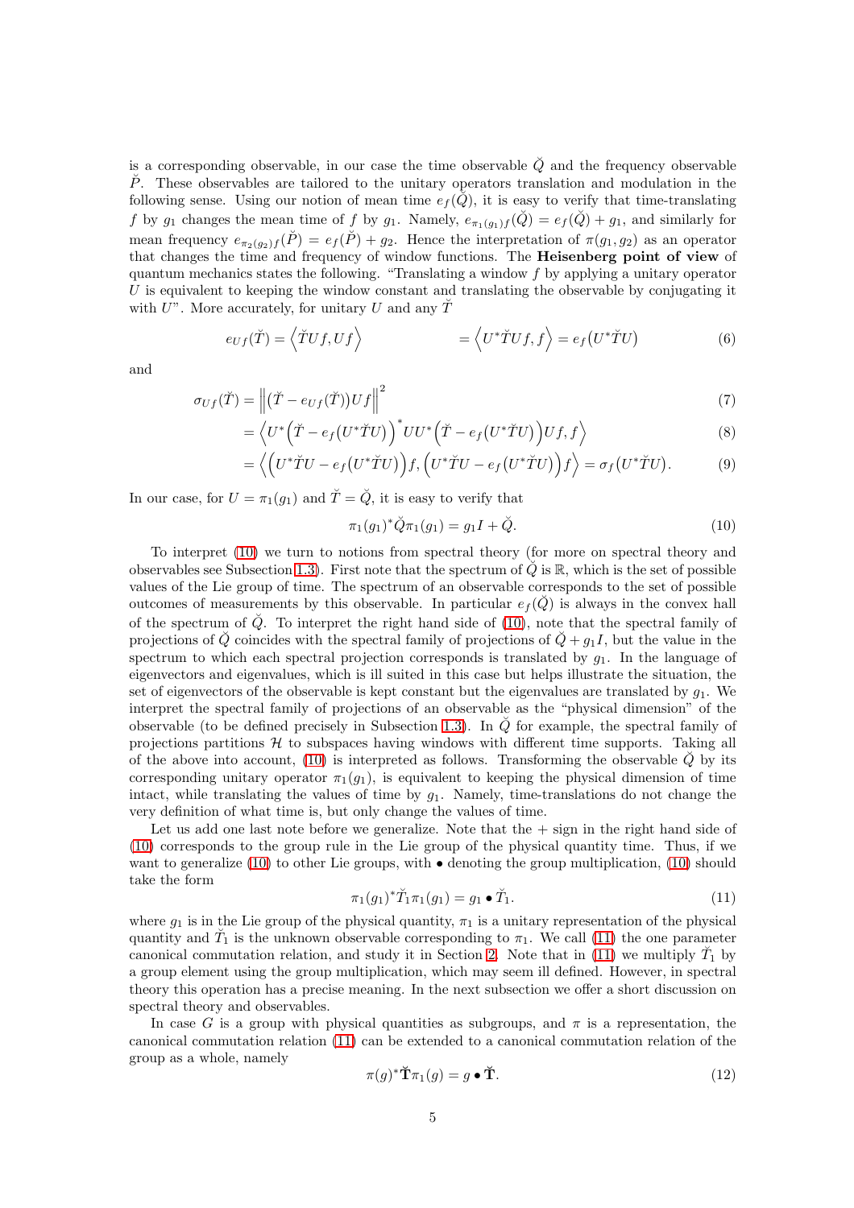is a corresponding observable, in our case the time observable $\breve{Q}$ and the frequency observable $\breve{P}$. These observables are tailored to the unitary operators translation and modulation in the following sense. Using our notion of mean time $e_f(\breve{Q})$, it is easy to verify that time-translating $f$ by $g_1$ changes the mean time of $f$ by $g_1$. Namely, $e_{\pi_1(g_1)f}(\breve{Q}) = e_f(\breve{Q}) + g_1$, and similarly for mean frequency $e_{\pi_2(g_2)f}(\breve{P}) = e_f(\breve{P}) + g_2$. Hence the interpretation of $\pi(g_1, g_2)$ as an operator that changes the time and frequency of window functions. The **Heisenberg point of view** of quantum mechanics states the following. "Translating a window $f$ by applying a unitary operator $U$ is equivalent to keeping the window constant and translating the observable by conjugating it with $U$". More accurately, for unitary $U$ and any $\breve{T}$

$$e_{Uf}(\breve{T}) = \left\langle \breve{T}Uf, Uf \right\rangle \qquad = \left\langle U^*\breve{T}Uf, f \right\rangle = e_f\big(U^*\breve{T}U\big) \tag{6}$$

and

$$\sigma_{Uf}(\breve{T}) = \left\| \big(\breve{T} - e_{Uf}(\breve{T})\big)Uf \right\|^2 \tag{7}$$

$$= \left\langle U^*\Big(\breve{T} - e_f\big(U^*\breve{T}U\big)\Big)^* UU^*\Big(\breve{T} - e_f\big(U^*\breve{T}U\big)\Big)Uf, f \right\rangle \tag{8}$$

$$= \left\langle \Big(U^*\breve{T}U - e_f\big(U^*\breve{T}U\big)\Big)f, \Big(U^*\breve{T}U - e_f\big(U^*\breve{T}U\big)\Big)f \right\rangle = \sigma_f\big(U^*\breve{T}U\big). \tag{9}$$

In our case, for $U = \pi_1(g_1)$ and $\breve{T} = \breve{Q}$, it is easy to verify that

$$\pi_1(g_1)^*\breve{Q}\pi_1(g_1) = g_1 I + \breve{Q}. \tag{10}$$

To interpret (10) we turn to notions from spectral theory (for more on spectral theory and observables see Subsection 1.3). First note that the spectrum of $\breve{Q}$ is $\mathbb{R}$, which is the set of possible values of the Lie group of time. The spectrum of an observable corresponds to the set of possible outcomes of measurements by this observable. In particular $e_f(\breve{Q})$ is always in the convex hall of the spectrum of $\breve{Q}$. To interpret the right hand side of (10), note that the spectral family of projections of $\breve{Q}$ coincides with the spectral family of projections of $\breve{Q} + g_1 I$, but the value in the spectrum to which each spectral projection corresponds is translated by $g_1$. In the language of eigenvectors and eigenvalues, which is ill suited in this case but helps illustrate the situation, the set of eigenvectors of the observable is kept constant but the eigenvalues are translated by $g_1$. We interpret the spectral family of projections of an observable as the "physical dimension" of the observable (to be defined precisely in Subsection 1.3). In $\breve{Q}$ for example, the spectral family of projections partitions $\mathcal{H}$ to subspaces having windows with different time supports. Taking all of the above into account, (10) is interpreted as follows. Transforming the observable $\breve{Q}$ by its corresponding unitary operator $\pi_1(g_1)$, is equivalent to keeping the physical dimension of time intact, while translating the values of time by $g_1$. Namely, time-translations do not change the very definition of what time is, but only change the values of time.

Let us add one last note before we generalize. Note that the + sign in the right hand side of (10) corresponds to the group rule in the Lie group of the physical quantity time. Thus, if we want to generalize (10) to other Lie groups, with $\bullet$ denoting the group multiplication, (10) should take the form

$$\pi_1(g_1)^*\breve{T}_1\pi_1(g_1) = g_1 \bullet \breve{T}_1. \tag{11}$$

where $g_1$ is in the Lie group of the physical quantity, $\pi_1$ is a unitary representation of the physical quantity and $\breve{T}_1$ is the unknown observable corresponding to $\pi_1$. We call (11) the one parameter canonical commutation relation, and study it in Section 2. Note that in (11) we multiply $\breve{T}_1$ by a group element using the group multiplication, which may seem ill defined. However, in spectral theory this operation has a precise meaning. In the next subsection we offer a short discussion on spectral theory and observables.

In case $G$ is a group with physical quantities as subgroups, and $\pi$ is a representation, the canonical commutation relation (11) can be extended to a canonical commutation relation of the group as a whole, namely

$$\pi(g)^*\breve{\mathbf{T}}\pi_1(g) = g \bullet \breve{\mathbf{T}}. \tag{12}$$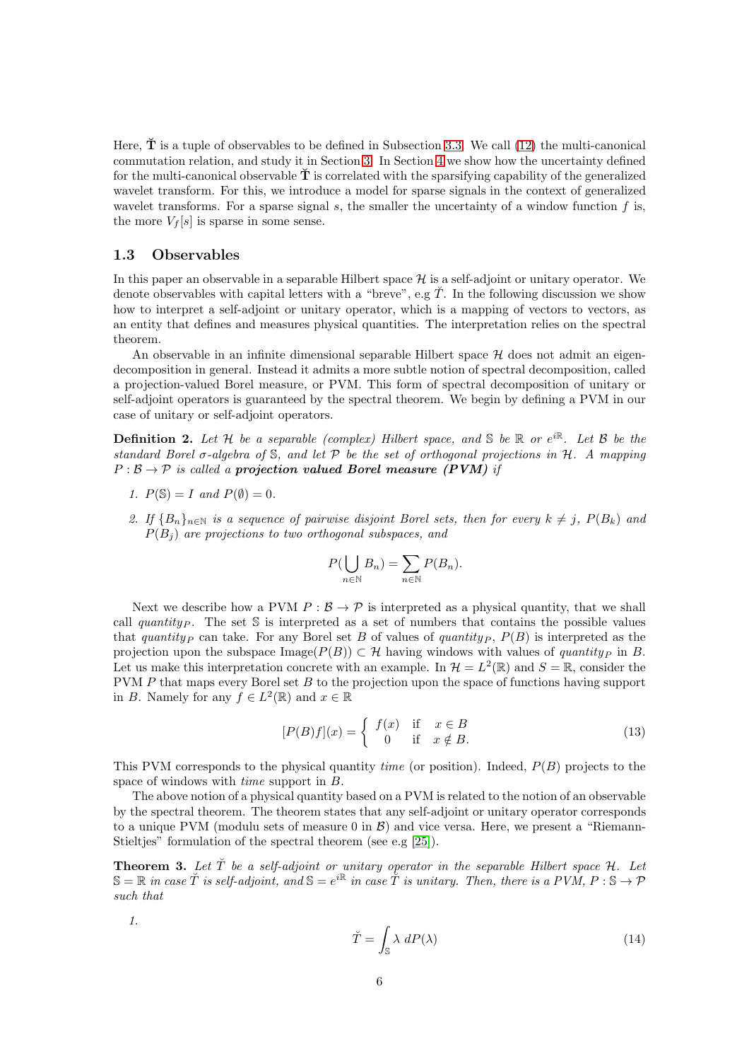Here, $\breve{\mathbf{T}}$ is a tuple of observables to be defined in Subsection 3.3. We call (12) the multi-canonical commutation relation, and study it in Section 3. In Section 4 we show how the uncertainty defined for the multi-canonical observable $\breve{\mathbf{T}}$ is correlated with the sparsifying capability of the generalized wavelet transform. For this, we introduce a model for sparse signals in the context of generalized wavelet transforms. For a sparse signal $s$, the smaller the uncertainty of a window function $f$ is, the more $V_f[s]$ is sparse in some sense.

### 1.3 Observables

In this paper an observable in a separable Hilbert space $\mathcal{H}$ is a self-adjoint or unitary operator. We denote observables with capital letters with a "breve", e.g $\breve{T}$. In the following discussion we show how to interpret a self-adjoint or unitary operator, which is a mapping of vectors to vectors, as an entity that defines and measures physical quantities. The interpretation relies on the spectral theorem.

An observable in an infinite dimensional separable Hilbert space $\mathcal{H}$ does not admit an eigen-decomposition in general. Instead it admits a more subtle notion of spectral decomposition, called a projection-valued Borel measure, or PVM. This form of spectral decomposition of unitary or self-adjoint operators is guaranteed by the spectral theorem. We begin by defining a PVM in our case of unitary or self-adjoint operators.

**Definition 2.** *Let $\mathcal{H}$ be a separable (complex) Hilbert space, and $\mathbb{S}$ be $\mathbb{R}$ or $e^{i\mathbb{R}}$. Let $\mathcal{B}$ be the standard Borel $\sigma$-algebra of $\mathbb{S}$, and let $\mathcal{P}$ be the set of orthogonal projections in $\mathcal{H}$. A mapping $P : \mathcal{B} \rightarrow \mathcal{P}$ is called a* ***projection valued Borel measure (PVM)*** *if*

1. *$P(\mathbb{S}) = I$ and $P(\emptyset) = 0$.*
2. *If $\{B_n\}_{n\in\mathbb{N}}$ is a sequence of pairwise disjoint Borel sets, then for every $k \neq j$, $P(B_k)$ and $P(B_j)$ are projections to two orthogonal subspaces, and*

$$P(\bigcup_{n\in\mathbb{N}} B_n) = \sum_{n\in\mathbb{N}} P(B_n).$$

Next we describe how a PVM $P : \mathcal{B} \rightarrow \mathcal{P}$ is interpreted as a physical quantity, that we shall call *quantity*$_P$. The set $\mathbb{S}$ is interpreted as a set of numbers that contains the possible values that *quantity*$_P$ can take. For any Borel set $B$ of values of *quantity*$_P$, $P(B)$ is interpreted as the projection upon the subspace Image$(P(B)) \subset \mathcal{H}$ having windows with values of *quantity*$_P$ in $B$. Let us make this interpretation concrete with an example. In $\mathcal{H} = L^2(\mathbb{R})$ and $S = \mathbb{R}$, consider the PVM $P$ that maps every Borel set $B$ to the projection upon the space of functions having support in $B$. Namely for any $f \in L^2(\mathbb{R})$ and $x \in \mathbb{R}$

$$[P(B)f](x) = \begin{cases} f(x) & \text{if} \quad x \in B \\ 0 & \text{if} \quad x \notin B. \end{cases} \tag{13}$$

This PVM corresponds to the physical quantity *time* (or position). Indeed, $P(B)$ projects to the space of windows with *time* support in $B$.

The above notion of a physical quantity based on a PVM is related to the notion of an observable by the spectral theorem. The theorem states that any self-adjoint or unitary operator corresponds to a unique PVM (modulu sets of measure 0 in $\mathcal{B}$) and vice versa. Here, we present a "Riemann-Stieltjes" formulation of the spectral theorem (see e.g [25]).

**Theorem 3.** *Let $\breve{T}$ be a self-adjoint or unitary operator in the separable Hilbert space $\mathcal{H}$. Let $\mathbb{S} = \mathbb{R}$ in case $\breve{T}$ is self-adjoint, and $\mathbb{S} = e^{i\mathbb{R}}$ in case $\breve{T}$ is unitary. Then, there is a PVM, $P : \mathbb{S} \rightarrow \mathcal{P}$ such that*

1. $$\breve{T} = \int_{\mathbb{S}} \lambda \; dP(\lambda) \tag{14}$$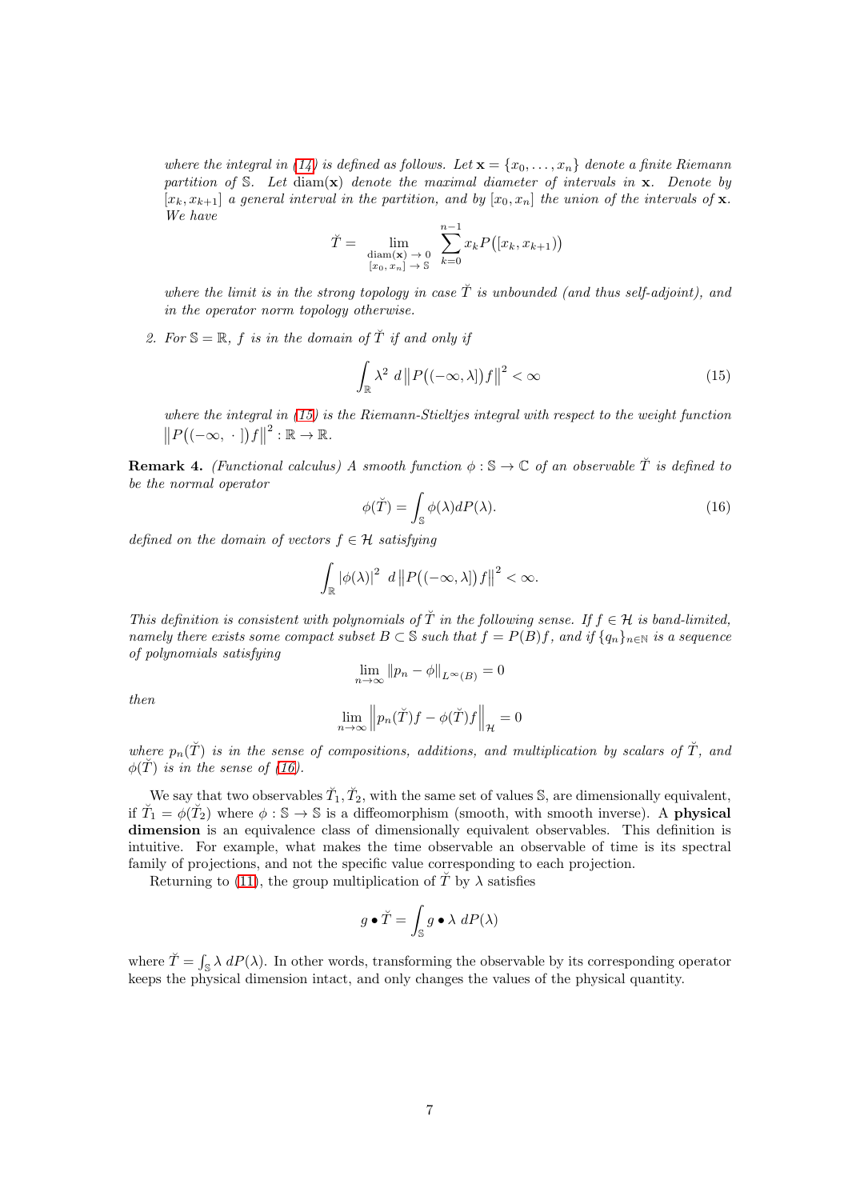*where the integral in (14) is defined as follows. Let $\mathbf{x} = \{x_0, \ldots, x_n\}$ denote a finite Riemann partition of $\mathbb{S}$. Let $\mathrm{diam}(\mathbf{x})$ denote the maximal diameter of intervals in $\mathbf{x}$. Denote by $[x_k, x_{k+1}]$ a general interval in the partition, and by $[x_0, x_n]$ the union of the intervals of $\mathbf{x}$. We have*

$$\breve{T} = \lim_{\substack{\mathrm{diam}(\mathbf{x}) \to 0 \\ [x_0,\, x_n] \to \mathbb{S}}} \sum_{k=0}^{n-1} x_k P\big([x_k, x_{k+1})\big)$$

*where the limit is in the strong topology in case $\breve{T}$ is unbounded (and thus self-adjoint), and in the operator norm topology otherwise.*

2. *For $\mathbb{S} = \mathbb{R}$, $f$ is in the domain of $\breve{T}$ if and only if*

$$\int_{\mathbb{R}} \lambda^2 \ d\big\|P\big((-\infty, \lambda]\big)f\big\|^2 < \infty \tag{15}$$

*where the integral in (15) is the Riemann-Stieltjes integral with respect to the weight function $\big\|P\big((-\infty,\ \cdot\ ]\big)f\big\|^2 : \mathbb{R} \to \mathbb{R}$.*

**Remark 4.** *(Functional calculus) A smooth function $\phi : \mathbb{S} \to \mathbb{C}$ of an observable $\breve{T}$ is defined to be the normal operator*

$$\phi(\breve{T}) = \int_{\mathbb{S}} \phi(\lambda) dP(\lambda). \tag{16}$$

*defined on the domain of vectors $f \in \mathcal{H}$ satisfying*

$$\int_{\mathbb{R}} \left|\phi(\lambda)\right|^2 \ d\big\|P\big((-\infty, \lambda]\big)f\big\|^2 < \infty.$$

*This definition is consistent with polynomials of $\breve{T}$ in the following sense. If $f \in \mathcal{H}$ is band-limited, namely there exists some compact subset $B \subset \mathbb{S}$ such that $f = P(B)f$, and if $\{q_n\}_{n\in\mathbb{N}}$ is a sequence of polynomials satisfying*

$$\lim_{n\to\infty} \|p_n - \phi\|_{L^\infty(B)} = 0$$

*then*

$$\lim_{n\to\infty} \left\| p_n(\breve{T})f - \phi(\breve{T})f \right\|_{\mathcal{H}} = 0$$

*where $p_n(\breve{T})$ is in the sense of compositions, additions, and multiplication by scalars of $\breve{T}$, and $\phi(\breve{T})$ is in the sense of (16).*

We say that two observables $\breve{T}_1, \breve{T}_2$, with the same set of values $\mathbb{S}$, are dimensionally equivalent, if $\breve{T}_1 = \phi(\breve{T}_2)$ where $\phi : \mathbb{S} \to \mathbb{S}$ is a diffeomorphism (smooth, with smooth inverse). A **physical dimension** is an equivalence class of dimensionally equivalent observables. This definition is intuitive. For example, what makes the time observable an observable of time is its spectral family of projections, and not the specific value corresponding to each projection.

Returning to (11), the group multiplication of $\breve{T}$ by $\lambda$ satisfies

$$g \bullet \breve{T} = \int_{\mathbb{S}} g \bullet \lambda \ dP(\lambda)$$

where $\breve{T} = \int_{\mathbb{S}} \lambda \ dP(\lambda)$. In other words, transforming the observable by its corresponding operator keeps the physical dimension intact, and only changes the values of the physical quantity.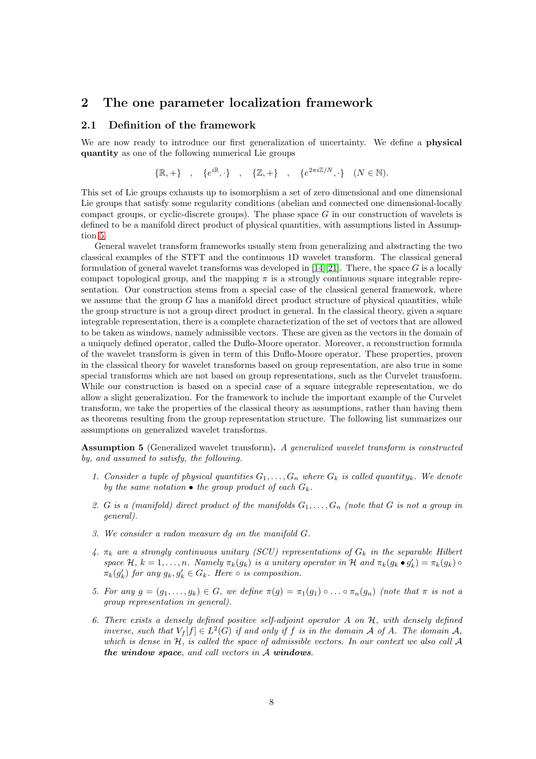## 2 The one parameter localization framework

### 2.1 Definition of the framework

We are now ready to introduce our first generalization of uncertainty. We define a **physical quantity** as one of the following numerical Lie groups

$$\{\mathbb{R}, +\} \quad , \quad \{e^{i\mathbb{R}}, \cdot\} \quad , \quad \{\mathbb{Z}, +\} \quad , \quad \{e^{2\pi i \mathbb{Z}/N}, \cdot\} \quad (N \in \mathbb{N}).$$

This set of Lie groups exhausts up to isomorphism a set of zero dimensional and one dimensional Lie groups that satisfy some regularity conditions (abelian and connected one dimensional-locally compact groups, or cyclic-discrete groups). The phase space $G$ in our construction of wavelets is defined to be a manifold direct product of physical quantities, with assumptions listed in Assumption 5.

General wavelet transform frameworks usually stem from generalizing and abstracting the two classical examples of the STFT and the continuous 1D wavelet transform. The classical general formulation of general wavelet transforms was developed in [14][21]. There, the space $G$ is a locally compact topological group, and the mapping $\pi$ is a strongly continuous square integrable representation. Our construction stems from a special case of the classical general framework, where we assume that the group $G$ has a manifold direct product structure of physical quantities, while the group structure is not a group direct product in general. In the classical theory, given a square integrable representation, there is a complete characterization of the set of vectors that are allowed to be taken as windows, namely admissible vectors. These are given as the vectors in the domain of a uniquely defined operator, called the Duflo-Moore operator. Moreover, a reconstruction formula of the wavelet transform is given in term of this Duflo-Moore operator. These properties, proven in the classical theory for wavelet transforms based on group representation, are also true in some special transforms which are not based on group representations, such as the Curvelet transform. While our construction is based on a special case of a square integrable representation, we do allow a slight generalization. For the framework to include the important example of the Curvelet transform, we take the properties of the classical theory as assumptions, rather than having them as theorems resulting from the group representation structure. The following list summarizes our assumptions on generalized wavelet transforms.

**Assumption 5** (Generalized wavelet transform)**.** *A generalized wavelet transform is constructed by, and assumed to satisfy, the following.*

1. *Consider a tuple of physical quantities $G_1, \ldots, G_n$ where $G_k$ is called quantity$_k$. We denote by the same notation $\bullet$ the group product of each $G_k$.*
2. *$G$ is a (manifold) direct product of the manifolds $G_1, \ldots, G_n$ (note that $G$ is not a group in general).*
3. *We consider a radon measure $dg$ on the manifold $G$.*
4. *$\pi_k$ are a strongly continuous unitary (SCU) representations of $G_k$ in the separable Hilbert space $\mathcal{H}$, $k = 1, \ldots, n$. Namely $\pi_k(g_k)$ is a unitary operator in $\mathcal{H}$ and $\pi_k(g_k \bullet g'_k) = \pi_k(g_k) \circ \pi_k(g'_k)$ for any $g_k, g'_k \in G_k$. Here $\circ$ is composition.*
5. *For any $g = (g_1, \ldots, g_k) \in G$, we define $\pi(g) = \pi_1(g_1) \circ \ldots \circ \pi_n(g_n)$ (note that $\pi$ is not a group representation in general).*
6. *There exists a densely defined positive self-adjoint operator $A$ on $\mathcal{H}$, with densely defined inverse, such that $V_f[f] \in L^2(G)$ if and only if $f$ is in the domain $\mathcal{A}$ of $A$. The domain $\mathcal{A}$, which is dense in $\mathcal{H}$, is called the space of admissible vectors. In our context we also call $\mathcal{A}$* ***the window space****, and call vectors in $\mathcal{A}$* ***windows****.*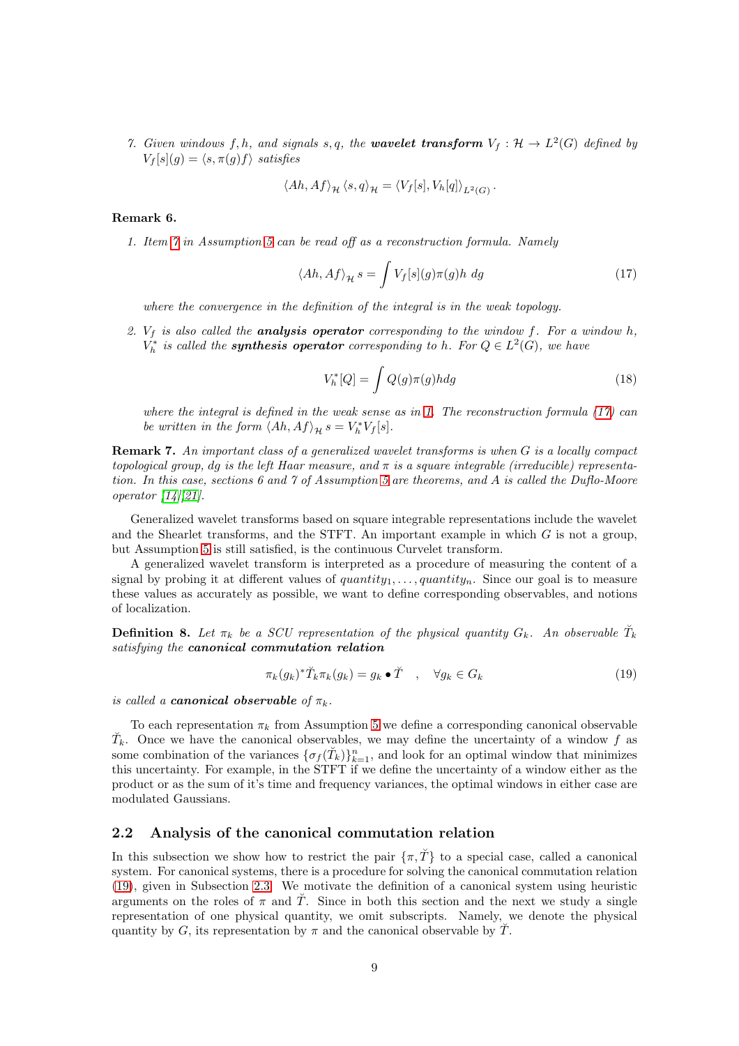7. *Given windows $f, h$, and signals $s, q$, the* ***wavelet transform*** $V_f : \mathcal{H} \to L^2(G)$ *defined by* $V_f[s](g) = \langle s, \pi(g)f\rangle$ *satisfies*

$$\langle Ah, Af\rangle_{\mathcal{H}} \langle s, q\rangle_{\mathcal{H}} = \langle V_f[s], V_h[q]\rangle_{L^2(G)} .$$

**Remark 6.**

1. *Item 7 in Assumption 5 can be read off as a reconstruction formula. Namely*

$$\langle Ah, Af\rangle_{\mathcal{H}} s = \int V_f[s](g)\pi(g)h \; dg \tag{17}$$

*where the convergence in the definition of the integral is in the weak topology.*

2. *$V_f$ is also called the* ***analysis operator*** *corresponding to the window $f$. For a window $h$, $V_h^*$ is called the* ***synthesis operator*** *corresponding to $h$. For $Q \in L^2(G)$, we have*

$$V_h^*[Q] = \int Q(g)\pi(g)hdg \tag{18}$$

*where the integral is defined in the weak sense as in 1. The reconstruction formula (17) can be written in the form $\langle Ah, Af\rangle_{\mathcal{H}} s = V_h^* V_f[s]$.*

**Remark 7.** *An important class of a generalized wavelet transforms is when $G$ is a locally compact topological group, $dg$ is the left Haar measure, and $\pi$ is a square integrable (irreducible) representation. In this case, sections 6 and 7 of Assumption 5 are theorems, and $A$ is called the Duflo-Moore operator [14][21].*

Generalized wavelet transforms based on square integrable representations include the wavelet and the Shearlet transforms, and the STFT. An important example in which $G$ is not a group, but Assumption 5 is still satisfied, is the continuous Curvelet transform.

A generalized wavelet transform is interpreted as a procedure of measuring the content of a signal by probing it at different values of $quantity_1, \ldots, quantity_n$. Since our goal is to measure these values as accurately as possible, we want to define corresponding observables, and notions of localization.

**Definition 8.** *Let $\pi_k$ be a SCU representation of the physical quantity $G_k$. An observable $\breve{T}_k$ satisfying the* ***canonical commutation relation***

$$\pi_k(g_k)^* \breve{T}_k \pi_k(g_k) = g_k \bullet \breve{T} \quad , \quad \forall g_k \in G_k \tag{19}$$

*is called a* ***canonical observable*** *of $\pi_k$.*

To each representation $\pi_k$ from Assumption 5 we define a corresponding canonical observable $\breve{T}_k$. Once we have the canonical observables, we may define the uncertainty of a window $f$ as some combination of the variances $\{\sigma_f(\breve{T}_k)\}_{k=1}^n$, and look for an optimal window that minimizes this uncertainty. For example, in the STFT if we define the uncertainty of a window either as the product or as the sum of it's time and frequency variances, the optimal windows in either case are modulated Gaussians.

## 2.2 Analysis of the canonical commutation relation

In this subsection we show how to restrict the pair $\{\pi, \breve{T}\}$ to a special case, called a canonical system. For canonical systems, there is a procedure for solving the canonical commutation relation (19), given in Subsection 2.3. We motivate the definition of a canonical system using heuristic arguments on the roles of $\pi$ and $\breve{T}$. Since in both this section and the next we study a single representation of one physical quantity, we omit subscripts. Namely, we denote the physical quantity by $G$, its representation by $\pi$ and the canonical observable by $\breve{T}$.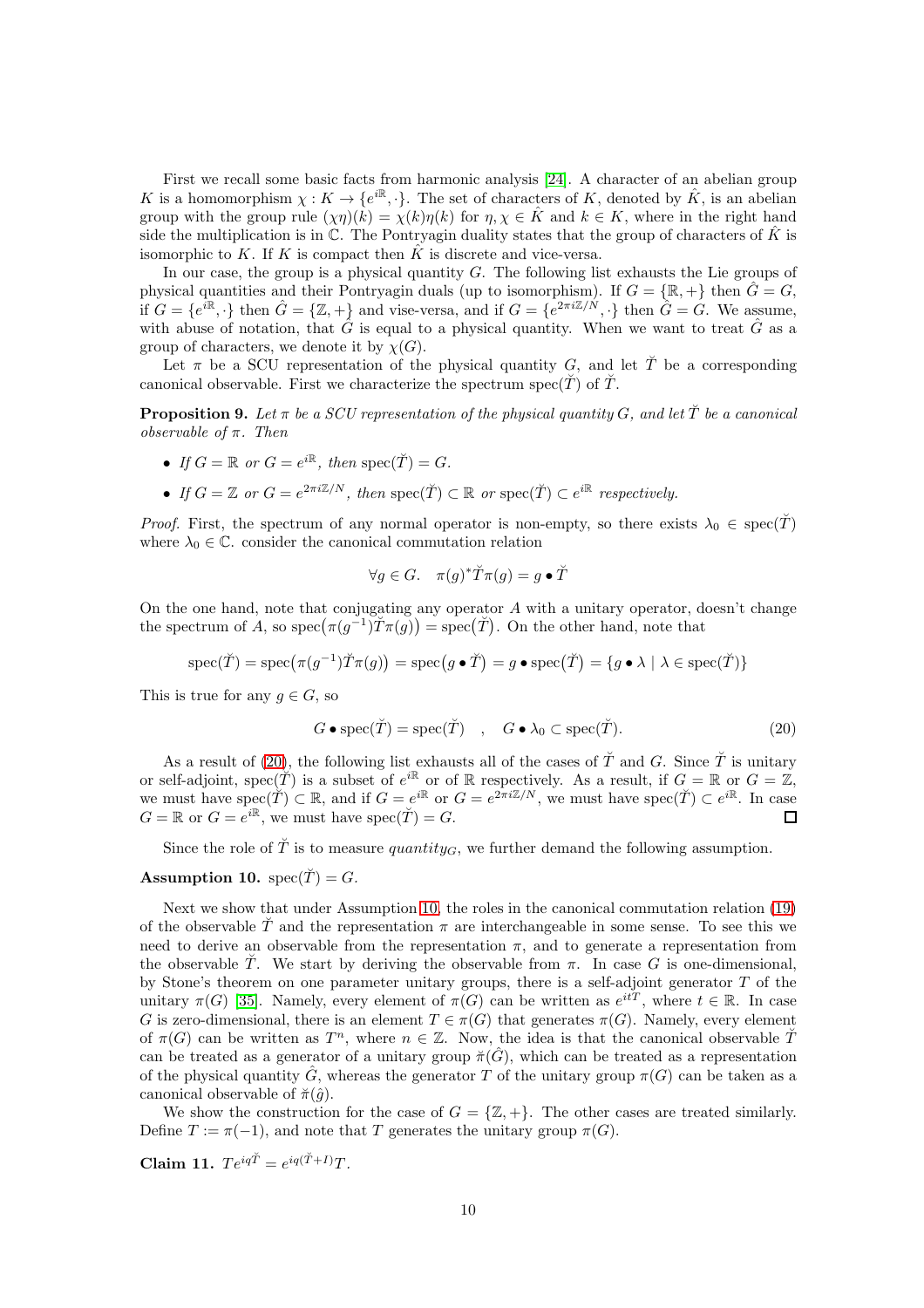First we recall some basic facts from harmonic analysis [24]. A character of an abelian group $K$ is a homomorphism $\chi : K \to \{e^{i\mathbb{R}}, \cdot\}$. The set of characters of $K$, denoted by $\hat{K}$, is an abelian group with the group rule $(\chi\eta)(k) = \chi(k)\eta(k)$ for $\eta, \chi \in \hat{K}$ and $k \in K$, where in the right hand side the multiplication is in $\mathbb{C}$. The Pontryagin duality states that the group of characters of $\hat{K}$ is isomorphic to $K$. If $K$ is compact then $\hat{K}$ is discrete and vice-versa.

In our case, the group is a physical quantity $G$. The following list exhausts the Lie groups of physical quantities and their Pontryagin duals (up to isomorphism). If $G = \{\mathbb{R}, +\}$ then $\hat{G} = G$, if $G = \{e^{i\mathbb{R}}, \cdot\}$ then $\hat{G} = \{\mathbb{Z}, +\}$ and vise-versa, and if $G = \{e^{2\pi i\mathbb{Z}/N}, \cdot\}$ then $\hat{G} = G$. We assume, with abuse of notation, that $\hat{G}$ is equal to a physical quantity. When we want to treat $\hat{G}$ as a group of characters, we denote it by $\chi(G)$.

Let $\pi$ be a SCU representation of the physical quantity $G$, and let $\breve{T}$ be a corresponding canonical observable. First we characterize the spectrum $\mathrm{spec}(\breve{T})$ of $\breve{T}$.

**Proposition 9.** *Let $\pi$ be a SCU representation of the physical quantity $G$, and let $\breve{T}$ be a canonical observable of $\pi$. Then*

- *If $G = \mathbb{R}$ or $G = e^{i\mathbb{R}}$, then $\mathrm{spec}(\breve{T}) = G$.*
- *If $G = \mathbb{Z}$ or $G = e^{2\pi i\mathbb{Z}/N}$, then $\mathrm{spec}(\breve{T}) \subset \mathbb{R}$ or $\mathrm{spec}(\breve{T}) \subset e^{i\mathbb{R}}$ respectively.*

*Proof.* First, the spectrum of any normal operator is non-empty, so there exists $\lambda_0 \in \mathrm{spec}(\breve{T})$ where $\lambda_0 \in \mathbb{C}$. consider the canonical commutation relation

$$\forall g \in G. \quad \pi(g)^*\breve{T}\pi(g) = g \bullet \breve{T}$$

On the one hand, note that conjugating any operator $A$ with a unitary operator, doesn't change the spectrum of $A$, so $\mathrm{spec}\big(\pi(g^{-1})\breve{T}\pi(g)\big) = \mathrm{spec}\big(\breve{T}\big)$. On the other hand, note that

$$\mathrm{spec}(\breve{T}) = \mathrm{spec}\big(\pi(g^{-1})\breve{T}\pi(g)\big) = \mathrm{spec}\big(g \bullet \breve{T}\big) = g \bullet \mathrm{spec}\big(\breve{T}\big) = \{g \bullet \lambda \mid \lambda \in \mathrm{spec}(\breve{T})\}$$

This is true for any $g \in G$, so

$$G \bullet \mathrm{spec}(\breve{T}) = \mathrm{spec}(\breve{T}) \quad , \quad G \bullet \lambda_0 \subset \mathrm{spec}(\breve{T}). \tag{20}$$

As a result of (20), the following list exhausts all of the cases of $\breve{T}$ and $G$. Since $\breve{T}$ is unitary or self-adjoint, $\mathrm{spec}(\breve{T})$ is a subset of $e^{i\mathbb{R}}$ or of $\mathbb{R}$ respectively. As a result, if $G = \mathbb{R}$ or $G = \mathbb{Z}$, we must have $\mathrm{spec}(\breve{T}) \subset \mathbb{R}$, and if $G = e^{i\mathbb{R}}$ or $G = e^{2\pi i\mathbb{Z}/N}$, we must have $\mathrm{spec}(\breve{T}) \subset e^{i\mathbb{R}}$. In case $G = \mathbb{R}$ or $G = e^{i\mathbb{R}}$, we must have $\mathrm{spec}(\breve{T}) = G$. ∎

Since the role of $\breve{T}$ is to measure $quantity_G$, we further demand the following assumption.

**Assumption 10.** $\mathrm{spec}(\breve{T}) = G$.

Next we show that under Assumption 10, the roles in the canonical commutation relation (19) of the observable $\breve{T}$ and the representation $\pi$ are interchangeable in some sense. To see this we need to derive an observable from the representation $\pi$, and to generate a representation from the observable $\breve{T}$. We start by deriving the observable from $\pi$. In case $G$ is one-dimensional, by Stone's theorem on one parameter unitary groups, there is a self-adjoint generator $T$ of the unitary $\pi(G)$ [35]. Namely, every element of $\pi(G)$ can be written as $e^{itT}$, where $t \in \mathbb{R}$. In case $G$ is zero-dimensional, there is an element $T \in \pi(G)$ that generates $\pi(G)$. Namely, every element of $\pi(G)$ can be written as $T^n$, where $n \in \mathbb{Z}$. Now, the idea is that the canonical observable $\breve{T}$ can be treated as a generator of a unitary group $\breve{\pi}(\hat{G})$, which can be treated as a representation of the physical quantity $\hat{G}$, whereas the generator $T$ of the unitary group $\pi(G)$ can be taken as a canonical observable of $\breve{\pi}(\hat{g})$.

We show the construction for the case of $G = \{\mathbb{Z}, +\}$. The other cases are treated similarly. Define $T := \pi(-1)$, and note that $T$ generates the unitary group $\pi(G)$.

**Claim 11.** $Te^{iq\breve{T}} = e^{iq(\breve{T}+I)}T$.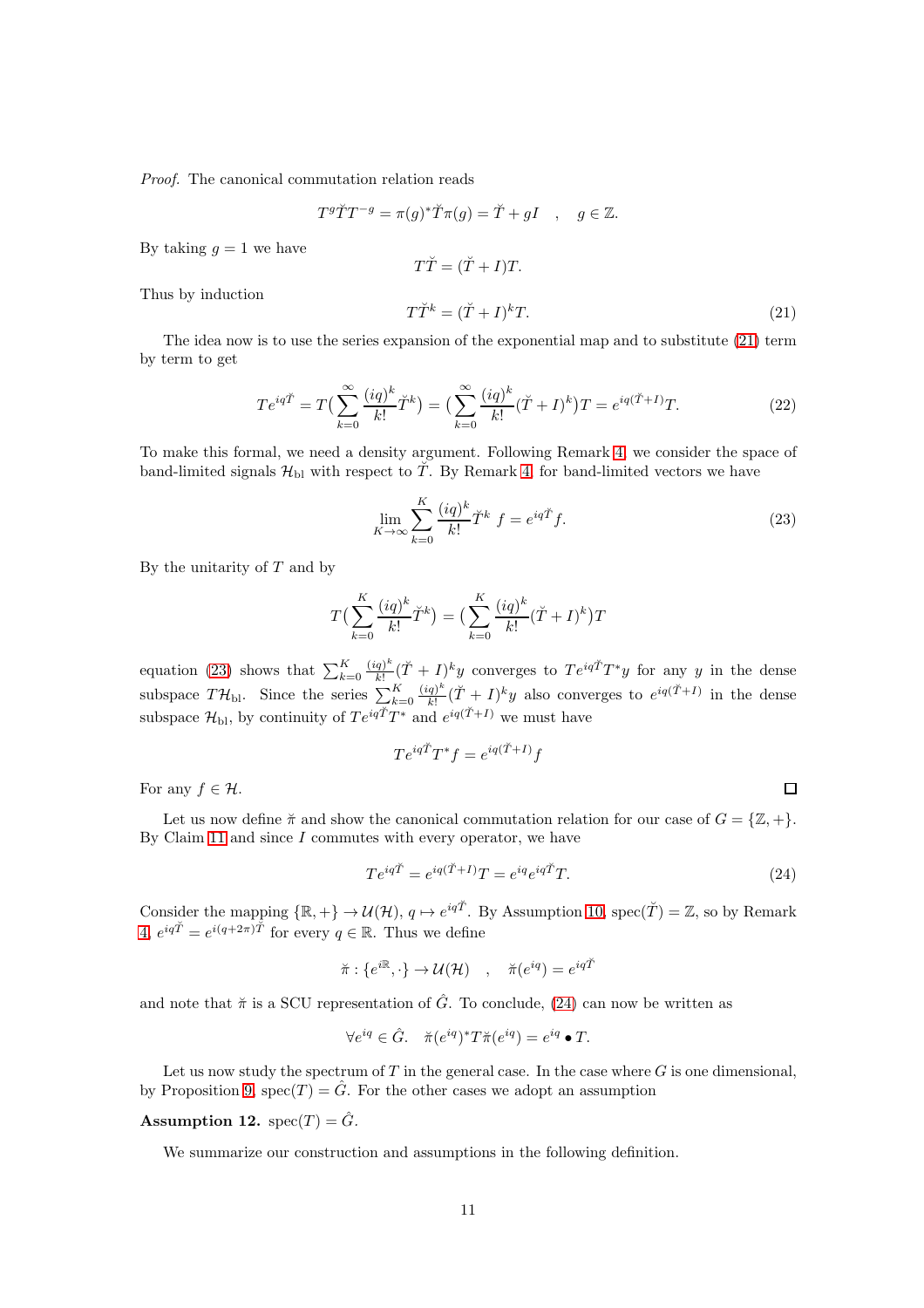*Proof.* The canonical commutation relation reads

$$T^g \breve{T} T^{-g} = \pi(g)^* \breve{T} \pi(g) = \breve{T} + gI \quad , \quad g \in \mathbb{Z}.$$

By taking $g = 1$ we have

$$T\breve{T} = (\breve{T} + I)T.$$

Thus by induction

$$T\breve{T}^k = (\breve{T} + I)^k T. \tag{21}$$

The idea now is to use the series expansion of the exponential map and to substitute (21) term by term to get

$$Te^{iq\breve{T}} = T\Big(\sum_{k=0}^{\infty} \frac{(iq)^k}{k!} \breve{T}^k\Big) = \Big(\sum_{k=0}^{\infty} \frac{(iq)^k}{k!} (\breve{T} + I)^k\Big)T = e^{iq(\breve{T}+I)}T. \tag{22}$$

To make this formal, we need a density argument. Following Remark 4, we consider the space of band-limited signals $\mathcal{H}_{\rm bl}$ with respect to $\breve{T}$. By Remark 4, for band-limited vectors we have

$$\lim_{K\to\infty} \sum_{k=0}^{K} \frac{(iq)^k}{k!} \breve{T}^k \ f = e^{iq\breve{T}} f. \tag{23}$$

By the unitarity of $T$ and by

$$T\Big(\sum_{k=0}^{K} \frac{(iq)^k}{k!} \breve{T}^k\Big) = \Big(\sum_{k=0}^{K} \frac{(iq)^k}{k!} (\breve{T} + I)^k\Big)T$$

equation (23) shows that $\sum_{k=0}^{K} \frac{(iq)^k}{k!} (\breve{T} + I)^k y$ converges to $Te^{iq\breve{T}}T^* y$ for any $y$ in the dense subspace $T\mathcal{H}_{\rm bl}$. Since the series $\sum_{k=0}^{K} \frac{(iq)^k}{k!} (\breve{T} + I)^k y$ also converges to $e^{iq(\breve{T}+I)}$ in the dense subspace $\mathcal{H}_{\rm bl}$, by continuity of $Te^{iq\breve{T}}T^*$ and $e^{iq(\breve{T}+I)}$ we must have

$$Te^{iq\breve{T}}T^* f = e^{iq(\breve{T}+I)} f$$

For any $f \in \mathcal{H}$. $\square$

Let us now define $\breve{\pi}$ and show the canonical commutation relation for our case of $G = \{\mathbb{Z}, +\}$. By Claim 11 and since $I$ commutes with every operator, we have

$$Te^{iq\breve{T}} = e^{iq(\breve{T}+I)}T = e^{iq} e^{iq\breve{T}} T. \tag{24}$$

Consider the mapping $\{\mathbb{R}, +\} \to \mathcal{U}(\mathcal{H})$, $q \mapsto e^{iq\breve{T}}$. By Assumption 10, ${\rm spec}(\breve{T}) = \mathbb{Z}$, so by Remark 4, $e^{iq\breve{T}} = e^{i(q+2\pi)\breve{T}}$ for every $q \in \mathbb{R}$. Thus we define

$$\breve{\pi} : \{e^{i\mathbb{R}}, \cdot\} \to \mathcal{U}(\mathcal{H}) \quad , \quad \breve{\pi}(e^{iq}) = e^{iq\breve{T}}$$

and note that $\breve{\pi}$ is a SCU representation of $\hat{G}$. To conclude, (24) can now be written as

$$\forall e^{iq} \in \hat{G}. \quad \breve{\pi}(e^{iq})^* T \breve{\pi}(e^{iq}) = e^{iq} \bullet T.$$

Let us now study the spectrum of $T$ in the general case. In the case where $G$ is one dimensional, by Proposition 9, ${\rm spec}(T) = \hat{G}$. For the other cases we adopt an assumption

**Assumption 12.** ${\rm spec}(T) = \hat{G}$.

We summarize our construction and assumptions in the following definition.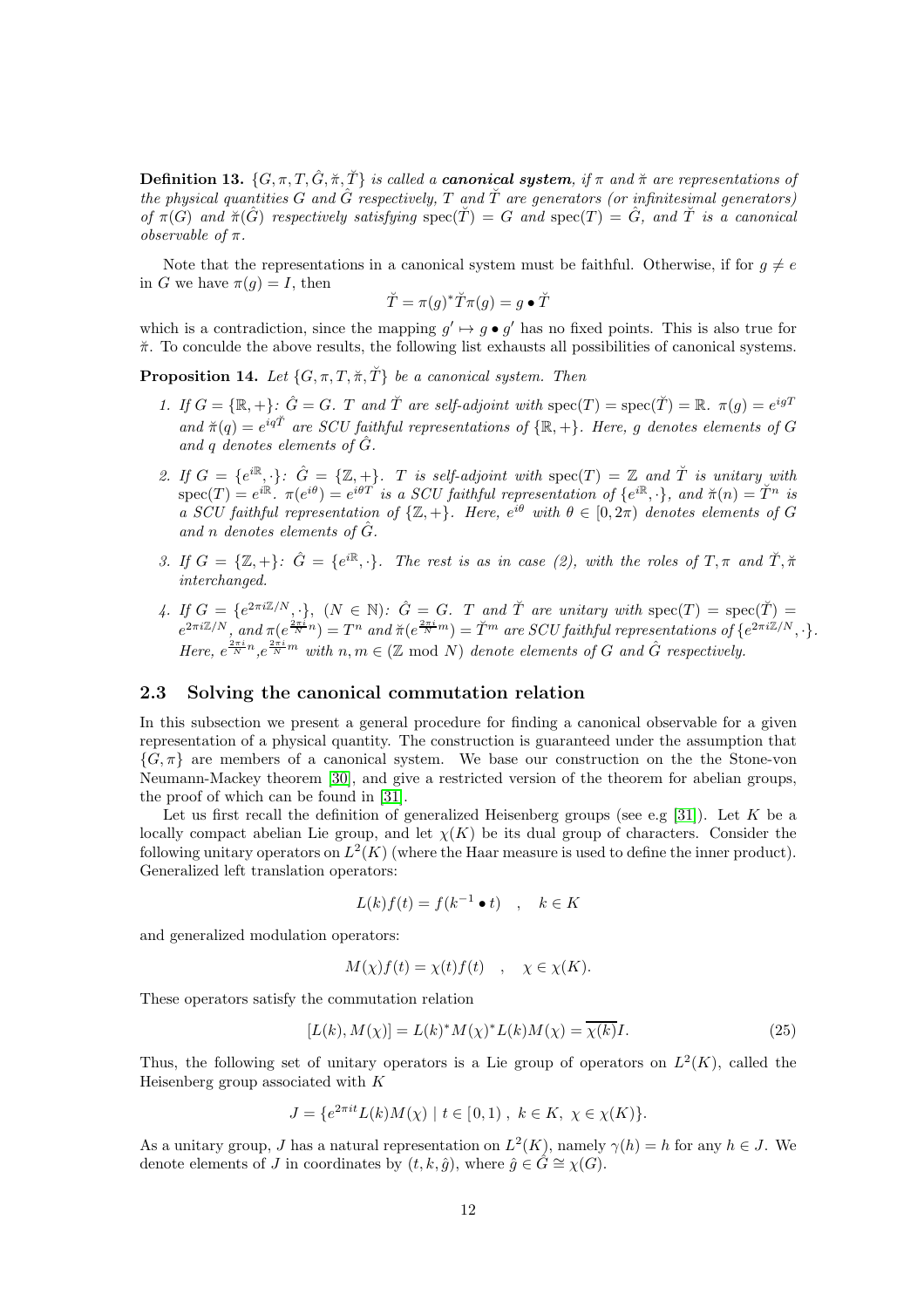**Definition 13.** $\{G, \pi, T, \hat{G}, \breve{\pi}, \breve{T}\}$ *is called a* ***canonical system****, if $\pi$ and $\breve{\pi}$ are representations of the physical quantities $G$ and $\hat{G}$ respectively, $T$ and $\breve{T}$ are generators (or infinitesimal generators) of $\pi(G)$ and $\breve{\pi}(\hat{G})$ respectively satisfying $\mathrm{spec}(\breve{T}) = G$ and $\mathrm{spec}(T) = \hat{G}$, and $\breve{T}$ is a canonical observable of $\pi$.*

Note that the representations in a canonical system must be faithful. Otherwise, if for $g \neq e$ in $G$ we have $\pi(g) = I$, then

$$\breve{T} = \pi(g)^* \breve{T} \pi(g) = g \bullet \breve{T}$$

which is a contradiction, since the mapping $g' \mapsto g \bullet g'$ has no fixed points. This is also true for $\breve{\pi}$. To conculde the above results, the following list exhausts all possibilities of canonical systems.

**Proposition 14.** *Let $\{G, \pi, T, \breve{\pi}, \breve{T}\}$ be a canonical system. Then*

1. *If $G = \{\mathbb{R}, +\}$: $\hat{G} = G$. $T$ and $\breve{T}$ are self-adjoint with $\mathrm{spec}(T) = \mathrm{spec}(\breve{T}) = \mathbb{R}$. $\pi(g) = e^{igT}$ and $\breve{\pi}(q) = e^{iq\breve{T}}$ are SCU faithful representations of $\{\mathbb{R}, +\}$. Here, $g$ denotes elements of $G$ and $q$ denotes elements of $\hat{G}$.*

2. *If $G = \{e^{i\mathbb{R}}, \cdot\}$: $\hat{G} = \{\mathbb{Z}, +\}$. $T$ is self-adjoint with $\mathrm{spec}(T) = \mathbb{Z}$ and $\breve{T}$ is unitary with $\mathrm{spec}(T) = e^{i\mathbb{R}}$. $\pi(e^{i\theta}) = e^{i\theta T}$ is a SCU faithful representation of $\{e^{i\mathbb{R}}, \cdot\}$, and $\breve{\pi}(n) = \breve{T}^n$ is a SCU faithful representation of $\{\mathbb{Z}, +\}$. Here, $e^{i\theta}$ with $\theta \in [0, 2\pi)$ denotes elements of $G$ and $n$ denotes elements of $\hat{G}$.*

3. *If $G = \{\mathbb{Z}, +\}$: $\hat{G} = \{e^{i\mathbb{R}}, \cdot\}$. The rest is as in case (2), with the roles of $T, \pi$ and $\breve{T}, \breve{\pi}$ interchanged.*

4. *If $G = \{e^{2\pi i\mathbb{Z}/N}, \cdot\}$, $(N \in \mathbb{N})$: $\hat{G} = G$. $T$ and $\breve{T}$ are unitary with $\mathrm{spec}(T) = \mathrm{spec}(\breve{T}) = e^{2\pi i\mathbb{Z}/N}$, and $\pi(e^{\frac{2\pi i}{N}n}) = T^n$ and $\breve{\pi}(e^{\frac{2\pi i}{N}m}) = \breve{T}^m$ are SCU faithful representations of $\{e^{2\pi i\mathbb{Z}/N}, \cdot\}$. Here, $e^{\frac{2\pi i}{N}n}$, $e^{\frac{2\pi i}{N}m}$ with $n, m \in (\mathbb{Z} \bmod N)$ denote elements of $G$ and $\hat{G}$ respectively.*

## 2.3 Solving the canonical commutation relation

In this subsection we present a general procedure for finding a canonical observable for a given representation of a physical quantity. The construction is guaranteed under the assumption that $\{G, \pi\}$ are members of a canonical system. We base our construction on the the Stone-von Neumann-Mackey theorem [30], and give a restricted version of the theorem for abelian groups, the proof of which can be found in [31].

Let us first recall the definition of generalized Heisenberg groups (see e.g [31]). Let $K$ be a locally compact abelian Lie group, and let $\chi(K)$ be its dual group of characters. Consider the following unitary operators on $L^2(K)$ (where the Haar measure is used to define the inner product). Generalized left translation operators:

$$L(k)f(t) = f(k^{-1} \bullet t) \quad , \quad k \in K$$

and generalized modulation operators:

$$M(\chi)f(t) = \chi(t)f(t) \quad , \quad \chi \in \chi(K).$$

These operators satisfy the commutation relation

$$[L(k), M(\chi)] = L(k)^* M(\chi)^* L(k) M(\chi) = \overline{\chi(k)} I. \tag{25}$$

Thus, the following set of unitary operators is a Lie group of operators on $L^2(K)$, called the Heisenberg group associated with $K$

$$J = \{e^{2\pi i t} L(k) M(\chi) \mid t \in [0, 1) \ , \ k \in K, \ \chi \in \chi(K)\}.$$

As a unitary group, $J$ has a natural representation on $L^2(K)$, namely $\gamma(h) = h$ for any $h \in J$. We denote elements of $J$ in coordinates by $(t, k, \hat{g})$, where $\hat{g} \in \hat{G} \cong \chi(G)$.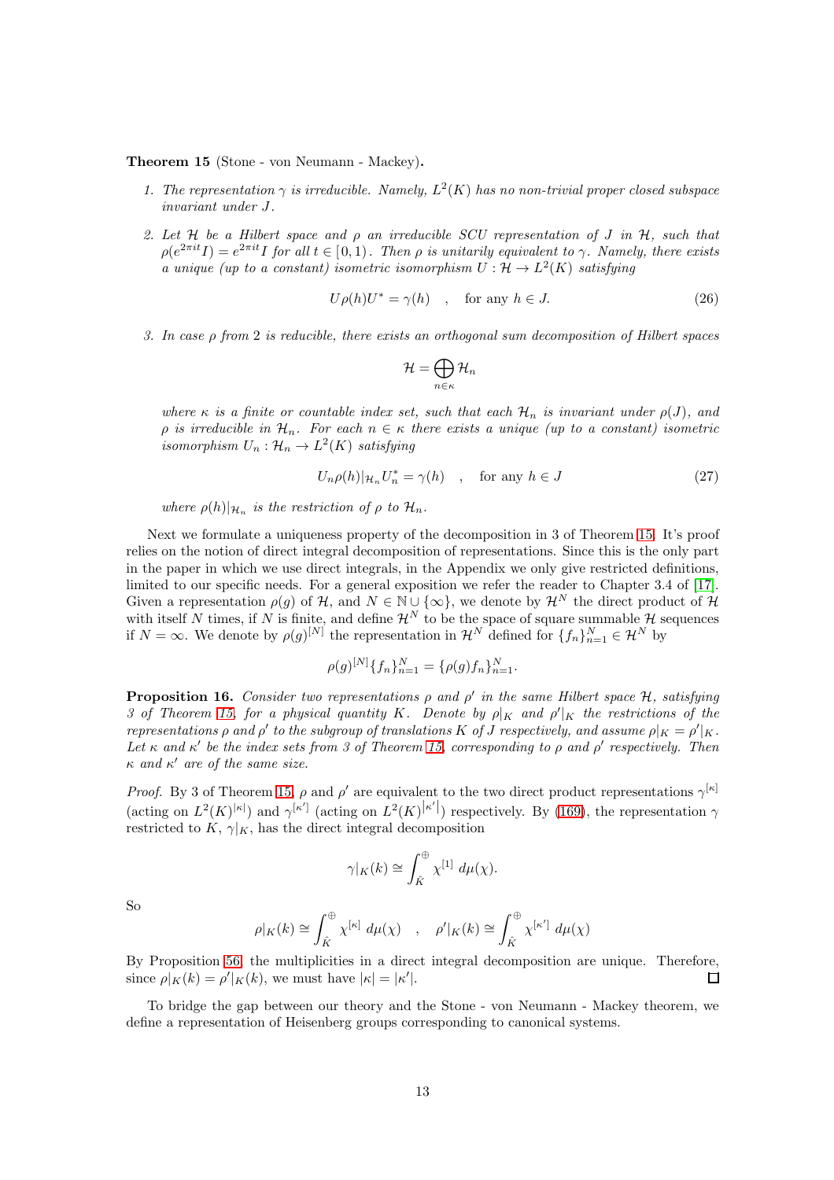**Theorem 15** (Stone - von Neumann - Mackey)**.**

1. *The representation $\gamma$ is irreducible. Namely, $L^2(K)$ has no non-trivial proper closed subspace invariant under $J$.*

2. *Let $\mathcal{H}$ be a Hilbert space and $\rho$ an irreducible SCU representation of $J$ in $\mathcal{H}$, such that $\rho(e^{2\pi i t}I) = e^{2\pi i t}I$ for all $t \in [0,1)$. Then $\rho$ is unitarily equivalent to $\gamma$. Namely, there exists a unique (up to a constant) isometric isomorphism $U : \mathcal{H} \to L^2(K)$ satisfying*

$$U\rho(h)U^* = \gamma(h) \quad , \quad \text{for any } h \in J. \tag{26}$$

3. *In case $\rho$ from 2 is reducible, there exists an orthogonal sum decomposition of Hilbert spaces*

$$\mathcal{H} = \bigoplus_{n\in\kappa} \mathcal{H}_n$$

*where $\kappa$ is a finite or countable index set, such that each $\mathcal{H}_n$ is invariant under $\rho(J)$, and $\rho$ is irreducible in $\mathcal{H}_n$. For each $n \in \kappa$ there exists a unique (up to a constant) isometric isomorphism $U_n : \mathcal{H}_n \to L^2(K)$ satisfying*

$$U_n\rho(h)|_{\mathcal{H}_n}U_n^* = \gamma(h) \quad , \quad \text{for any } h \in J \tag{27}$$

*where $\rho(h)|_{\mathcal{H}_n}$ is the restriction of $\rho$ to $\mathcal{H}_n$.*

Next we formulate a uniqueness property of the decomposition in 3 of Theorem 15. It's proof relies on the notion of direct integral decomposition of representations. Since this is the only part in the paper in which we use direct integrals, in the Appendix we only give restricted definitions, limited to our specific needs. For a general exposition we refer the reader to Chapter 3.4 of [17]. Given a representation $\rho(g)$ of $\mathcal{H}$, and $N \in \mathbb{N} \cup \{\infty\}$, we denote by $\mathcal{H}^N$ the direct product of $\mathcal{H}$ with itself $N$ times, if $N$ is finite, and define $\mathcal{H}^N$ to be the space of square summable $\mathcal{H}$ sequences if $N = \infty$. We denote by $\rho(g)^{[N]}$ the representation in $\mathcal{H}^N$ defined for $\{f_n\}_{n=1}^N \in \mathcal{H}^N$ by

$$\rho(g)^{[N]}\{f_n\}_{n=1}^N = \{\rho(g)f_n\}_{n=1}^N.$$

**Proposition 16.** *Consider two representations $\rho$ and $\rho'$ in the same Hilbert space $\mathcal{H}$, satisfying 3 of Theorem 15, for a physical quantity $K$. Denote by $\rho|_K$ and $\rho'|_K$ the restrictions of the representations $\rho$ and $\rho'$ to the subgroup of translations $K$ of $J$ respectively, and assume $\rho|_K = \rho'|_K$. Let $\kappa$ and $\kappa'$ be the index sets from 3 of Theorem 15, corresponding to $\rho$ and $\rho'$ respectively. Then $\kappa$ and $\kappa'$ are of the same size.*

*Proof.* By 3 of Theorem 15, $\rho$ and $\rho'$ are equivalent to the two direct product representations $\gamma^{[\kappa]}$ (acting on $L^2(K)^{|\kappa|}$) and $\gamma^{[\kappa']}$ (acting on $L^2(K)^{|\kappa'|}$) respectively. By (169), the representation $\gamma$ restricted to $K$, $\gamma|_K$, has the direct integral decomposition

$$\gamma|_K(k) \cong \int_{\hat{K}}^{\oplus} \chi^{[1]}\, d\mu(\chi).$$

So

$$\rho|_K(k) \cong \int_{\hat{K}}^{\oplus} \chi^{[\kappa]}\, d\mu(\chi) \quad , \quad \rho'|_K(k) \cong \int_{\hat{K}}^{\oplus} \chi^{[\kappa']}\, d\mu(\chi)$$

By Proposition 56, the multiplicities in a direct integral decomposition are unique. Therefore, since $\rho|_K(k) = \rho'|_K(k)$, we must have $|\kappa| = |\kappa'|$. $\square$

To bridge the gap between our theory and the Stone - von Neumann - Mackey theorem, we define a representation of Heisenberg groups corresponding to canonical systems.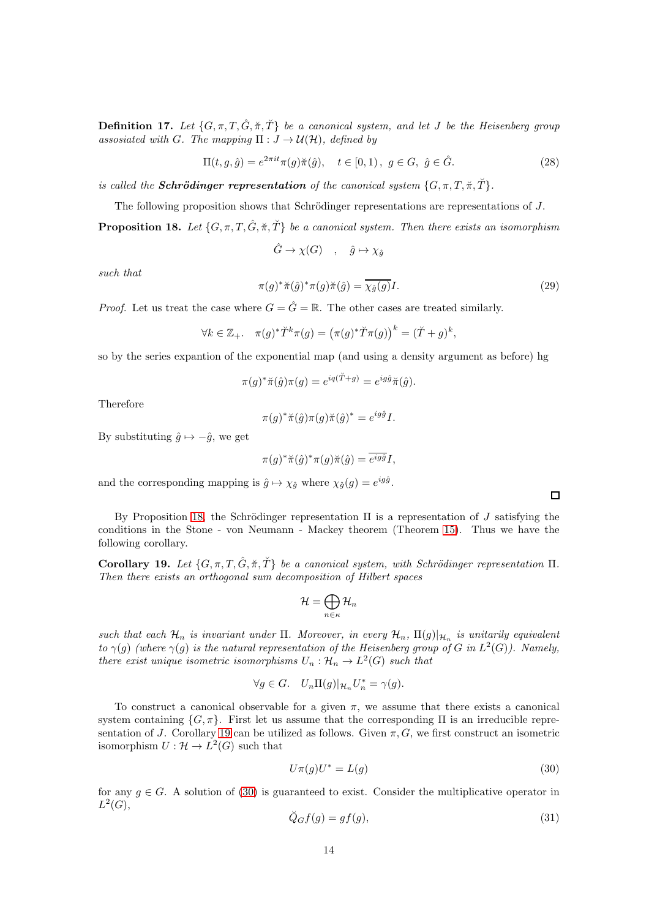**Definition 17.** *Let $\{G, \pi, T, \hat{G}, \breve{\pi}, \breve{T}\}$ be a canonical system, and let $J$ be the Heisenberg group assosiated with $G$. The mapping $\Pi : J \to \mathcal{U}(\mathcal{H})$, defined by*

$$\Pi(t, g, \hat{g}) = e^{2\pi i t}\pi(g)\breve{\pi}(\hat{g}), \quad t \in [0, 1)\,,\ g \in G,\ \hat{g} \in \hat{G}. \tag{28}$$

*is called the* ***Schrödinger representation*** *of the canonical system $\{G, \pi, T, \breve{\pi}, \breve{T}\}$.*

The following proposition shows that Schrödinger representations are representations of $J$.

**Proposition 18.** *Let $\{G, \pi, T, \hat{G}, \breve{\pi}, \breve{T}\}$ be a canonical system. Then there exists an isomorphism*

$$\hat{G} \to \chi(G) \quad , \quad \hat{g} \mapsto \chi_{\hat{g}}$$

*such that*

$$\pi(g)^*\breve{\pi}(\hat{g})^*\pi(g)\breve{\pi}(\hat{g}) = \overline{\chi_{\hat{g}}(g)}I. \tag{29}$$

*Proof.* Let us treat the case where $G = \hat{G} = \mathbb{R}$. The other cases are treated similarly.

$$\forall k \in \mathbb{Z}_+. \quad \pi(g)^*\breve{T}^k\pi(g) = \left(\pi(g)^*\breve{T}\pi(g)\right)^k = (\breve{T} + g)^k,$$

so by the series expantion of the exponential map (and using a density argument as before) hg

$$\pi(g)^*\breve{\pi}(\hat{g})\pi(g) = e^{iq(\breve{T}+g)} = e^{ig\hat{g}}\breve{\pi}(\hat{g}).$$

Therefore

$$\pi(g)^*\breve{\pi}(\hat{g})\pi(g)\breve{\pi}(\hat{g})^* = e^{ig\hat{g}}I.$$

By substituting $\hat{g} \mapsto -\hat{g}$, we get

$$\pi(g)^*\breve{\pi}(\hat{g})^*\pi(g)\breve{\pi}(\hat{g}) = \overline{e^{ig\hat{g}}}I,$$

and the corresponding mapping is $\hat{g} \mapsto \chi_{\hat{g}}$ where $\chi_{\hat{g}}(g) = e^{ig\hat{g}}$. ◻

By Proposition 18, the Schrödinger representation $\Pi$ is a representation of $J$ satisfying the conditions in the Stone - von Neumann - Mackey theorem (Theorem 15). Thus we have the following corollary.

**Corollary 19.** *Let $\{G, \pi, T, \hat{G}, \breve{\pi}, \breve{T}\}$ be a canonical system, with Schrödinger representation $\Pi$. Then there exists an orthogonal sum decomposition of Hilbert spaces*

$$\mathcal{H} = \bigoplus_{n \in \kappa} \mathcal{H}_n$$

*such that each $\mathcal{H}_n$ is invariant under $\Pi$. Moreover, in every $\mathcal{H}_n$, $\Pi(g)|_{\mathcal{H}_n}$ is unitarily equivalent to $\gamma(g)$ (where $\gamma(g)$ is the natural representation of the Heisenberg group of $G$ in $L^2(G)$). Namely, there exist unique isometric isomorphisms $U_n : \mathcal{H}_n \to L^2(G)$ such that*

$$\forall g \in G. \quad U_n\Pi(g)|_{\mathcal{H}_n}U_n^* = \gamma(g).$$

To construct a canonical observable for a given $\pi$, we assume that there exists a canonical system containing $\{G, \pi\}$. First let us assume that the corresponding $\Pi$ is an irreducible representation of $J$. Corollary 19 can be utilized as follows. Given $\pi, G$, we first construct an isometric isomorphism $U : \mathcal{H} \to L^2(G)$ such that

$$U\pi(g)U^* = L(g) \tag{30}$$

for any $g \in G$. A solution of (30) is guaranteed to exist. Consider the multiplicative operator in $L^2(G)$,

$$\breve{Q}_G f(g) = gf(g), \tag{31}$$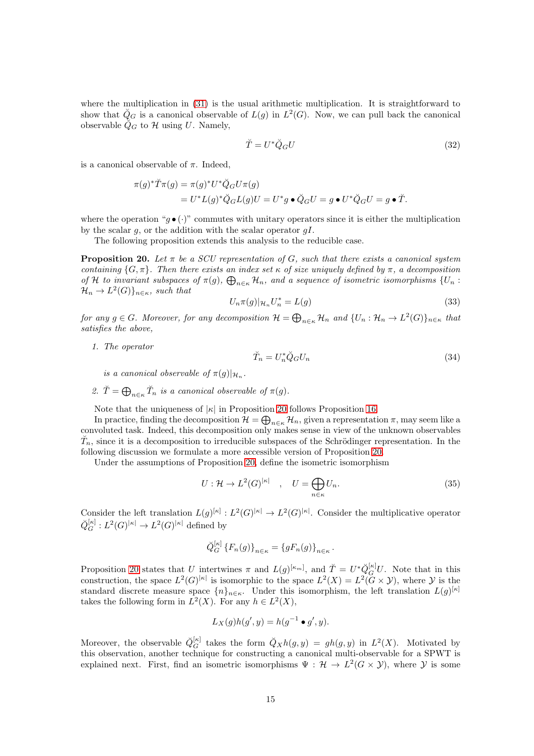where the multiplication in (31) is the usual arithmetic multiplication. It is straightforward to show that $\breve{Q}_G$ is a canonical observable of $L(g)$ in $L^2(G)$. Now, we can pull back the canonical observable $\breve{Q}_G$ to $\mathcal{H}$ using $U$. Namely,

$$\breve{T} = U^* \breve{Q}_G U \tag{32}$$

is a canonical observable of $\pi$. Indeed,

$$\begin{aligned}
\pi(g)^* \breve{T} \pi(g) &= \pi(g)^* U^* \breve{Q}_G U \pi(g) \\
&= U^* L(g)^* \breve{Q}_G L(g) U = U^* g \bullet \breve{Q}_G U = g \bullet U^* \breve{Q}_G U = g \bullet \breve{T}.
\end{aligned}$$

where the operation "$g \bullet (\cdot)$" commutes with unitary operators since it is either the multiplication by the scalar $g$, or the addition with the scalar operator $gI$.

The following proposition extends this analysis to the reducible case.

**Proposition 20.** *Let $\pi$ be a SCU representation of $G$, such that there exists a canonical system containing $\{G, \pi\}$. Then there exists an index set $\kappa$ of size uniquely defined by $\pi$, a decomposition of $\mathcal{H}$ to invariant subspaces of $\pi(g)$, $\bigoplus_{n\in\kappa} \mathcal{H}_n$, and a sequence of isometric isomorphisms $\{U_n : \mathcal{H}_n \to L^2(G)\}_{n\in\kappa}$, such that*

$$U_n \pi(g)|_{\mathcal{H}_n} U_n^* = L(g) \tag{33}$$

*for any $g \in G$. Moreover, for any decomposition $\mathcal{H} = \bigoplus_{n\in\kappa} \mathcal{H}_n$ and $\{U_n : \mathcal{H}_n \to L^2(G)\}_{n\in\kappa}$ that satisfies the above,*

1. *The operator*
$$\breve{T}_n = U_n^* \breve{Q}_G U_n \tag{34}$$
*is a canonical observable of $\pi(g)|_{\mathcal{H}_n}$.*

2. *$\breve{T} = \bigoplus_{n\in\kappa} \breve{T}_n$ is a canonical observable of $\pi(g)$.*

Note that the uniqueness of $|\kappa|$ in Proposition 20 follows Proposition 16.

In practice, finding the decomposition $\mathcal{H} = \bigoplus_{n\in\kappa} \mathcal{H}_n$, given a representation $\pi$, may seem like a convoluted task. Indeed, this decomposition only makes sense in view of the unknown observables $\breve{T}_n$, since it is a decomposition to irreducible subspaces of the Schrödinger representation. In the following discussion we formulate a more accessible version of Proposition 20.

Under the assumptions of Proposition 20, define the isometric isomorphism

$$U : \mathcal{H} \to L^2(G)^{|\kappa|} \quad , \quad U = \bigoplus_{n\in\kappa} U_n. \tag{35}$$

Consider the left translation $L(g)^{[\kappa]} : L^2(G)^{|\kappa|} \to L^2(G)^{|\kappa|}$. Consider the multiplicative operator $\breve{Q}_G^{[\kappa]} : L^2(G)^{|\kappa|} \to L^2(G)^{|\kappa|}$ defined by

$$\breve{Q}_G^{[\kappa]} \{F_n(g)\}_{n\in\kappa} = \{gF_n(g)\}_{n\in\kappa}.$$

Proposition 20 states that $U$ intertwines $\pi$ and $L(g)^{[\kappa_m]}$, and $\breve{T} = U^* \breve{Q}_G^{[\kappa]} U$. Note that in this construction, the space $L^2(G)^{|\kappa|}$ is isomorphic to the space $L^2(X) = L^2(G \times \mathcal{Y})$, where $\mathcal{Y}$ is the standard discrete measure space $\{n\}_{n\in\kappa}$. Under this isomorphism, the left translation $L(g)^{[\kappa]}$ takes the following form in $L^2(X)$. For any $h \in L^2(X)$,

$$L_X(g)h(g', y) = h(g^{-1} \bullet g', y).$$

Moreover, the observable $\breve{Q}_G^{[\kappa]}$ takes the form $\breve{Q}_X h(g, y) = gh(g, y)$ in $L^2(X)$. Motivated by this observation, another technique for constructing a canonical multi-observable for a SPWT is explained next. First, find an isometric isomorphisms $\Psi : \mathcal{H} \to L^2(G \times \mathcal{Y})$, where $\mathcal{Y}$ is some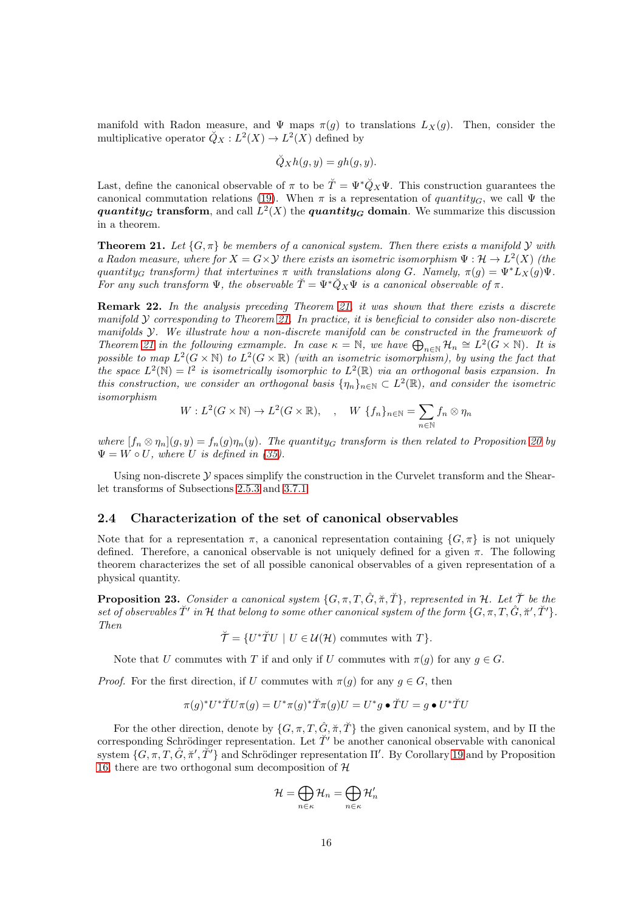manifold with Radon measure, and $\Psi$ maps $\pi(g)$ to translations $L_X(g)$. Then, consider the multiplicative operator $\breve{Q}_X : L^2(X) \to L^2(X)$ defined by

$$\breve{Q}_X h(g, y) = gh(g, y).$$

Last, define the canonical observable of $\pi$ to be $\breve{T} = \Psi^* \breve{Q}_X \Psi$. This construction guarantees the canonical commutation relations (19). When $\pi$ is a representation of *quantity*$_G$, we call $\Psi$ the ***quantity*$_G$ transform**, and call $L^2(X)$ the ***quantity*$_G$ domain**. We summarize this discussion in a theorem.

**Theorem 21.** *Let $\{G, \pi\}$ be members of a canonical system. Then there exists a manifold $\mathcal{Y}$ with a Radon measure, where for $X = G \times \mathcal{Y}$ there exists an isometric isomorphism $\Psi : \mathcal{H} \to L^2(X)$ (the quantity$_G$ transform) that intertwines $\pi$ with translations along $G$. Namely, $\pi(g) = \Psi^* L_X(g)\Psi$. For any such transform $\Psi$, the observable $\breve{T} = \Psi^* \breve{Q}_X \Psi$ is a canonical observable of $\pi$.*

**Remark 22.** *In the analysis preceding Theorem 21, it was shown that there exists a discrete manifold $\mathcal{Y}$ corresponding to Theorem 21. In practice, it is beneficial to consider also non-discrete manifolds $\mathcal{Y}$. We illustrate how a non-discrete manifold can be constructed in the framework of Theorem 21 in the following exrample. In case $\kappa = \mathbb{N}$, we have $\bigoplus_{n\in\mathbb{N}} \mathcal{H}_n \cong L^2(G \times \mathbb{N})$. It is possible to map $L^2(G \times \mathbb{N})$ to $L^2(G \times \mathbb{R})$ (with an isometric isomorphism), by using the fact that the space $L^2(\mathbb{N}) = l^2$ is isometrically isomorphic to $L^2(\mathbb{R})$ via an orthogonal basis expansion. In this construction, we consider an orthogonal basis $\{\eta_n\}_{n\in\mathbb{N}} \subset L^2(\mathbb{R})$, and consider the isometric isomorphism*

$$W : L^2(G \times \mathbb{N}) \to L^2(G \times \mathbb{R}), \quad , \quad W\ \{f_n\}_{n\in\mathbb{N}} = \sum_{n\in\mathbb{N}} f_n \otimes \eta_n$$

*where $[f_n \otimes \eta_n](g, y) = f_n(g)\eta_n(y)$. The quantity$_G$ transform is then related to Proposition 20 by $\Psi = W \circ U$, where $U$ is defined in (35).*

Using non-discrete $\mathcal{Y}$ spaces simplify the construction in the Curvelet transform and the Shearlet transforms of Subsections 2.5.3 and 3.7.1

## 2.4 Characterization of the set of canonical observables

Note that for a representation $\pi$, a canonical representation containing $\{G, \pi\}$ is not uniquely defined. Therefore, a canonical observable is not uniquely defined for a given $\pi$. The following theorem characterizes the set of all possible canonical observables of a given representation of a physical quantity.

**Proposition 23.** *Consider a canonical system $\{G, \pi, T, \hat{G}, \breve{\pi}, \breve{T}\}$, represented in $\mathcal{H}$. Let $\breve{\mathcal{T}}$ be the set of observables $\breve{T}'$ in $\mathcal{H}$ that belong to some other canonical system of the form $\{G, \pi, T, \hat{G}, \breve{\pi}', \breve{T}'\}$. Then*

$$\breve{\mathcal{T}} = \{U^* \breve{T} U \mid U \in \mathcal{U}(\mathcal{H}) \text{ commutes with } T\}.$$

Note that $U$ commutes with $T$ if and only if $U$ commutes with $\pi(g)$ for any $g \in G$.

*Proof.* For the first direction, if $U$ commutes with $\pi(g)$ for any $g \in G$, then

$$\pi(g)^* U^* \breve{T} U \pi(g) = U^* \pi(g)^* \breve{T} \pi(g) U = U^* g \bullet \breve{T} U = g \bullet U^* \breve{T} U$$

For the other direction, denote by $\{G, \pi, T, \hat{G}, \breve{\pi}, \breve{T}\}$ the given canonical system, and by $\Pi$ the corresponding Schrödinger representation. Let $\breve{T}'$ be another canonical observable with canonical system $\{G, \pi, T, \hat{G}, \breve{\pi}', \breve{T}'\}$ and Schrödinger representation $\Pi'$. By Corollary 19 and by Proposition 16, there are two orthogonal sum decomposition of $\mathcal{H}$

$$\mathcal{H} = \bigoplus_{n\in\kappa} \mathcal{H}_n = \bigoplus_{n\in\kappa} \mathcal{H}'_n$$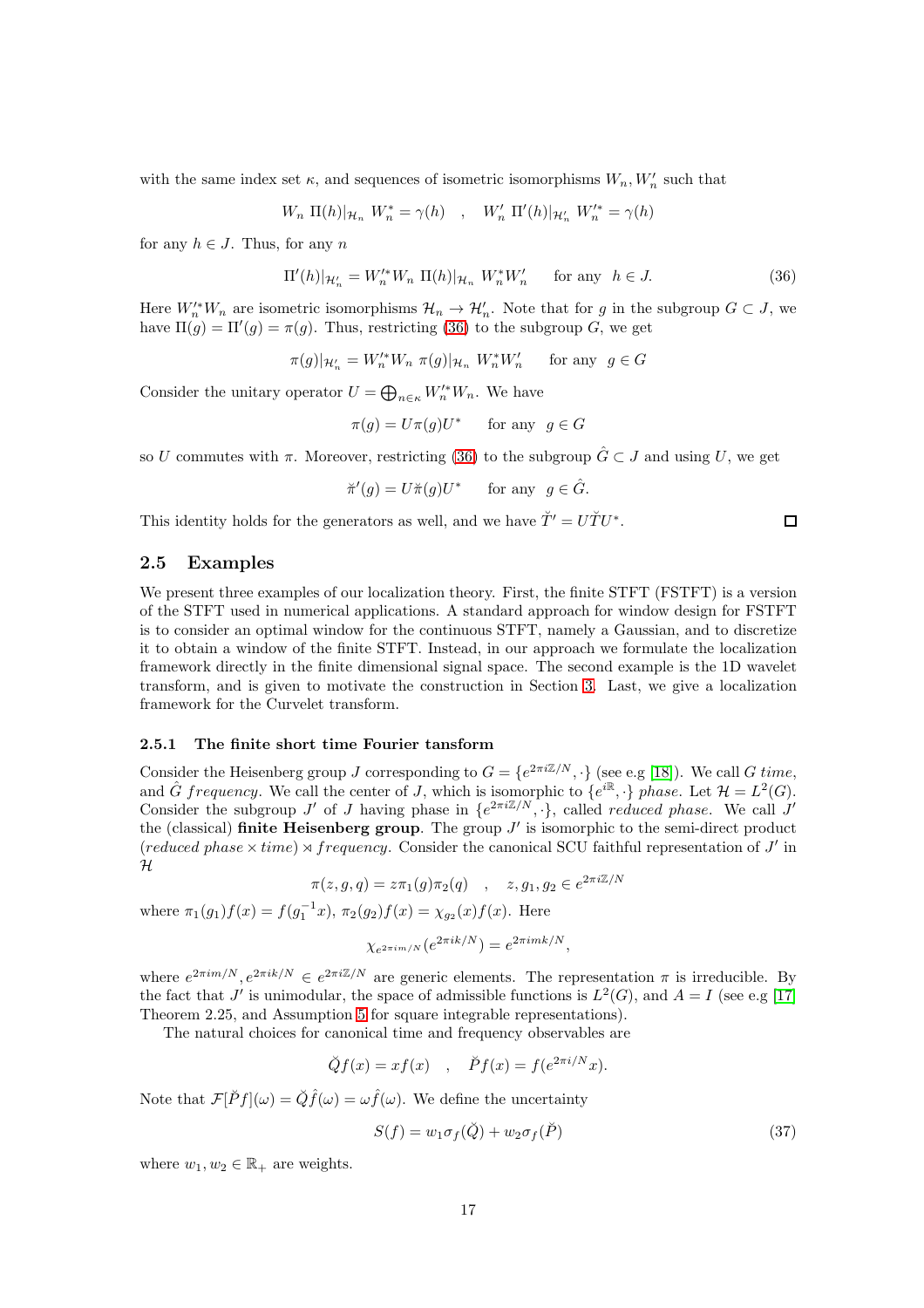with the same index set $\kappa$, and sequences of isometric isomorphisms $W_n, W'_n$ such that

$$W_n \; \Pi(h)|_{\mathcal{H}_n} \; W_n^* = \gamma(h) \quad , \quad W'_n \; \Pi'(h)|_{\mathcal{H}'_n} \; W_n'^* = \gamma(h)$$

for any $h \in J$. Thus, for any $n$

$$\Pi'(h)|_{\mathcal{H}'_n} = W_n'^* W_n \; \Pi(h)|_{\mathcal{H}_n} \; W_n^* W'_n \qquad \text{for any} \;\; h \in J. \tag{36}$$

Here $W_n'^* W_n$ are isometric isomorphisms $\mathcal{H}_n \to \mathcal{H}'_n$. Note that for $g$ in the subgroup $G \subset J$, we have $\Pi(g) = \Pi'(g) = \pi(g)$. Thus, restricting (36) to the subgroup $G$, we get

$$\pi(g)|_{\mathcal{H}'_n} = W_n'^* W_n \; \pi(g)|_{\mathcal{H}_n} \; W_n^* W'_n \qquad \text{for any} \;\; g \in G$$

Consider the unitary operator $U = \bigoplus_{n \in \kappa} W_n'^* W_n$. We have

$$\pi(g) = U \pi(g) U^* \qquad \text{for any} \;\; g \in G$$

so $U$ commutes with $\pi$. Moreover, restricting (36) to the subgroup $\hat{G} \subset J$ and using $U$, we get

$$\breve{\pi}'(g) = U \breve{\pi}(g) U^* \qquad \text{for any} \;\; g \in \hat{G}.$$

This identity holds for the generators as well, and we have $\breve{T}' = U \breve{T} U^*$. $\square$

### 2.5 Examples

We present three examples of our localization theory. First, the finite STFT (FSTFT) is a version of the STFT used in numerical applications. A standard approach for window design for FSTFT is to consider an optimal window for the continuous STFT, namely a Gaussian, and to discretize it to obtain a window of the finite STFT. Instead, in our approach we formulate the localization framework directly in the finite dimensional signal space. The second example is the 1D wavelet transform, and is given to motivate the construction in Section 3. Last, we give a localization framework for the Curvelet transform.

#### 2.5.1 The finite short time Fourier tansform

Consider the Heisenberg group $J$ corresponding to $G = \{e^{2\pi i \mathbb{Z}/N}, \cdot\}$ (see e.g [18]). We call $G$ *time*, and $\hat{G}$ *frequency*. We call the center of $J$, which is isomorphic to $\{e^{i\mathbb{R}}, \cdot\}$ *phase*. Let $\mathcal{H} = L^2(G)$. Consider the subgroup $J'$ of $J$ having phase in $\{e^{2\pi i \mathbb{Z}/N}, \cdot\}$, called *reduced phase*. We call $J'$ the (classical) **finite Heisenberg group**. The group $J'$ is isomorphic to the semi-direct product $(\textit{reduced phase} \times \textit{time}) \rtimes \textit{frequency}$. Consider the canonical SCU faithful representation of $J'$ in $\mathcal{H}$

$$\pi(z, g, q) = z \pi_1(g) \pi_2(q) \quad , \quad z, g_1, g_2 \in e^{2\pi i \mathbb{Z}/N}$$

where $\pi_1(g_1) f(x) = f(g_1^{-1} x)$, $\pi_2(g_2) f(x) = \chi_{g_2}(x) f(x)$. Here

$$\chi_{e^{2\pi i m/N}}(e^{2\pi i k/N}) = e^{2\pi i mk/N},$$

where $e^{2\pi i m/N}, e^{2\pi i k/N} \in e^{2\pi i \mathbb{Z}/N}$ are generic elements. The representation $\pi$ is irreducible. By the fact that $J'$ is unimodular, the space of admissible functions is $L^2(G)$, and $A = I$ (see e.g [17] Theorem 2.25, and Assumption 5 for square integrable representations).

The natural choices for canonical time and frequency observables are

$$\breve{Q} f(x) = x f(x) \quad , \quad \breve{P} f(x) = f(e^{2\pi i/N} x).$$

Note that $\mathcal{F}[\breve{P} f](\omega) = \breve{Q} \hat{f}(\omega) = \omega \hat{f}(\omega)$. We define the uncertainty

$$S(f) = w_1 \sigma_f(\breve{Q}) + w_2 \sigma_f(\breve{P}) \tag{37}$$

where $w_1, w_2 \in \mathbb{R}_+$ are weights.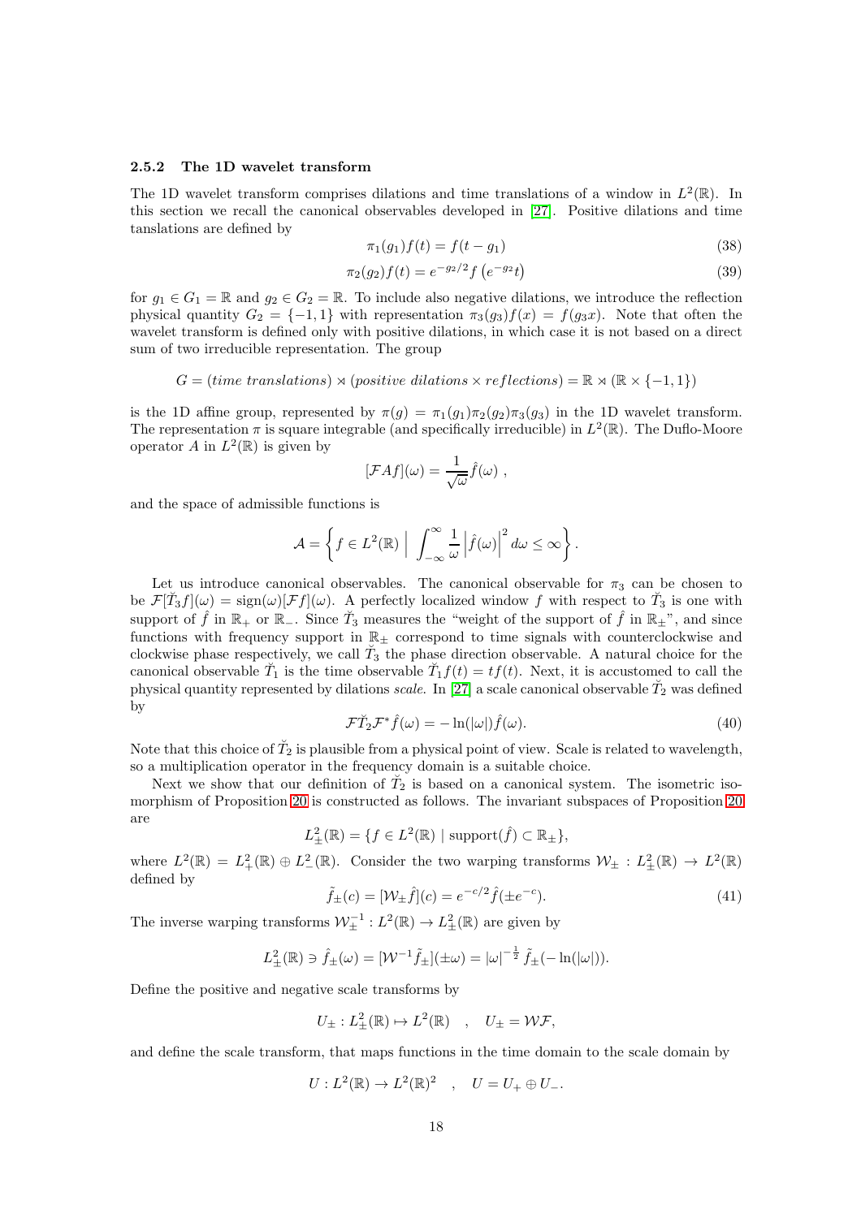### 2.5.2 The 1D wavelet transform

The 1D wavelet transform comprises dilations and time translations of a window in $L^2(\mathbb{R})$. In this section we recall the canonical observables developed in [27]. Positive dilations and time tanslations are defined by

$$\pi_1(g_1)f(t) = f(t - g_1) \tag{38}$$

$$\pi_2(g_2)f(t) = e^{-g_2/2} f\left(e^{-g_2}t\right) \tag{39}$$

for $g_1 \in G_1 = \mathbb{R}$ and $g_2 \in G_2 = \mathbb{R}$. To include also negative dilations, we introduce the reflection physical quantity $G_2 = \{-1, 1\}$ with representation $\pi_3(g_3)f(x) = f(g_3 x)$. Note that often the wavelet transform is defined only with positive dilations, in which case it is not based on a direct sum of two irreducible representation. The group

$$G = (\textit{time translations}) \rtimes (\textit{positive dilations} \times \textit{reflections}) = \mathbb{R} \rtimes (\mathbb{R} \times \{-1, 1\})$$

is the 1D affine group, represented by $\pi(g) = \pi_1(g_1)\pi_2(g_2)\pi_3(g_3)$ in the 1D wavelet transform. The representation $\pi$ is square integrable (and specifically irreducible) in $L^2(\mathbb{R})$. The Duflo-Moore operator $A$ in $L^2(\mathbb{R})$ is given by

$$[\mathcal{F}Af](\omega) = \frac{1}{\sqrt{\omega}}\hat{f}(\omega) \ ,$$

and the space of admissible functions is

$$\mathcal{A} = \left\{ f \in L^2(\mathbb{R}) \ \Big| \ \int_{-\infty}^{\infty} \frac{1}{\omega} \left|\hat{f}(\omega)\right|^2 d\omega \leq \infty \right\}.$$

Let us introduce canonical observables. The canonical observable for $\pi_3$ can be chosen to be $\mathcal{F}[\breve{T}_3 f](\omega) = \mathrm{sign}(\omega)[\mathcal{F}f](\omega)$. A perfectly localized window $f$ with respect to $\breve{T}_3$ is one with support of $\hat{f}$ in $\mathbb{R}_+$ or $\mathbb{R}_-$. Since $\breve{T}_3$ measures the "weight of the support of $\hat{f}$ in $\mathbb{R}_\pm$", and since functions with frequency support in $\mathbb{R}_\pm$ correspond to time signals with counterclockwise and clockwise phase respectively, we call $\breve{T}_3$ the phase direction observable. A natural choice for the canonical observable $\breve{T}_1$ is the time observable $\breve{T}_1 f(t) = tf(t)$. Next, it is accustomed to call the physical quantity represented by dilations *scale*. In [27] a scale canonical observable $\breve{T}_2$ was defined by

$$\mathcal{F}\breve{T}_2\mathcal{F}^*\hat{f}(\omega) = -\ln(|\omega|)\hat{f}(\omega). \tag{40}$$

Note that this choice of $\breve{T}_2$ is plausible from a physical point of view. Scale is related to wavelength, so a multiplication operator in the frequency domain is a suitable choice.

Next we show that our definition of $\breve{T}_2$ is based on a canonical system. The isometric isomorphism of Proposition 20 is constructed as follows. The invariant subspaces of Proposition 20 are

$$L^2_\pm(\mathbb{R}) = \{f \in L^2(\mathbb{R}) \mid \mathrm{support}(\hat{f}) \subset \mathbb{R}_\pm\},$$

where $L^2(\mathbb{R}) = L^2_+(\mathbb{R}) \oplus L^2_-(\mathbb{R})$. Consider the two warping transforms $\mathcal{W}_\pm : L^2_\pm(\mathbb{R}) \to L^2(\mathbb{R})$ defined by

$$\tilde{f}_\pm(c) = [\mathcal{W}_\pm \hat{f}](c) = e^{-c/2}\hat{f}(\pm e^{-c}). \tag{41}$$

The inverse warping transforms $\mathcal{W}_\pm^{-1} : L^2(\mathbb{R}) \to L^2_\pm(\mathbb{R})$ are given by

$$L^2_\pm(\mathbb{R}) \ni \hat{f}_\pm(\omega) = [\mathcal{W}^{-1}\tilde{f}_\pm](\pm\omega) = |\omega|^{-\frac{1}{2}}\tilde{f}_\pm(-\ln(|\omega|)).$$

Define the positive and negative scale transforms by

$$U_\pm : L^2_\pm(\mathbb{R}) \mapsto L^2(\mathbb{R}) \quad , \quad U_\pm = \mathcal{W}\mathcal{F},$$

and define the scale transform, that maps functions in the time domain to the scale domain by

$$U : L^2(\mathbb{R}) \to L^2(\mathbb{R})^2 \quad , \quad U = U_+ \oplus U_-.$$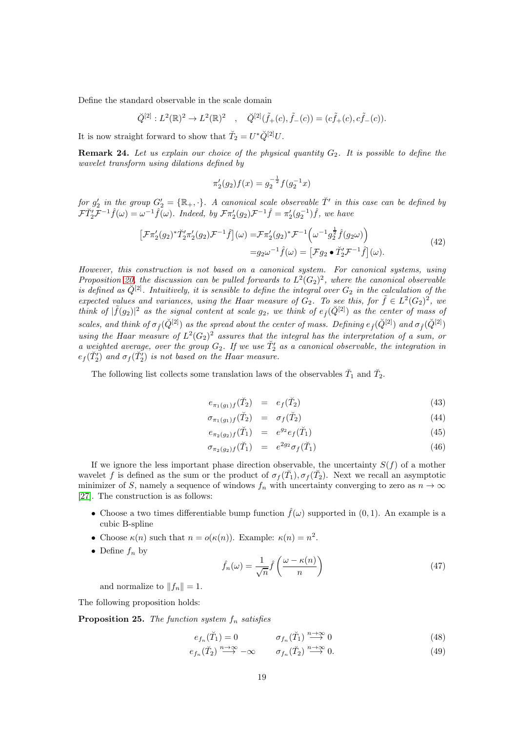Define the standard observable in the scale domain

$$\breve{Q}^{[2]} : L^2(\mathbb{R})^2 \to L^2(\mathbb{R})^2 \quad , \quad \breve{Q}^{[2]}(\tilde{f}_+(c), \tilde{f}_-(c)) = (c\tilde{f}_+(c), c\tilde{f}_-(c)).$$

It is now straight forward to show that $\breve{T}_2 = U^* \breve{Q}^{[2]} U$.

**Remark 24.** *Let us explain our choice of the physical quantity $G_2$. It is possible to define the wavelet transform using dilations defined by*

$$\pi_2'(g_2) f(x) = g_2^{-\frac{1}{2}} f(g_2^{-1} x)$$

*for $g_2'$ in the group $G_2' = \{\mathbb{R}_+, \cdot\}$. A canonical scale observable $\breve{T}'$ in this case can be defined by $\mathcal{F}\breve{T}_2'\mathcal{F}^{-1}\hat{f}(\omega) = \omega^{-1}\hat{f}(\omega)$. Indeed, by $\mathcal{F}\pi_2'(g_2)\mathcal{F}^{-1}\hat{f} = \pi_2'(g_2^{-1})\hat{f}$, we have*

$$\begin{aligned}
\left[\mathcal{F}\pi_2'(g_2)^* \breve{T}_2' \pi_2'(g_2) \mathcal{F}^{-1}\tilde{f}\right](\omega) =& \mathcal{F}\pi_2'(g_2)^* \mathcal{F}^{-1}\left(\omega^{-1} g_2^{\frac{1}{2}} \hat{f}(g_2 \omega)\right) \\
=& g_2 \omega^{-1} \hat{f}(\omega) = \left[\mathcal{F} g_2 \bullet \breve{T}_2' \mathcal{F}^{-1} \hat{f}\right](\omega).
\end{aligned} \tag{42}$$

*However, this construction is not based on a canonical system. For canonical systems, using Proposition 20, the discussion can be pulled forwards to $L^2(G_2)^2$, where the canonical observable is defined as $\breve{Q}^{[2]}$. Intuitively, it is sensible to define the integral over $G_2$ in the calculation of the expected values and variances, using the Haar measure of $G_2$. To see this, for $\tilde{f} \in L^2(G_2)^2$, we think of $|\tilde{f}(g_2)|^2$ as the signal content at scale $g_2$, we think of $e_{\tilde{f}}(\breve{Q}^{[2]})$ as the center of mass of scales, and think of $\sigma_{\tilde{f}}(\breve{Q}^{[2]})$ as the spread about the center of mass. Defining $e_{\tilde{f}}(\breve{Q}^{[2]})$ and $\sigma_{\tilde{f}}(\breve{Q}^{[2]})$ using the Haar measure of $L^2(G_2)^2$ assures that the integral has the interpretation of a sum, or a weighted average, over the group $G_2$. If we use $\breve{T}_2'$ as a canonical observable, the integration in $e_f(\breve{T}_2')$ and $\sigma_f(\breve{T}_2')$ is not based on the Haar measure.*

The following list collects some translation laws of the observables $\breve{T}_1$ and $\breve{T}_2$.

$$e_{\pi_1(g_1)f}(\breve{T}_2) = e_f(\breve{T}_2) \tag{43}$$

$$\sigma_{\pi_1(g_1)f}(\breve{T}_2) = \sigma_f(\breve{T}_2) \tag{44}$$

$$e_{\pi_2(g_2)f}(\breve{T}_1) = e^{g_2} e_f(\breve{T}_1) \tag{45}$$

$$\sigma_{\pi_2(g_2)f}(\breve{T}_1) = e^{2g_2} \sigma_f(\breve{T}_1) \tag{46}$$

If we ignore the less important phase direction observable, the uncertainty $S(f)$ of a mother wavelet $f$ is defined as the sum or the product of $\sigma_f(\breve{T}_1), \sigma_f(\breve{T}_2)$. Next we recall an asymptotic minimizer of $S$, namely a sequence of windows $f_n$ with uncertainty converging to zero as $n \to \infty$ [27]. The construction is as follows:

- Choose a two times differentiable bump function $\hat{f}(\omega)$ supported in $(0, 1)$. An example is a cubic B-spline
- Choose $\kappa(n)$ such that $n = o(\kappa(n))$. Example: $\kappa(n) = n^2$.
- Define $f_n$ by

$$\hat{f}_n(\omega) = \frac{1}{\sqrt{n}} \hat{f}\left(\frac{\omega - \kappa(n)}{n}\right) \tag{47}$$

  and normalize to $\|f_n\| = 1$.

The following proposition holds:

**Proposition 25.** *The function system $f_n$ satisfies*

$$e_{f_n}(\breve{T}_1) = 0 \qquad \sigma_{f_n}(\breve{T}_1) \overset{n\to\infty}{\longrightarrow} 0 \tag{48}$$

$$e_{f_n}(\breve{T}_2) \overset{n\to\infty}{\longrightarrow} -\infty \qquad \sigma_{f_n}(\breve{T}_2) \overset{n\to\infty}{\longrightarrow} 0. \tag{49}$$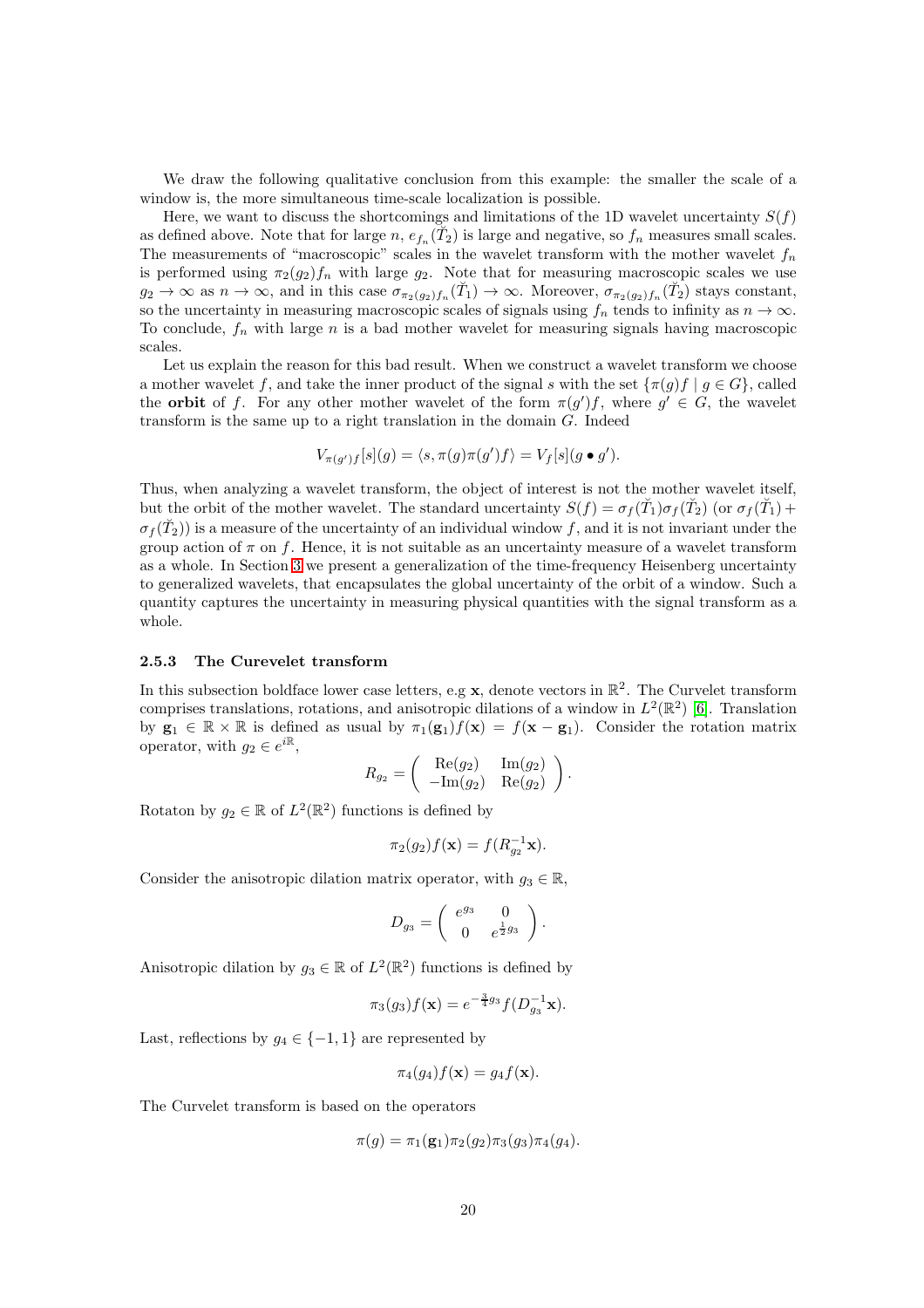We draw the following qualitative conclusion from this example: the smaller the scale of a window is, the more simultaneous time-scale localization is possible.

Here, we want to discuss the shortcomings and limitations of the 1D wavelet uncertainty $S(f)$ as defined above. Note that for large $n$, $e_{f_n}(\breve{T}_2)$ is large and negative, so $f_n$ measures small scales. The measurements of "macroscopic" scales in the wavelet transform with the mother wavelet $f_n$ is performed using $\pi_2(g_2)f_n$ with large $g_2$. Note that for measuring macroscopic scales we use $g_2 \to \infty$ as $n \to \infty$, and in this case $\sigma_{\pi_2(g_2)f_n}(\breve{T}_1) \to \infty$. Moreover, $\sigma_{\pi_2(g_2)f_n}(\breve{T}_2)$ stays constant, so the uncertainty in measuring macroscopic scales of signals using $f_n$ tends to infinity as $n \to \infty$. To conclude, $f_n$ with large $n$ is a bad mother wavelet for measuring signals having macroscopic scales.

Let us explain the reason for this bad result. When we construct a wavelet transform we choose a mother wavelet $f$, and take the inner product of the signal $s$ with the set $\{\pi(g)f \mid g \in G\}$, called the **orbit** of $f$. For any other mother wavelet of the form $\pi(g')f$, where $g' \in G$, the wavelet transform is the same up to a right translation in the domain $G$. Indeed

$$V_{\pi(g')f}[s](g) = \langle s, \pi(g)\pi(g')f\rangle = V_f[s](g \bullet g').$$

Thus, when analyzing a wavelet transform, the object of interest is not the mother wavelet itself, but the orbit of the mother wavelet. The standard uncertainty $S(f) = \sigma_f(\breve{T}_1)\sigma_f(\breve{T}_2)$ (or $\sigma_f(\breve{T}_1) + \sigma_f(\breve{T}_2)$) is a measure of the uncertainty of an individual window $f$, and it is not invariant under the group action of $\pi$ on $f$. Hence, it is not suitable as an uncertainty measure of a wavelet transform as a whole. In Section 3 we present a generalization of the time-frequency Heisenberg uncertainty to generalized wavelets, that encapsulates the global uncertainty of the orbit of a window. Such a quantity captures the uncertainty in measuring physical quantities with the signal transform as a whole.

### 2.5.3 The Curevelet transform

In this subsection boldface lower case letters, e.g $\mathbf{x}$, denote vectors in $\mathbb{R}^2$. The Curvelet transform comprises translations, rotations, and anisotropic dilations of a window in $L^2(\mathbb{R}^2)$ [6]. Translation by $\mathbf{g}_1 \in \mathbb{R} \times \mathbb{R}$ is defined as usual by $\pi_1(\mathbf{g}_1)f(\mathbf{x}) = f(\mathbf{x} - \mathbf{g}_1)$. Consider the rotation matrix operator, with $g_2 \in e^{i\mathbb{R}}$,

$$R_{g_2} = \begin{pmatrix} \mathrm{Re}(g_2) & \mathrm{Im}(g_2) \\ -\mathrm{Im}(g_2) & \mathrm{Re}(g_2) \end{pmatrix}.$$

Rotaton by $g_2 \in \mathbb{R}$ of $L^2(\mathbb{R}^2)$ functions is defined by

$$\pi_2(g_2)f(\mathbf{x}) = f(R_{g_2}^{-1}\mathbf{x}).$$

Consider the anisotropic dilation matrix operator, with $g_3 \in \mathbb{R}$,

$$D_{g_3} = \begin{pmatrix} e^{g_3} & 0 \\ 0 & e^{\frac{1}{2}g_3} \end{pmatrix}.$$

Anisotropic dilation by $g_3 \in \mathbb{R}$ of $L^2(\mathbb{R}^2)$ functions is defined by

$$\pi_3(g_3)f(\mathbf{x}) = e^{-\frac{3}{4}g_3}f(D_{g_3}^{-1}\mathbf{x}).$$

Last, reflections by $g_4 \in \{-1, 1\}$ are represented by

$$\pi_4(g_4)f(\mathbf{x}) = g_4 f(\mathbf{x}).$$

The Curvelet transform is based on the operators

$$\pi(g) = \pi_1(\mathbf{g}_1)\pi_2(g_2)\pi_3(g_3)\pi_4(g_4).$$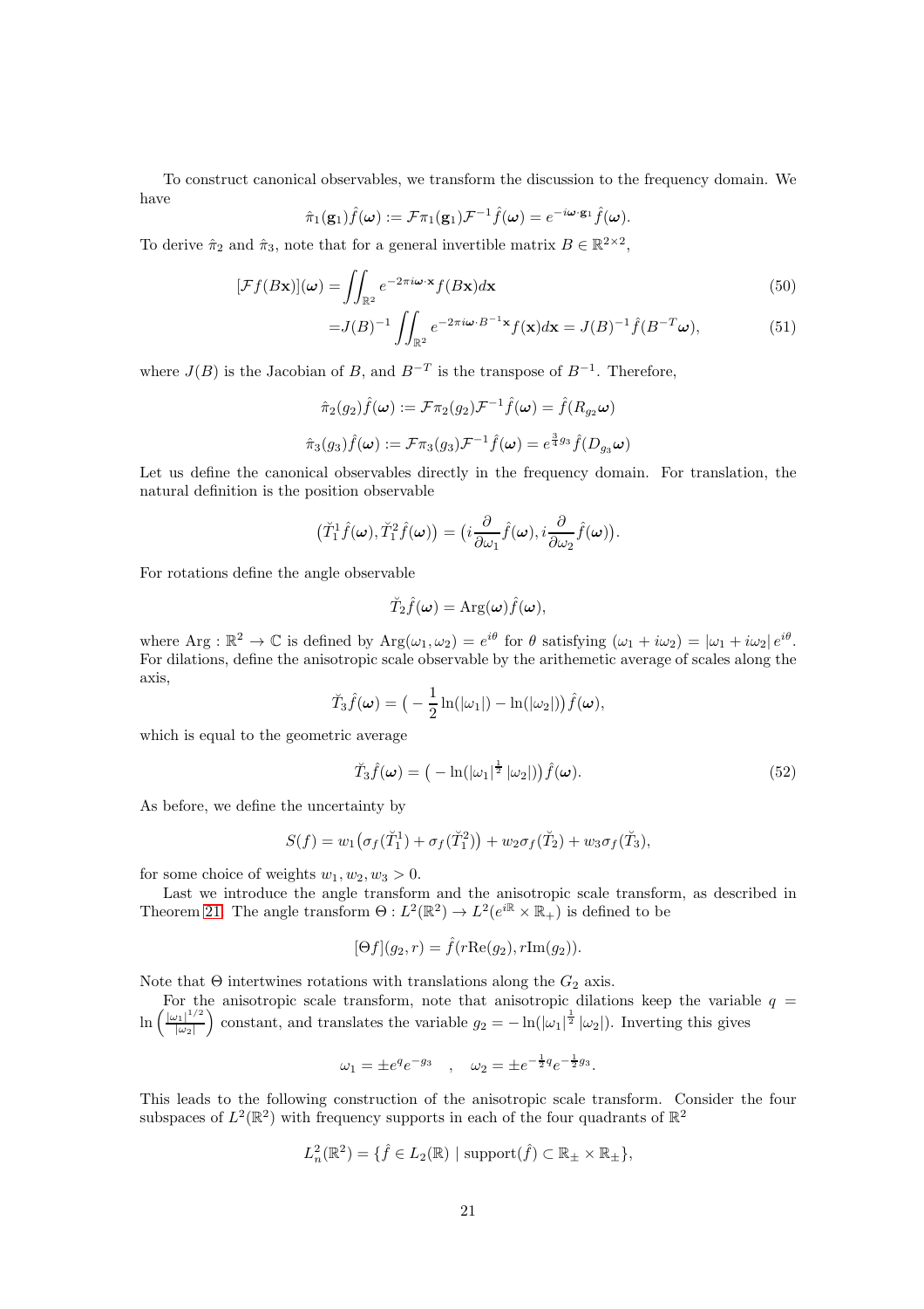To construct canonical observables, we transform the discussion to the frequency domain. We have

$$\hat{\pi}_1(\mathbf{g}_1)\hat{f}(\boldsymbol{\omega}) := \mathcal{F}\pi_1(\mathbf{g}_1)\mathcal{F}^{-1}\hat{f}(\boldsymbol{\omega}) = e^{-i\boldsymbol{\omega}\cdot\mathbf{g}_1}\hat{f}(\boldsymbol{\omega}).$$

To derive $\hat{\pi}_2$ and $\hat{\pi}_3$, note that for a general invertible matrix $B \in \mathbb{R}^{2\times 2}$,

$$[\mathcal{F}f(B\mathbf{x})](\boldsymbol{\omega}) = \iint_{\mathbb{R}^2} e^{-2\pi i\boldsymbol{\omega}\cdot\mathbf{x}} f(B\mathbf{x})d\mathbf{x} \tag{50}$$

$$= J(B)^{-1}\iint_{\mathbb{R}^2} e^{-2\pi i\boldsymbol{\omega}\cdot B^{-1}\mathbf{x}} f(\mathbf{x})d\mathbf{x} = J(B)^{-1}\hat{f}(B^{-T}\boldsymbol{\omega}), \tag{51}$$

where $J(B)$ is the Jacobian of $B$, and $B^{-T}$ is the transpose of $B^{-1}$. Therefore,

$$\hat{\pi}_2(g_2)\hat{f}(\boldsymbol{\omega}) := \mathcal{F}\pi_2(g_2)\mathcal{F}^{-1}\hat{f}(\boldsymbol{\omega}) = \hat{f}(R_{g_2}\boldsymbol{\omega})$$

$$\hat{\pi}_3(g_3)\hat{f}(\boldsymbol{\omega}) := \mathcal{F}\pi_3(g_3)\mathcal{F}^{-1}\hat{f}(\boldsymbol{\omega}) = e^{\frac{3}{4}g_3}\hat{f}(D_{g_3}\boldsymbol{\omega})$$

Let us define the canonical observables directly in the frequency domain. For translation, the natural definition is the position observable

$$\big(\breve{T}_1^1\hat{f}(\boldsymbol{\omega}), \breve{T}_1^2\hat{f}(\boldsymbol{\omega})\big) = \big(i\frac{\partial}{\partial\omega_1}\hat{f}(\boldsymbol{\omega}), i\frac{\partial}{\partial\omega_2}\hat{f}(\boldsymbol{\omega})\big).$$

For rotations define the angle observable

$$\breve{T}_2\hat{f}(\boldsymbol{\omega}) = \mathrm{Arg}(\boldsymbol{\omega})\hat{f}(\boldsymbol{\omega}),$$

where $\mathrm{Arg} : \mathbb{R}^2 \to \mathbb{C}$ is defined by $\mathrm{Arg}(\omega_1, \omega_2) = e^{i\theta}$ for $\theta$ satisfying $(\omega_1 + i\omega_2) = |\omega_1 + i\omega_2|\, e^{i\theta}$. For dilations, define the anisotropic scale observable by the arithemetic average of scales along the axis,

$$\breve{T}_3\hat{f}(\boldsymbol{\omega}) = \big(-\frac{1}{2}\ln(|\omega_1|) - \ln(|\omega_2|)\big)\hat{f}(\boldsymbol{\omega}),$$

which is equal to the geometric average

$$\breve{T}_3\hat{f}(\boldsymbol{\omega}) = \big(-\ln(|\omega_1|^{\frac{1}{2}}|\omega_2|)\big)\hat{f}(\boldsymbol{\omega}). \tag{52}$$

As before, we define the uncertainty by

$$S(f) = w_1\big(\sigma_f(\breve{T}_1^1) + \sigma_f(\breve{T}_1^2)\big) + w_2\sigma_f(\breve{T}_2) + w_3\sigma_f(\breve{T}_3),$$

for some choice of weights $w_1, w_2, w_3 > 0$.

Last we introduce the angle transform and the anisotropic scale transform, as described in Theorem 21. The angle transform $\Theta : L^2(\mathbb{R}^2) \to L^2(e^{i\mathbb{R}} \times \mathbb{R}_+)$ is defined to be

$$[\Theta f](g_2, r) = \hat{f}(r\mathrm{Re}(g_2), r\mathrm{Im}(g_2)).$$

Note that $\Theta$ intertwines rotations with translations along the $G_2$ axis.

For the anisotropic scale transform, note that anisotropic dilations keep the variable $q = \ln\left(\frac{|\omega_1|^{1/2}}{|\omega_2|}\right)$ constant, and translates the variable $g_2 = -\ln(|\omega_1|^{\frac{1}{2}}|\omega_2|)$. Inverting this gives

$$\omega_1 = \pm e^{q}e^{-g_3} \quad , \quad \omega_2 = \pm e^{-\frac{1}{2}q}e^{-\frac{1}{2}g_3}.$$

This leads to the following construction of the anisotropic scale transform. Consider the four subspaces of $L^2(\mathbb{R}^2)$ with frequency supports in each of the four quadrants of $\mathbb{R}^2$

$$L^2_n(\mathbb{R}^2) = \{\hat{f} \in L_2(\mathbb{R}) \mid \mathrm{support}(\hat{f}) \subset \mathbb{R}_\pm \times \mathbb{R}_\pm\},$$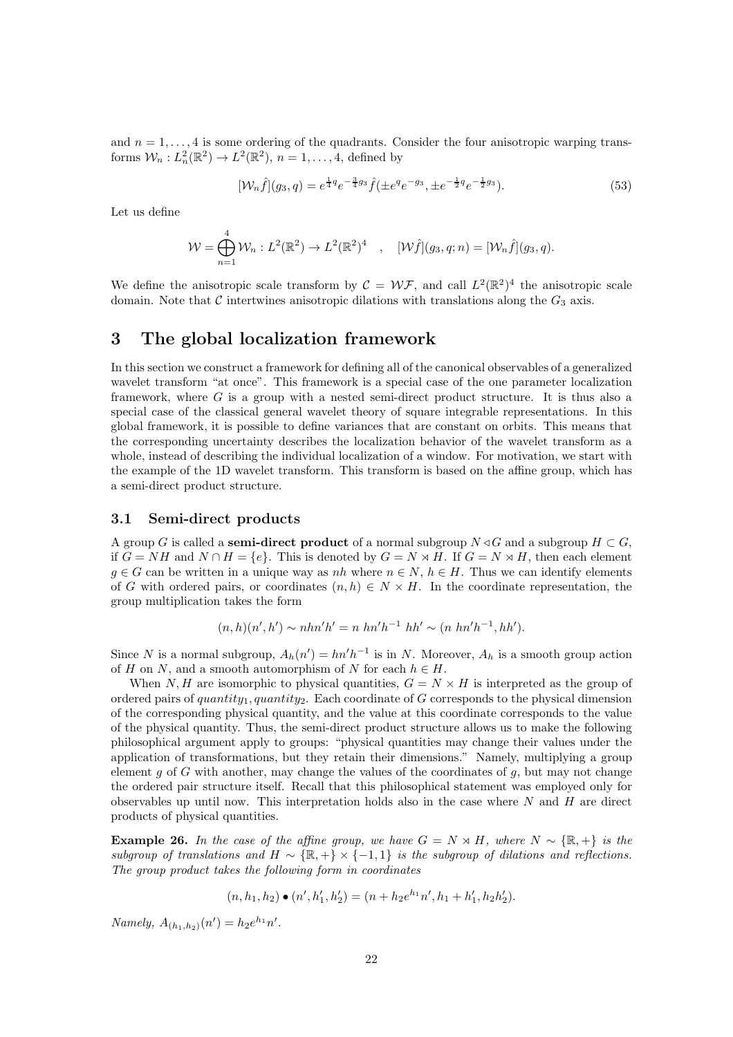and $n = 1, \ldots, 4$ is some ordering of the quadrants. Consider the four anisotropic warping transforms $\mathcal{W}_n : L^2_n(\mathbb{R}^2) \to L^2(\mathbb{R}^2)$, $n = 1, \ldots, 4$, defined by

$$[\mathcal{W}_n \hat{f}](g_3, q) = e^{\frac{1}{4}q} e^{-\frac{3}{4}g_3} \hat{f}(\pm e^q e^{-g_3}, \pm e^{-\frac{1}{2}q} e^{-\frac{1}{2}g_3}). \tag{53}$$

Let us define

$$\mathcal{W} = \bigoplus_{n=1}^{4} \mathcal{W}_n : L^2(\mathbb{R}^2) \to L^2(\mathbb{R}^2)^4 \quad , \quad [\mathcal{W}\hat{f}](g_3, q; n) = [\mathcal{W}_n \hat{f}](g_3, q).$$

We define the anisotropic scale transform by $\mathcal{C} = \mathcal{W}\mathcal{F}$, and call $L^2(\mathbb{R}^2)^4$ the anisotropic scale domain. Note that $\mathcal{C}$ intertwines anisotropic dilations with translations along the $G_3$ axis.

# 3 The global localization framework

In this section we construct a framework for defining all of the canonical observables of a generalized wavelet transform "at once". This framework is a special case of the one parameter localization framework, where $G$ is a group with a nested semi-direct product structure. It is thus also a special case of the classical general wavelet theory of square integrable representations. In this global framework, it is possible to define variances that are constant on orbits. This means that the corresponding uncertainty describes the localization behavior of the wavelet transform as a whole, instead of describing the individual localization of a window. For motivation, we start with the example of the 1D wavelet transform. This transform is based on the affine group, which has a semi-direct product structure.

## 3.1 Semi-direct products

A group $G$ is called a **semi-direct product** of a normal subgroup $N \triangleleft G$ and a subgroup $H \subset G$, if $G = NH$ and $N \cap H = \{e\}$. This is denoted by $G = N \rtimes H$. If $G = N \rtimes H$, then each element $g \in G$ can be written in a unique way as $nh$ where $n \in N$, $h \in H$. Thus we can identify elements of $G$ with ordered pairs, or coordinates $(n, h) \in N \times H$. In the coordinate representation, the group multiplication takes the form

$$(n, h)(n', h') \sim nhn'h' = n\ hn'h^{-1}\ hh' \sim (n\ hn'h^{-1}, hh').$$

Since $N$ is a normal subgroup, $A_h(n') = hn'h^{-1}$ is in $N$. Moreover, $A_h$ is a smooth group action of $H$ on $N$, and a smooth automorphism of $N$ for each $h \in H$.

When $N, H$ are isomorphic to physical quantities, $G = N \times H$ is interpreted as the group of ordered pairs of $quantity_1, quantity_2$. Each coordinate of $G$ corresponds to the physical dimension of the corresponding physical quantity, and the value at this coordinate corresponds to the value of the physical quantity. Thus, the semi-direct product structure allows us to make the following philosophical argument apply to groups: "physical quantities may change their values under the application of transformations, but they retain their dimensions." Namely, multiplying a group element $g$ of $G$ with another, may change the values of the coordinates of $g$, but may not change the ordered pair structure itself. Recall that this philosophical statement was employed only for observables up until now. This interpretation holds also in the case where $N$ and $H$ are direct products of physical quantities.

**Example 26.** *In the case of the affine group, we have $G = N \rtimes H$, where $N \sim \{\mathbb{R}, +\}$ is the subgroup of translations and $H \sim \{\mathbb{R}, +\} \times \{-1, 1\}$ is the subgroup of dilations and reflections. The group product takes the following form in coordinates*

$$(n, h_1, h_2) \bullet (n', h_1', h_2') = (n + h_2 e^{h_1} n', h_1 + h_1', h_2 h_2').$$

*Namely, $A_{(h_1,h_2)}(n') = h_2 e^{h_1} n'$.*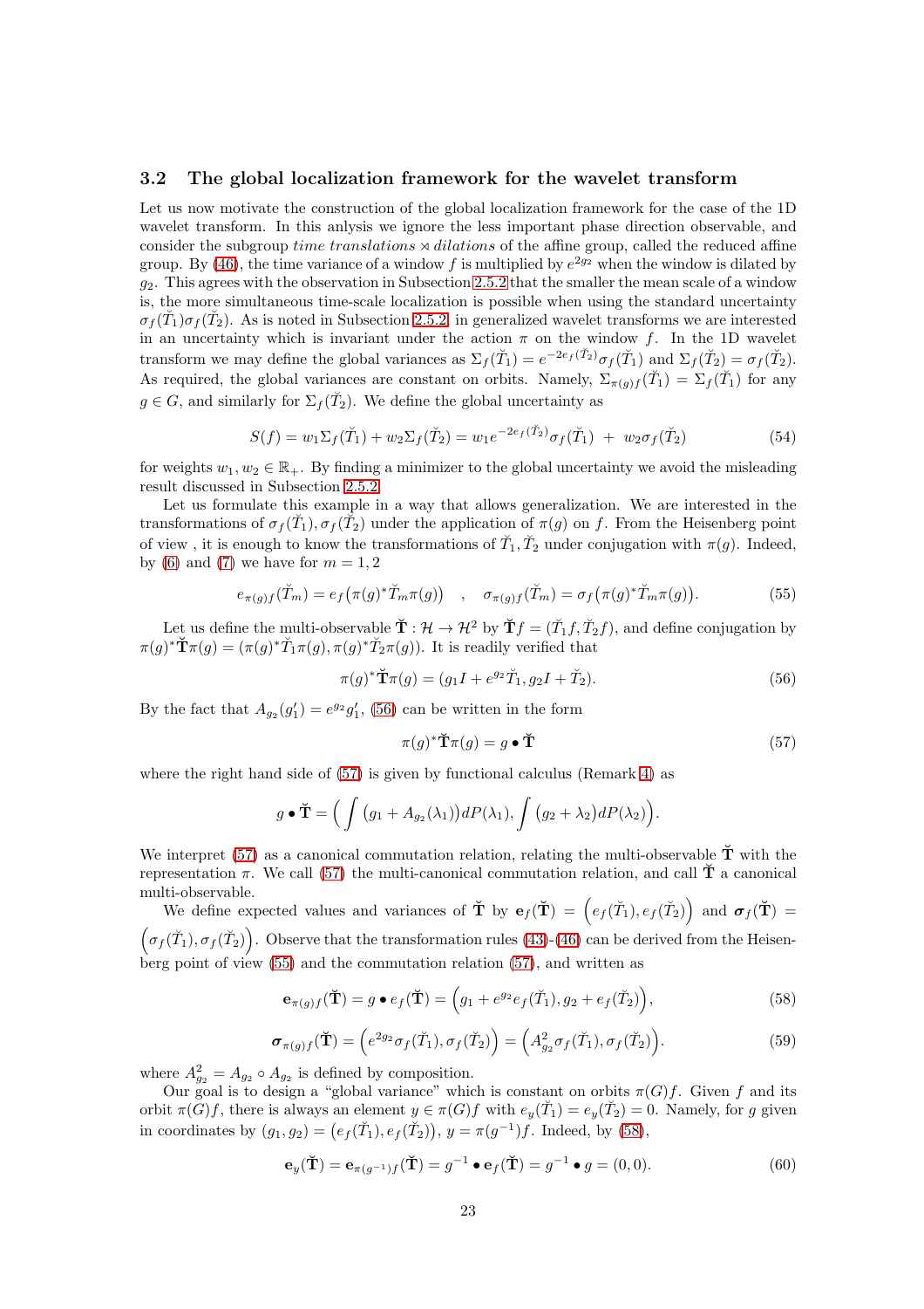### 3.2 The global localization framework for the wavelet transform

Let us now motivate the construction of the global localization framework for the case of the 1D wavelet transform. In this anlysis we ignore the less important phase direction observable, and consider the subgroup *time translations* $\rtimes$ *dilations* of the affine group, called the reduced affine group. By (46), the time variance of a window $f$ is multiplied by $e^{2g_2}$ when the window is dilated by $g_2$. This agrees with the observation in Subsection 2.5.2 that the smaller the mean scale of a window is, the more simultaneous time-scale localization is possible when using the standard uncertainty $\sigma_f(\breve{T}_1)\sigma_f(\breve{T}_2)$. As is noted in Subsection 2.5.2, in generalized wavelet transforms we are interested in an uncertainty which is invariant under the action $\pi$ on the window $f$. In the 1D wavelet transform we may define the global variances as $\Sigma_f(\breve{T}_1) = e^{-2e_f(\breve{T}_2)}\sigma_f(\breve{T}_1)$ and $\Sigma_f(\breve{T}_2) = \sigma_f(\breve{T}_2)$. As required, the global variances are constant on orbits. Namely, $\Sigma_{\pi(g)f}(\breve{T}_1) = \Sigma_f(\breve{T}_1)$ for any $g \in G$, and similarly for $\Sigma_f(\breve{T}_2)$. We define the global uncertainty as

$$S(f) = w_1\Sigma_f(\breve{T}_1) + w_2\Sigma_f(\breve{T}_2) = w_1 e^{-2e_f(\breve{T}_2)}\sigma_f(\breve{T}_1) \ + \ w_2\sigma_f(\breve{T}_2) \tag{54}$$

for weights $w_1, w_2 \in \mathbb{R}_+$. By finding a minimizer to the global uncertainty we avoid the misleading result discussed in Subsection 2.5.2.

Let us formulate this example in a way that allows generalization. We are interested in the transformations of $\sigma_f(\breve{T}_1), \sigma_f(\breve{T}_2)$ under the application of $\pi(g)$ on $f$. From the Heisenberg point of view , it is enough to know the transformations of $\breve{T}_1, \breve{T}_2$ under conjugation with $\pi(g)$. Indeed, by (6) and (7) we have for $m = 1, 2$

$$e_{\pi(g)f}(\breve{T}_m) = e_f\big(\pi(g)^*\breve{T}_m\pi(g)\big) \quad , \quad \sigma_{\pi(g)f}(\breve{T}_m) = \sigma_f\big(\pi(g)^*\breve{T}_m\pi(g)\big). \tag{55}$$

Let us define the multi-observable $\breve{\mathbf{T}} : \mathcal{H} \to \mathcal{H}^2$ by $\breve{\mathbf{T}}f = (\breve{T}_1 f, \breve{T}_2 f)$, and define conjugation by $\pi(g)^*\breve{\mathbf{T}}\pi(g) = (\pi(g)^*\breve{T}_1\pi(g), \pi(g)^*\breve{T}_2\pi(g))$. It is readily verified that

$$\pi(g)^*\breve{\mathbf{T}}\pi(g) = (g_1 I + e^{g_2}\breve{T}_1, g_2 I + \breve{T}_2). \tag{56}$$

By the fact that $A_{g_2}(g_1') = e^{g_2}g_1'$, (56) can be written in the form

$$\pi(g)^*\breve{\mathbf{T}}\pi(g) = g \bullet \breve{\mathbf{T}} \tag{57}$$

where the right hand side of (57) is given by functional calculus (Remark 4) as

$$g \bullet \breve{\mathbf{T}} = \Big(\int \big(g_1 + A_{g_2}(\lambda_1)\big)dP(\lambda_1), \int \big(g_2 + \lambda_2\big)dP(\lambda_2)\Big).$$

We interpret (57) as a canonical commutation relation, relating the multi-observable $\breve{\mathbf{T}}$ with the representation $\pi$. We call (57) the multi-canonical commutation relation, and call $\breve{\mathbf{T}}$ a canonical multi-observable.

We define expected values and variances of $\breve{\mathbf{T}}$ by $\mathbf{e}_f(\breve{\mathbf{T}}) = \Big(e_f(\breve{T}_1), e_f(\breve{T}_2)\Big)$ and $\boldsymbol{\sigma}_f(\breve{\mathbf{T}}) = \Big(\sigma_f(\breve{T}_1), \sigma_f(\breve{T}_2)\Big)$. Observe that the transformation rules (43)-(46) can be derived from the Heisenberg point of view (55) and the commutation relation (57), and written as

$$\mathbf{e}_{\pi(g)f}(\breve{\mathbf{T}}) = g \bullet e_f(\breve{\mathbf{T}}) = \Big(g_1 + e^{g_2}e_f(\breve{T}_1), g_2 + e_f(\breve{T}_2)\Big), \tag{58}$$

$$\boldsymbol{\sigma}_{\pi(g)f}(\breve{\mathbf{T}}) = \Big(e^{2g_2}\sigma_f(\breve{T}_1), \sigma_f(\breve{T}_2)\Big) = \Big(A_{g_2}^2\sigma_f(\breve{T}_1), \sigma_f(\breve{T}_2)\Big). \tag{59}$$

where $A_{g_2}^2 = A_{g_2} \circ A_{g_2}$ is defined by composition.

Our goal is to design a "global variance" which is constant on orbits $\pi(G)f$. Given $f$ and its orbit $\pi(G)f$, there is always an element $y \in \pi(G)f$ with $e_y(\breve{T}_1) = e_y(\breve{T}_2) = 0$. Namely, for $g$ given in coordinates by $(g_1, g_2) = \big(e_f(\breve{T}_1), e_f(\breve{T}_2)\big)$, $y = \pi(g^{-1})f$. Indeed, by (58),

$$\mathbf{e}_y(\breve{\mathbf{T}}) = \mathbf{e}_{\pi(g^{-1})f}(\breve{\mathbf{T}}) = g^{-1} \bullet \mathbf{e}_f(\breve{\mathbf{T}}) = g^{-1} \bullet g = (0, 0). \tag{60}$$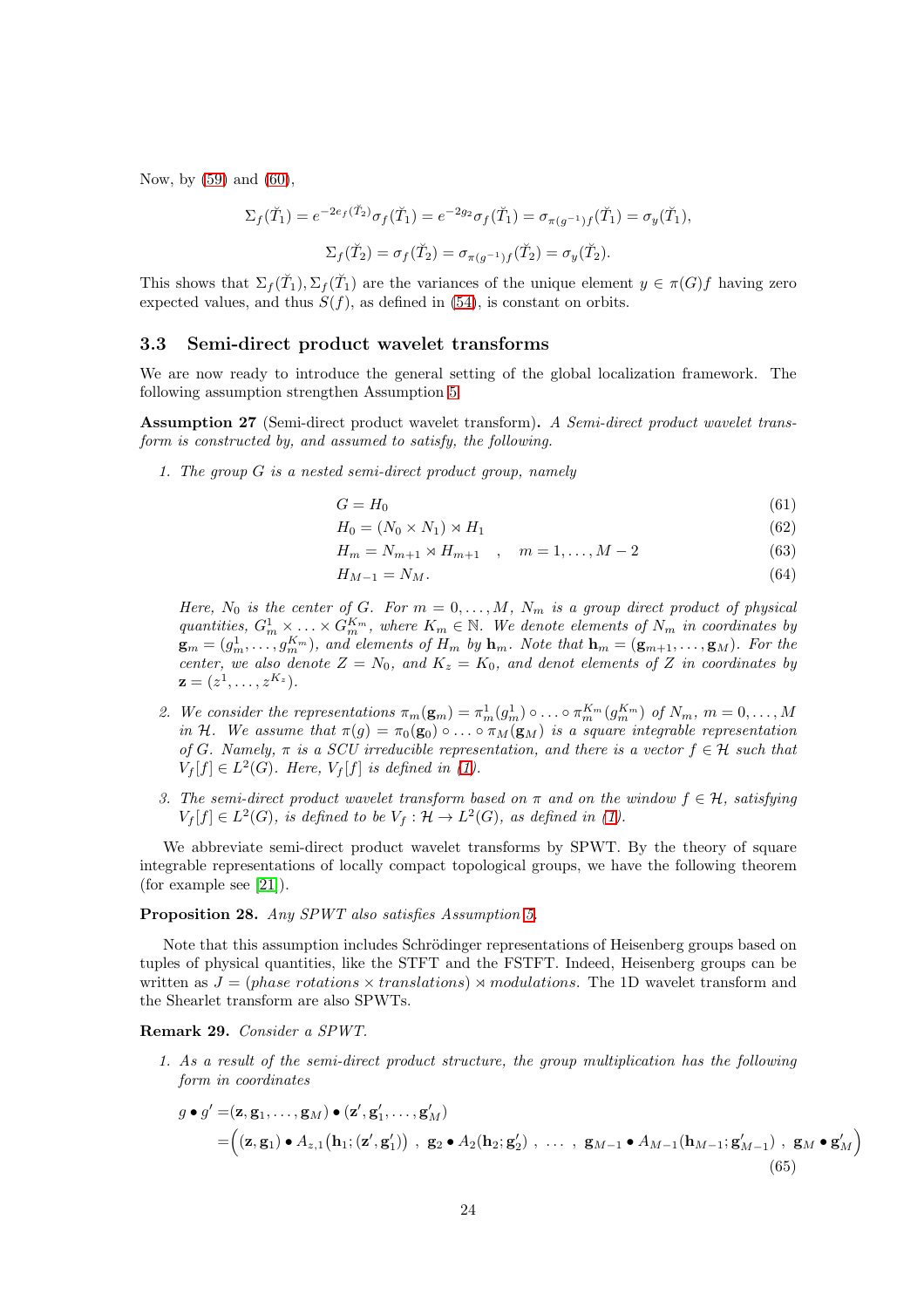Now, by (59) and (60),

$$\Sigma_f(\breve{T}_1) = e^{-2e_f(\breve{T}_2)}\sigma_f(\breve{T}_1) = e^{-2g_2}\sigma_f(\breve{T}_1) = \sigma_{\pi(g^{-1})f}(\breve{T}_1) = \sigma_y(\breve{T}_1),$$

$$\Sigma_f(\breve{T}_2) = \sigma_f(\breve{T}_2) = \sigma_{\pi(g^{-1})f}(\breve{T}_2) = \sigma_y(\breve{T}_2).$$

This shows that $\Sigma_f(\breve{T}_1), \Sigma_f(\breve{T}_1)$ are the variances of the unique element $y \in \pi(G)f$ having zero expected values, and thus $S(f)$, as defined in (54), is constant on orbits.

### 3.3 Semi-direct product wavelet transforms

We are now ready to introduce the general setting of the global localization framework. The following assumption strengthen Assumption 5.

**Assumption 27** (Semi-direct product wavelet transform)**.** *A Semi-direct product wavelet transform is constructed by, and assumed to satisfy, the following.*

1. *The group $G$ is a nested semi-direct product group, namely*

$$G = H_0 \tag{61}$$
$$H_0 = (N_0 \times N_1) \rtimes H_1 \tag{62}$$
$$H_m = N_{m+1} \rtimes H_{m+1} \quad , \quad m = 1, \ldots, M-2 \tag{63}$$
$$H_{M-1} = N_M. \tag{64}$$

   *Here, $N_0$ is the center of $G$. For $m = 0, \ldots, M$, $N_m$ is a group direct product of physical quantities, $G_m^1 \times \ldots \times G_m^{K_m}$, where $K_m \in \mathbb{N}$. We denote elements of $N_m$ in coordinates by $\mathbf{g}_m = (g_m^1, \ldots, g_m^{K_m})$, and elements of $H_m$ by $\mathbf{h}_m$. Note that $\mathbf{h}_m = (\mathbf{g}_{m+1}, \ldots, \mathbf{g}_M)$. For the center, we also denote $Z = N_0$, and $K_z = K_0$, and denot elements of $Z$ in coordinates by $\mathbf{z} = (z^1, \ldots, z^{K_z})$.*

2. *We consider the representations $\pi_m(\mathbf{g}_m) = \pi_m^1(g_m^1) \circ \ldots \circ \pi_m^{K_m}(g_m^{K_m})$ of $N_m$, $m = 0, \ldots, M$ in $\mathcal{H}$. We assume that $\pi(g) = \pi_0(\mathbf{g}_0) \circ \ldots \circ \pi_M(\mathbf{g}_M)$ is a square integrable representation of $G$. Namely, $\pi$ is a SCU irreducible representation, and there is a vector $f \in \mathcal{H}$ such that $V_f[f] \in L^2(G)$. Here, $V_f[f]$ is defined in (1).*

3. *The semi-direct product wavelet transform based on $\pi$ and on the window $f \in \mathcal{H}$, satisfying $V_f[f] \in L^2(G)$, is defined to be $V_f : \mathcal{H} \to L^2(G)$, as defined in (1).*

We abbreviate semi-direct product wavelet transforms by SPWT. By the theory of square integrable representations of locally compact topological groups, we have the following theorem (for example see [21]).

**Proposition 28.** *Any SPWT also satisfies Assumption 5.*

Note that this assumption includes Schrödinger representations of Heisenberg groups based on tuples of physical quantities, like the STFT and the FSTFT. Indeed, Heisenberg groups can be written as $J = (\textit{phase rotations} \times \textit{translations}) \rtimes \textit{modulations}$. The 1D wavelet transform and the Shearlet transform are also SPWTs.

**Remark 29.** *Consider a SPWT.*

1. *As a result of the semi-direct product structure, the group multiplication has the following form in coordinates*

$$\begin{aligned} g \bullet g' =& (\mathbf{z}, \mathbf{g}_1, \ldots, \mathbf{g}_M) \bullet (\mathbf{z}', \mathbf{g}'_1, \ldots, \mathbf{g}'_M) \\ =& \Big( (\mathbf{z}, \mathbf{g}_1) \bullet A_{z,1}\big(\mathbf{h}_1; (\mathbf{z}', \mathbf{g}'_1)\big) \ , \ \mathbf{g}_2 \bullet A_2(\mathbf{h}_2; \mathbf{g}'_2) \ , \ \ldots \ , \ \mathbf{g}_{M-1} \bullet A_{M-1}(\mathbf{h}_{M-1}; \mathbf{g}'_{M-1}) \ , \ \mathbf{g}_M \bullet \mathbf{g}'_M \Big) \end{aligned} \tag{65}$$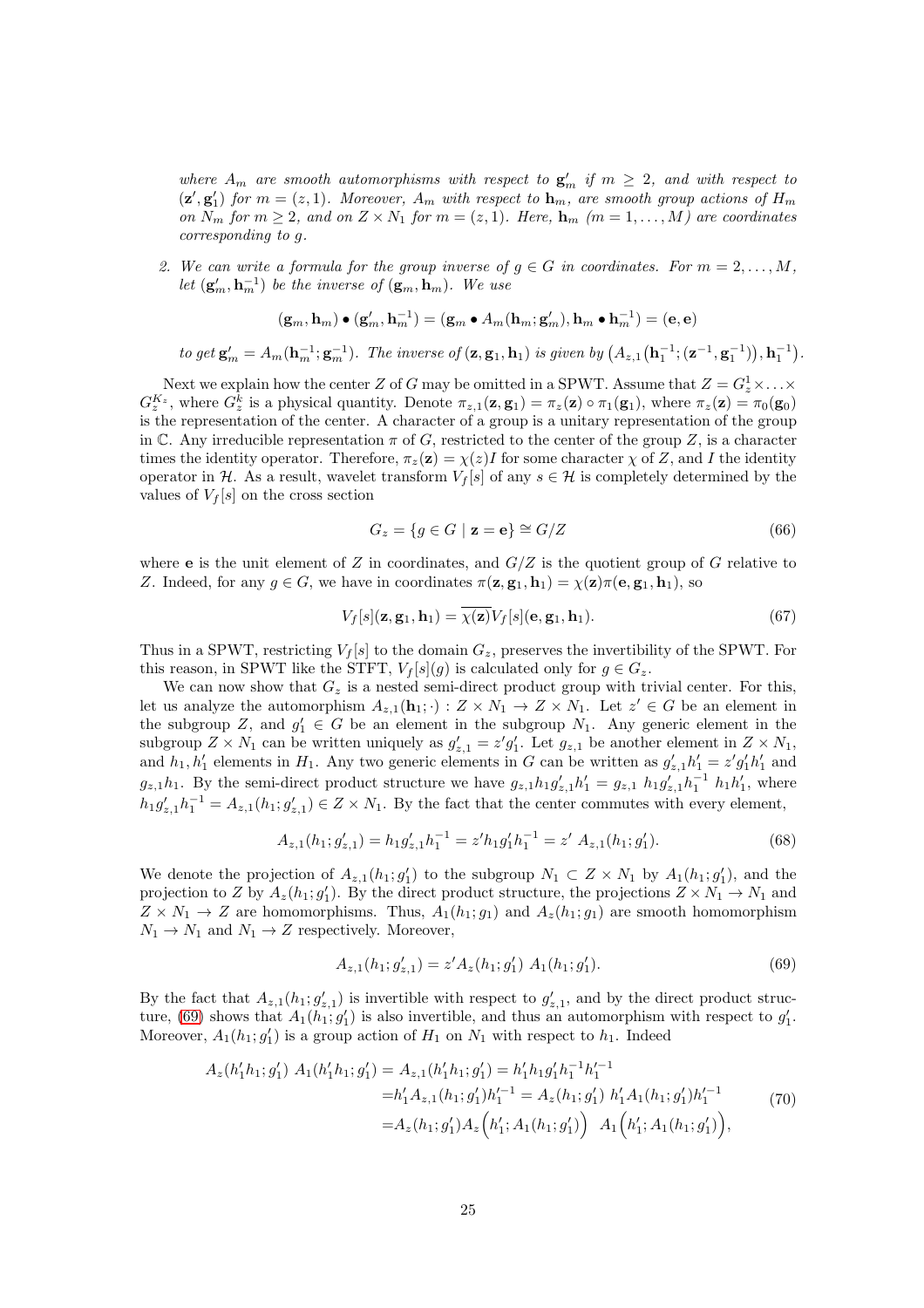*where $A_m$ are smooth automorphisms with respect to $\mathbf{g}'_m$ if $m \geq 2$, and with respect to $(\mathbf{z}', \mathbf{g}'_1)$ for $m = (z,1)$. Moreover, $A_m$ with respect to $\mathbf{h}_m$, are smooth group actions of $H_m$ on $N_m$ for $m \geq 2$, and on $Z \times N_1$ for $m = (z,1)$. Here, $\mathbf{h}_m$ $(m = 1, \ldots, M)$ are coordinates corresponding to $g$.*

2. *We can write a formula for the group inverse of $g \in G$ in coordinates. For $m = 2, \ldots, M$, let $(\mathbf{g}'_m, \mathbf{h}_m^{-1})$ be the inverse of $(\mathbf{g}_m, \mathbf{h}_m)$. We use*

$$(\mathbf{g}_m, \mathbf{h}_m) \bullet (\mathbf{g}'_m, \mathbf{h}_m^{-1}) = (\mathbf{g}_m \bullet A_m(\mathbf{h}_m; \mathbf{g}'_m), \mathbf{h}_m \bullet \mathbf{h}_m^{-1}) = (\mathbf{e}, \mathbf{e})$$

*to get $\mathbf{g}'_m = A_m(\mathbf{h}_m^{-1}; \mathbf{g}_m^{-1})$. The inverse of $(\mathbf{z}, \mathbf{g}_1, \mathbf{h}_1)$ is given by $\left(A_{z,1}\left(\mathbf{h}_1^{-1}; (\mathbf{z}^{-1}, \mathbf{g}_1^{-1})\right), \mathbf{h}_1^{-1}\right)$.*

Next we explain how the center $Z$ of $G$ may be omitted in a SPWT. Assume that $Z = G_z^1 \times \ldots \times G_z^{K_z}$, where $G_z^k$ is a physical quantity. Denote $\pi_{z,1}(\mathbf{z}, \mathbf{g}_1) = \pi_z(\mathbf{z}) \circ \pi_1(\mathbf{g}_1)$, where $\pi_z(\mathbf{z}) = \pi_0(\mathbf{g}_0)$ is the representation of the center. A character of a group is a unitary representation of the group in $\mathbb{C}$. Any irreducible representation $\pi$ of $G$, restricted to the center of the group $Z$, is a character times the identity operator. Therefore, $\pi_z(\mathbf{z}) = \chi(z)I$ for some character $\chi$ of $Z$, and $I$ the identity operator in $\mathcal{H}$. As a result, wavelet transform $V_f[s]$ of any $s \in \mathcal{H}$ is completely determined by the values of $V_f[s]$ on the cross section

$$G_z = \{g \in G \mid \mathbf{z} = \mathbf{e}\} \cong G/Z \tag{66}$$

where $\mathbf{e}$ is the unit element of $Z$ in coordinates, and $G/Z$ is the quotient group of $G$ relative to $Z$. Indeed, for any $g \in G$, we have in coordinates $\pi(\mathbf{z}, \mathbf{g}_1, \mathbf{h}_1) = \chi(\mathbf{z})\pi(\mathbf{e}, \mathbf{g}_1, \mathbf{h}_1)$, so

$$V_f[s](\mathbf{z}, \mathbf{g}_1, \mathbf{h}_1) = \overline{\chi(\mathbf{z})} V_f[s](\mathbf{e}, \mathbf{g}_1, \mathbf{h}_1). \tag{67}$$

Thus in a SPWT, restricting $V_f[s]$ to the domain $G_z$, preserves the invertibility of the SPWT. For this reason, in SPWT like the STFT, $V_f[s](g)$ is calculated only for $g \in G_z$.

We can now show that $G_z$ is a nested semi-direct product group with trivial center. For this, let us analyze the automorphism $A_{z,1}(\mathbf{h}_1; \cdot) : Z \times N_1 \to Z \times N_1$. Let $z' \in G$ be an element in the subgroup $Z$, and $g'_1 \in G$ be an element in the subgroup $N_1$. Any generic element in the subgroup $Z \times N_1$ can be written uniquely as $g'_{z,1} = z' g'_1$. Let $g_{z,1}$ be another element in $Z \times N_1$, and $h_1, h'_1$ elements in $H_1$. Any two generic elements in $G$ can be written as $g'_{z,1} h'_1 = z' g'_1 h'_1$ and $g_{z,1} h_1$. By the semi-direct product structure we have $g_{z,1} h_1 g'_{z,1} h'_1 = g_{z,1}\ h_1 g'_{z,1} h_1^{-1}\ h_1 h'_1$, where $h_1 g'_{z,1} h_1^{-1} = A_{z,1}(h_1; g'_{z,1}) \in Z \times N_1$. By the fact that the center commutes with every element,

$$A_{z,1}(h_1; g'_{z,1}) = h_1 g'_{z,1} h_1^{-1} = z' h_1 g'_1 h_1^{-1} = z'\ A_{z,1}(h_1; g'_1). \tag{68}$$

We denote the projection of $A_{z,1}(h_1; g'_1)$ to the subgroup $N_1 \subset Z \times N_1$ by $A_1(h_1; g'_1)$, and the projection to $Z$ by $A_z(h_1; g'_1)$. By the direct product structure, the projections $Z \times N_1 \to N_1$ and $Z \times N_1 \to Z$ are homomorphisms. Thus, $A_1(h_1; g_1)$ and $A_z(h_1; g_1)$ are smooth homomorphism $N_1 \to N_1$ and $N_1 \to Z$ respectively. Moreover,

$$A_{z,1}(h_1; g'_{z,1}) = z' A_z(h_1; g'_1)\ A_1(h_1; g'_1). \tag{69}$$

By the fact that $A_{z,1}(h_1; g'_{z,1})$ is invertible with respect to $g'_{z,1}$, and by the direct product structure, (69) shows that $A_1(h_1; g'_1)$ is also invertible, and thus an automorphism with respect to $g'_1$. Moreover, $A_1(h_1; g'_1)$ is a group action of $H_1$ on $N_1$ with respect to $h_1$. Indeed

$$\begin{aligned}
A_z(h'_1 h_1; g'_1)\ A_1(h'_1 h_1; g'_1) = A_{z,1}(h'_1 h_1; g'_1) &= h'_1 h_1 g'_1 h_1^{-1} h_1'^{-1} \\
&= h'_1 A_{z,1}(h_1; g'_1) h_1'^{-1} = A_z(h_1; g'_1)\ h'_1 A_1(h_1; g'_1) h_1'^{-1} \\
&= A_z(h_1; g'_1) A_z\Big(h'_1; A_1(h_1; g'_1)\Big)\ \ A_1\Big(h'_1; A_1(h_1; g'_1)\Big),
\end{aligned} \tag{70}$$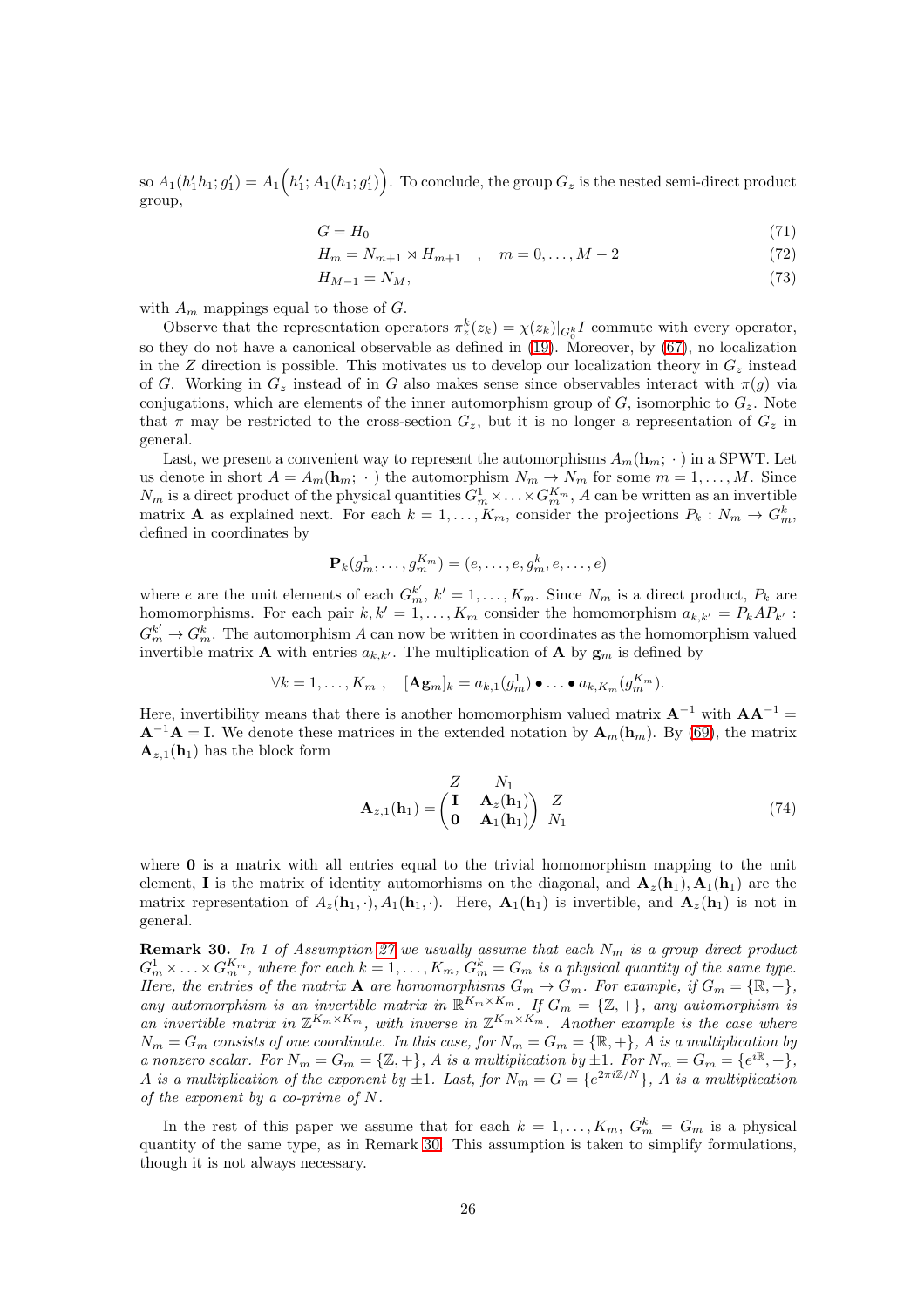so $A_1(h_1'h_1; g_1') = A_1\Big(h_1'; A_1(h_1; g_1')\Big)$. To conclude, the group $G_z$ is the nested semi-direct product group,

$$G = H_0 \tag{71}$$

$$H_m = N_{m+1} \rtimes H_{m+1} \quad , \quad m = 0, \dots, M-2 \tag{72}$$

$$H_{M-1} = N_M, \tag{73}$$

with $A_m$ mappings equal to those of $G$.

Observe that the representation operators $\pi_z^k(z_k) = \chi(z_k)|_{G_0^k} I$ commute with every operator, so they do not have a canonical observable as defined in (19). Moreover, by (67), no localization in the $Z$ direction is possible. This motivates us to develop our localization theory in $G_z$ instead of $G$. Working in $G_z$ instead of in $G$ also makes sense since observables interact with $\pi(g)$ via conjugations, which are elements of the inner automorphism group of $G$, isomorphic to $G_z$. Note that $\pi$ may be restricted to the cross-section $G_z$, but it is no longer a representation of $G_z$ in general.

Last, we present a convenient way to represent the automorphisms $A_m(\mathbf{h}_m; \cdot\,)$ in a SPWT. Let us denote in short $A = A_m(\mathbf{h}_m; \cdot\,)$ the automorphism $N_m \to N_m$ for some $m = 1, \dots, M$. Since $N_m$ is a direct product of the physical quantities $G_m^1 \times \dots \times G_m^{K_m}$, $A$ can be written as an invertible matrix $\mathbf{A}$ as explained next. For each $k = 1, \dots, K_m$, consider the projections $P_k : N_m \to G_m^k$, defined in coordinates by

$$\mathbf{P}_k(g_m^1, \dots, g_m^{K_m}) = (e, \dots, e, g_m^k, e, \dots, e)$$

where $e$ are the unit elements of each $G_m^{k'}$, $k' = 1, \dots, K_m$. Since $N_m$ is a direct product, $P_k$ are homomorphisms. For each pair $k, k' = 1, \dots, K_m$ consider the homomorphism $a_{k,k'} = P_k A P_{k'} : G_m^{k'} \to G_m^k$. The automorphism $A$ can now be written in coordinates as the homomorphism valued invertible matrix $\mathbf{A}$ with entries $a_{k,k'}$. The multiplication of $\mathbf{A}$ by $\mathbf{g}_m$ is defined by

$$\forall k = 1, \dots, K_m \ , \quad [\mathbf{A}\mathbf{g}_m]_k = a_{k,1}(g_m^1) \bullet \dots \bullet a_{k,K_m}(g_m^{K_m}).$$

Here, invertibility means that there is another homomorphism valued matrix $\mathbf{A}^{-1}$ with $\mathbf{A}\mathbf{A}^{-1} = \mathbf{A}^{-1}\mathbf{A} = \mathbf{I}$. We denote these matrices in the extended notation by $\mathbf{A}_m(\mathbf{h}_m)$. By (69), the matrix $\mathbf{A}_{z,1}(\mathbf{h}_1)$ has the block form

$$\mathbf{A}_{z,1}(\mathbf{h}_1) = \begin{array}{c} \begin{array}{cc} Z & N_1 \end{array} \\ \begin{pmatrix} \mathbf{I} & \mathbf{A}_z(\mathbf{h}_1) \\ \mathbf{0} & \mathbf{A}_1(\mathbf{h}_1) \end{pmatrix} \end{array} \begin{array}{c} Z \\ N_1 \end{array} \tag{74}$$

where $\mathbf{0}$ is a matrix with all entries equal to the trivial homomorphism mapping to the unit element, $\mathbf{I}$ is the matrix of identity automorhisms on the diagonal, and $\mathbf{A}_z(\mathbf{h}_1), \mathbf{A}_1(\mathbf{h}_1)$ are the matrix representation of $A_z(\mathbf{h}_1, \cdot), A_1(\mathbf{h}_1, \cdot)$. Here, $\mathbf{A}_1(\mathbf{h}_1)$ is invertible, and $\mathbf{A}_z(\mathbf{h}_1)$ is not in general.

**Remark 30.** *In 1 of Assumption 27 we usually assume that each $N_m$ is a group direct product $G_m^1 \times \dots \times G_m^{K_m}$, where for each $k = 1, \dots, K_m$, $G_m^k = G_m$ is a physical quantity of the same type. Here, the entries of the matrix $\mathbf{A}$ are homomorphisms $G_m \to G_m$. For example, if $G_m = \{\mathbb{R}, +\}$, any automorphism is an invertible matrix in $\mathbb{R}^{K_m \times K_m}$. If $G_m = \{\mathbb{Z}, +\}$, any automorphism is an invertible matrix in $\mathbb{Z}^{K_m \times K_m}$, with inverse in $\mathbb{Z}^{K_m \times K_m}$. Another example is the case where $N_m = G_m$ consists of one coordinate. In this case, for $N_m = G_m = \{\mathbb{R}, +\}$, $A$ is a multiplication by a nonzero scalar. For $N_m = G_m = \{\mathbb{Z}, +\}$, $A$ is a multiplication by $\pm 1$. For $N_m = G_m = \{e^{i\mathbb{R}}, +\}$, $A$ is a multiplication of the exponent by $\pm 1$. Last, for $N_m = G = \{e^{2\pi i \mathbb{Z}/N}\}$, $A$ is a multiplication of the exponent by a co-prime of $N$.*

In the rest of this paper we assume that for each $k = 1, \dots, K_m$, $G_m^k = G_m$ is a physical quantity of the same type, as in Remark 30. This assumption is taken to simplify formulations, though it is not always necessary.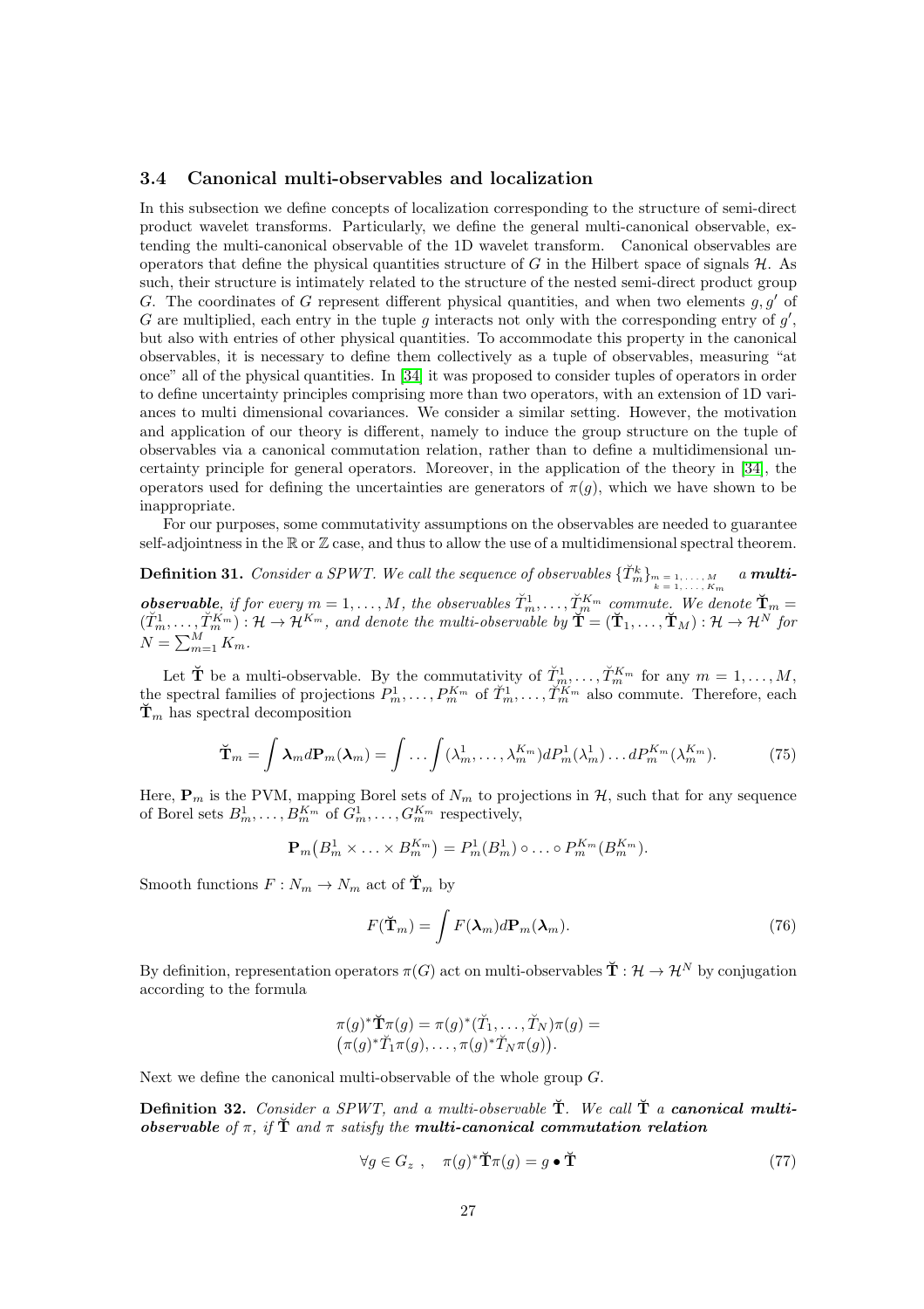### 3.4 Canonical multi-observables and localization

In this subsection we define concepts of localization corresponding to the structure of semi-direct product wavelet transforms. Particularly, we define the general multi-canonical observable, extending the multi-canonical observable of the 1D wavelet transform. Canonical observables are operators that define the physical quantities structure of $G$ in the Hilbert space of signals $\mathcal{H}$. As such, their structure is intimately related to the structure of the nested semi-direct product group $G$. The coordinates of $G$ represent different physical quantities, and when two elements $g, g'$ of $G$ are multiplied, each entry in the tuple $g$ interacts not only with the corresponding entry of $g'$, but also with entries of other physical quantities. To accommodate this property in the canonical observables, it is necessary to define them collectively as a tuple of observables, measuring "at once" all of the physical quantities. In [34] it was proposed to consider tuples of operators in order to define uncertainty principles comprising more than two operators, with an extension of 1D variances to multi dimensional covariances. We consider a similar setting. However, the motivation and application of our theory is different, namely to induce the group structure on the tuple of observables via a canonical commutation relation, rather than to define a multidimensional uncertainty principle for general operators. Moreover, in the application of the theory in [34], the operators used for defining the uncertainties are generators of $\pi(g)$, which we have shown to be inappropriate.

For our purposes, some commutativity assumptions on the observables are needed to guarantee self-adjointness in the $\mathbb{R}$ or $\mathbb{Z}$ case, and thus to allow the use of a multidimensional spectral theorem.

**Definition 31.** *Consider a SPWT. We call the sequence of observables $\{\breve{T}_m^k\}_{\substack{m=1,\ldots,M \\ k=1,\ldots,K_m}}$ a **multi-observable**, if for every $m = 1, \ldots, M$, the observables $\breve{T}_m^1, \ldots, \breve{T}_m^{K_m}$ commute. We denote $\breve{\mathbf{T}}_m = (\breve{T}_m^1, \ldots, \breve{T}_m^{K_m}) : \mathcal{H} \to \mathcal{H}^{K_m}$, and denote the multi-observable by $\breve{\mathbf{T}} = (\breve{\mathbf{T}}_1, \ldots, \breve{\mathbf{T}}_M) : \mathcal{H} \to \mathcal{H}^N$ for $N = \sum_{m=1}^M K_m$.*

Let $\breve{\mathbf{T}}$ be a multi-observable. By the commutativity of $\breve{T}_m^1, \ldots, \breve{T}_m^{K_m}$ for any $m = 1, \ldots, M$, the spectral families of projections $P_m^1, \ldots, P_m^{K_m}$ of $\breve{T}_m^1, \ldots, \breve{T}_m^{K_m}$ also commute. Therefore, each $\breve{\mathbf{T}}_m$ has spectral decomposition

$$\breve{\mathbf{T}}_m = \int \boldsymbol{\lambda}_m d\mathbf{P}_m(\boldsymbol{\lambda}_m) = \int \ldots \int (\lambda_m^1, \ldots, \lambda_m^{K_m}) dP_m^1(\lambda_m^1) \ldots dP_m^{K_m}(\lambda_m^{K_m}). \tag{75}$$

Here, $\mathbf{P}_m$ is the PVM, mapping Borel sets of $N_m$ to projections in $\mathcal{H}$, such that for any sequence of Borel sets $B_m^1, \ldots, B_m^{K_m}$ of $G_m^1, \ldots, G_m^{K_m}$ respectively,

$$\mathbf{P}_m\big(B_m^1 \times \ldots \times B_m^{K_m}\big) = P_m^1(B_m^1) \circ \ldots \circ P_m^{K_m}(B_m^{K_m}).$$

Smooth functions $F : N_m \to N_m$ act of $\breve{\mathbf{T}}_m$ by

$$F(\breve{\mathbf{T}}_m) = \int F(\boldsymbol{\lambda}_m) d\mathbf{P}_m(\boldsymbol{\lambda}_m). \tag{76}$$

By definition, representation operators $\pi(G)$ act on multi-observables $\breve{\mathbf{T}} : \mathcal{H} \to \mathcal{H}^N$ by conjugation according to the formula

$$\begin{aligned} &\pi(g)^* \breve{\mathbf{T}} \pi(g) = \pi(g)^* (\breve{T}_1, \ldots, \breve{T}_N) \pi(g) = \\ &\big(\pi(g)^* \breve{T}_1 \pi(g), \ldots, \pi(g)^* \breve{T}_N \pi(g)\big). \end{aligned}$$

Next we define the canonical multi-observable of the whole group $G$.

**Definition 32.** *Consider a SPWT, and a multi-observable $\breve{\mathbf{T}}$. We call $\breve{\mathbf{T}}$ a **canonical multi-observable** of $\pi$, if $\breve{\mathbf{T}}$ and $\pi$ satisfy the **multi-canonical commutation relation***

$$\forall g \in G_z \ , \quad \pi(g)^* \breve{\mathbf{T}} \pi(g) = g \bullet \breve{\mathbf{T}} \tag{77}$$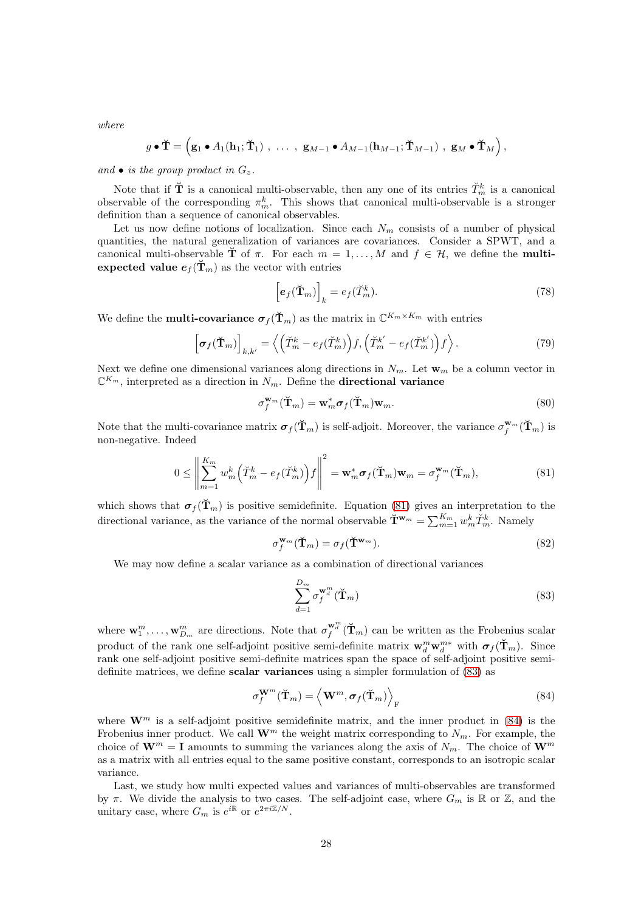*where*

$$g \bullet \breve{\mathbf{T}} = \Big( \mathbf{g}_1 \bullet A_1(\mathbf{h}_1; \breve{\mathbf{T}}_1) \ , \ \ldots \ , \ \mathbf{g}_{M-1} \bullet A_{M-1}(\mathbf{h}_{M-1}; \breve{\mathbf{T}}_{M-1}) \ , \ \mathbf{g}_M \bullet \breve{\mathbf{T}}_M \Big),$$

*and $\bullet$ is the group product in $G_z$.*

Note that if $\breve{\mathbf{T}}$ is a canonical multi-observable, then any one of its entries $\breve{T}_m^k$ is a canonical observable of the corresponding $\pi_m^k$. This shows that canonical multi-observable is a stronger definition than a sequence of canonical observables.

Let us now define notions of localization. Since each $N_m$ consists of a number of physical quantities, the natural generalization of variances are covariances. Consider a SPWT, and a canonical multi-observable $\breve{\mathbf{T}}$ of $\pi$. For each $m = 1, \ldots, M$ and $f \in \mathcal{H}$, we define the **multi-expected value** $\boldsymbol{e}_f(\breve{\mathbf{T}}_m)$ as the vector with entries

$$\Big[\boldsymbol{e}_f(\breve{\mathbf{T}}_m)\Big]_k = e_f(\breve{T}_m^k). \tag{78}$$

We define the **multi-covariance** $\boldsymbol{\sigma}_f(\breve{\mathbf{T}}_m)$ as the matrix in $\mathbb{C}^{K_m \times K_m}$ with entries

$$\Big[\boldsymbol{\sigma}_f(\breve{\mathbf{T}}_m)\Big]_{k,k'} = \Big\langle \Big(\breve{T}_m^k - e_f(\breve{T}_m^k)\Big) f, \Big(\breve{T}_m^{k'} - e_f(\breve{T}_m^{k'})\Big) f \Big\rangle. \tag{79}$$

Next we define one dimensional variances along directions in $N_m$. Let $\mathbf{w}_m$ be a column vector in $\mathbb{C}^{K_m}$, interpreted as a direction in $N_m$. Define the **directional variance**

$$\sigma_f^{\mathbf{w}_m}(\breve{\mathbf{T}}_m) = \mathbf{w}_m^* \boldsymbol{\sigma}_f(\breve{\mathbf{T}}_m) \mathbf{w}_m. \tag{80}$$

Note that the multi-covariance matrix $\boldsymbol{\sigma}_f(\breve{\mathbf{T}}_m)$ is self-adjoit. Moreover, the variance $\sigma_f^{\mathbf{w}_m}(\breve{\mathbf{T}}_m)$ is non-negative. Indeed

$$0 \leq \left\| \sum_{m=1}^{K_m} w_m^k \Big(\breve{T}_m^k - e_f(\breve{T}_m^k)\Big) f \right\|^2 = \mathbf{w}_m^* \boldsymbol{\sigma}_f(\breve{\mathbf{T}}_m) \mathbf{w}_m = \sigma_f^{\mathbf{w}_m}(\breve{\mathbf{T}}_m), \tag{81}$$

which shows that $\boldsymbol{\sigma}_f(\breve{\mathbf{T}}_m)$ is positive semidefinite. Equation (81) gives an interpretation to the directional variance, as the variance of the normal observable $\breve{\mathbf{T}}^{\mathbf{w}_m} = \sum_{m=1}^{K_m} w_m^k \breve{T}_m^k$. Namely

$$\sigma_f^{\mathbf{w}_m}(\breve{\mathbf{T}}_m) = \sigma_f(\breve{\mathbf{T}}^{\mathbf{w}_m}). \tag{82}$$

We may now define a scalar variance as a combination of directional variances

$$\sum_{d=1}^{D_m} \sigma_f^{\mathbf{w}_d^m}(\breve{\mathbf{T}}_m) \tag{83}$$

where $\mathbf{w}_1^m, \ldots, \mathbf{w}_{D_m}^m$ are directions. Note that $\sigma_f^{\mathbf{w}_d^m}(\breve{\mathbf{T}}_m)$ can be written as the Frobenius scalar product of the rank one self-adjoint positive semi-definite matrix $\mathbf{w}_d^m \mathbf{w}_d^{m*}$ with $\boldsymbol{\sigma}_f(\breve{\mathbf{T}}_m)$. Since rank one self-adjoint positive semi-definite matrices span the space of self-adjoint positive semi-definite matrices, we define **scalar variances** using a simpler formulation of (83) as

$$\sigma_f^{\mathbf{W}^m}(\breve{\mathbf{T}}_m) = \Big\langle \mathbf{W}^m, \boldsymbol{\sigma}_f(\breve{\mathbf{T}}_m) \Big\rangle_{\mathrm{F}} \tag{84}$$

where $\mathbf{W}^m$ is a self-adjoint positive semidefinite matrix, and the inner product in (84) is the Frobenius inner product. We call $\mathbf{W}^m$ the weight matrix corresponding to $N_m$. For example, the choice of $\mathbf{W}^m = \mathbf{I}$ amounts to summing the variances along the axis of $N_m$. The choice of $\mathbf{W}^m$ as a matrix with all entries equal to the same positive constant, corresponds to an isotropic scalar variance.

Last, we study how multi expected values and variances of multi-observables are transformed by $\pi$. We divide the analysis to two cases. The self-adjoint case, where $G_m$ is $\mathbb{R}$ or $\mathbb{Z}$, and the unitary case, where $G_m$ is $e^{i\mathbb{R}}$ or $e^{2\pi i \mathbb{Z}/N}$.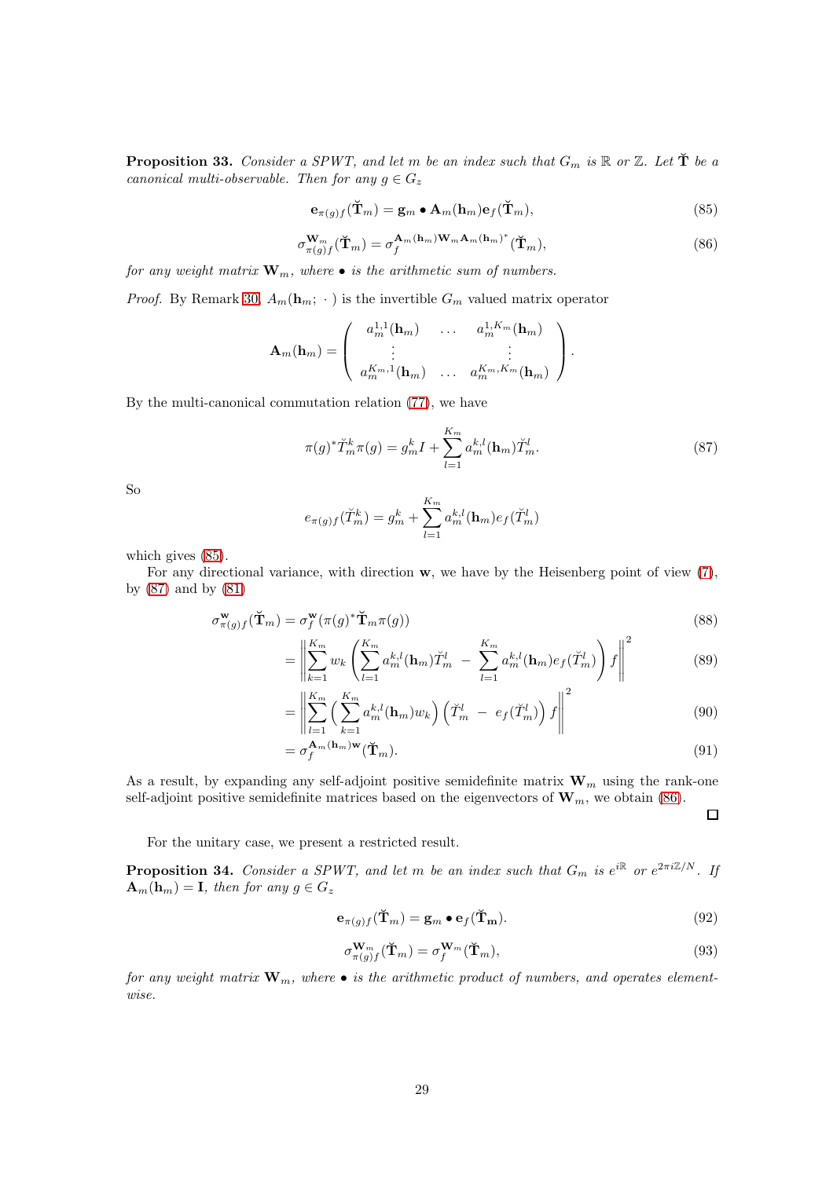**Proposition 33.** *Consider a SPWT, and let $m$ be an index such that $G_m$ is $\mathbb{R}$ or $\mathbb{Z}$. Let $\breve{\mathbf{T}}$ be a canonical multi-observable. Then for any $g \in G_z$*

$$\mathbf{e}_{\pi(g)f}(\breve{\mathbf{T}}_m) = \mathbf{g}_m \bullet \mathbf{A}_m(\mathbf{h}_m)\mathbf{e}_f(\breve{\mathbf{T}}_m), \tag{85}$$

$$\sigma^{\mathbf{W}_m}_{\pi(g)f}(\breve{\mathbf{T}}_m) = \sigma_f^{\mathbf{A}_m(\mathbf{h}_m)\mathbf{W}_m\mathbf{A}_m(\mathbf{h}_m)^*}(\breve{\mathbf{T}}_m), \tag{86}$$

*for any weight matrix $\mathbf{W}_m$, where $\bullet$ is the arithmetic sum of numbers.*

*Proof.* By Remark 30, $A_m(\mathbf{h}_m; \,\cdot\,)$ is the invertible $G_m$ valued matrix operator

$$\mathbf{A}_m(\mathbf{h}_m) = \begin{pmatrix} a_m^{1,1}(\mathbf{h}_m) & \dots & a_m^{1,K_m}(\mathbf{h}_m) \\ \vdots & & \vdots \\ a_m^{K_m,1}(\mathbf{h}_m) & \dots & a_m^{K_m,K_m}(\mathbf{h}_m) \end{pmatrix}.$$

By the multi-canonical commutation relation (77), we have

$$\pi(g)^*\breve{T}_m^k\pi(g) = g_m^k I + \sum_{l=1}^{K_m} a_m^{k,l}(\mathbf{h}_m)\breve{T}_m^l. \tag{87}$$

So

$$e_{\pi(g)f}(\breve{T}_m^k) = g_m^k + \sum_{l=1}^{K_m} a_m^{k,l}(\mathbf{h}_m)e_f(\breve{T}_m^l)$$

which gives (85).

For any directional variance, with direction $\mathbf{w}$, we have by the Heisenberg point of view (7), by (87) and by (81)

$$\begin{aligned}
\sigma^{\mathbf{w}}_{\pi(g)f}(\breve{\mathbf{T}}_m) &= \sigma_f^{\mathbf{w}}(\pi(g)^*\breve{\mathbf{T}}_m\pi(g)) && (88)\\
&= \left\| \sum_{k=1}^{K_m} w_k \left( \sum_{l=1}^{K_m} a_m^{k,l}(\mathbf{h}_m)\breve{T}_m^l \;-\; \sum_{l=1}^{K_m} a_m^{k,l}(\mathbf{h}_m)e_f(\breve{T}_m^l)\right) f \right\|^2 && (89)\\
&= \left\| \sum_{l=1}^{K_m} \Big( \sum_{k=1}^{K_m} a_m^{k,l}(\mathbf{h}_m)w_k \Big) \Big(\breve{T}_m^l \;-\; e_f(\breve{T}_m^l)\Big) f \right\|^2 && (90)\\
&= \sigma_f^{\mathbf{A}_m(\mathbf{h}_m)\mathbf{w}}(\breve{\mathbf{T}}_m). && (91)
\end{aligned}$$

As a result, by expanding any self-adjoint positive semidefinite matrix $\mathbf{W}_m$ using the rank-one self-adjoint positive semidefinite matrices based on the eigenvectors of $\mathbf{W}_m$, we obtain (86). □

For the unitary case, we present a restricted result.

**Proposition 34.** *Consider a SPWT, and let $m$ be an index such that $G_m$ is $e^{i\mathbb{R}}$ or $e^{2\pi i\mathbb{Z}/N}$. If $\mathbf{A}_m(\mathbf{h}_m) = \mathbf{I}$, then for any $g \in G_z$*

$$\mathbf{e}_{\pi(g)f}(\breve{\mathbf{T}}_m) = \mathbf{g}_m \bullet \mathbf{e}_f(\breve{\mathbf{T}}_\mathbf{m}). \tag{92}$$

$$\sigma^{\mathbf{W}_m}_{\pi(g)f}(\breve{\mathbf{T}}_m) = \sigma_f^{\mathbf{W}_m}(\breve{\mathbf{T}}_m), \tag{93}$$

*for any weight matrix $\mathbf{W}_m$, where $\bullet$ is the arithmetic product of numbers, and operates element-wise.*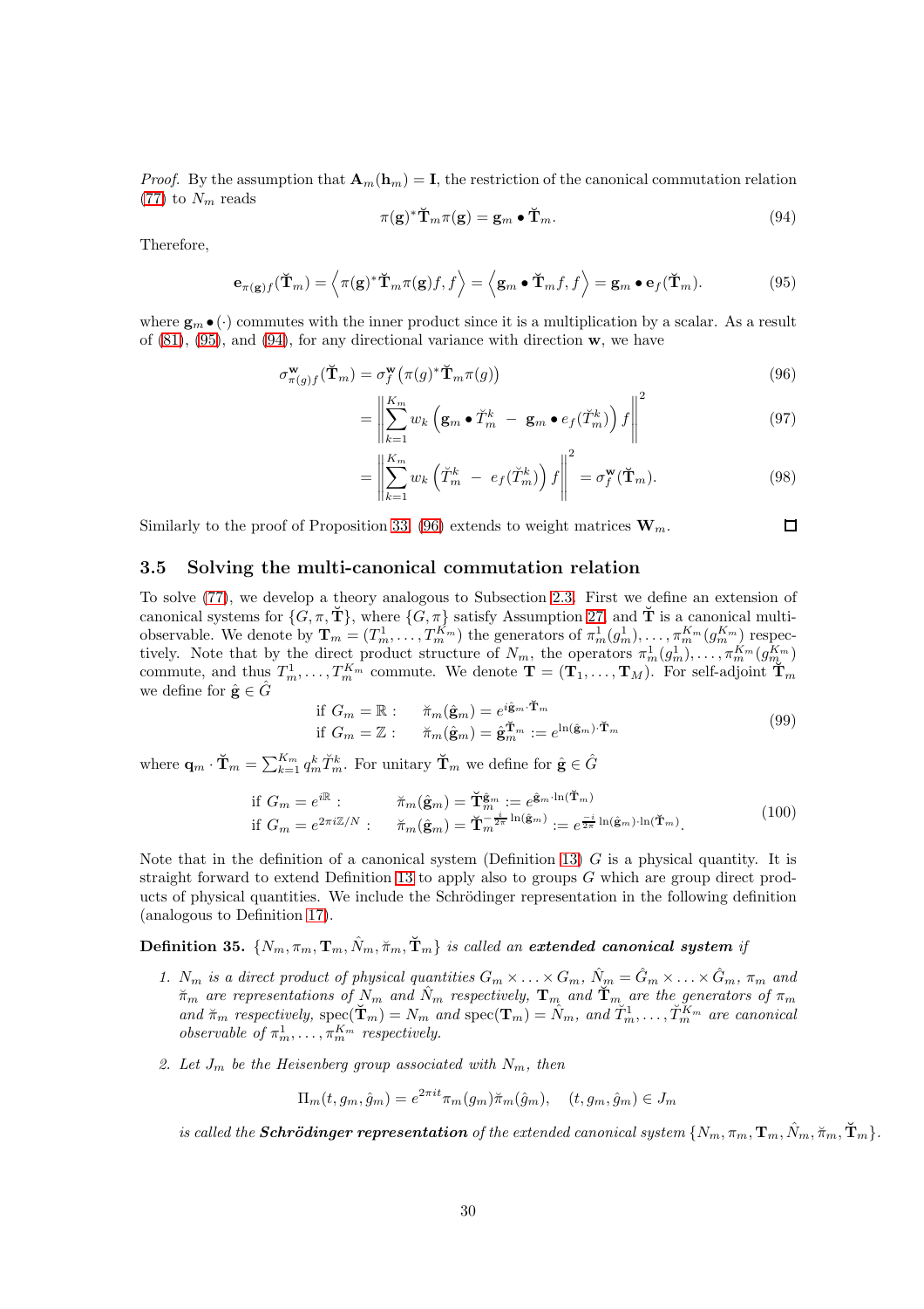*Proof.* By the assumption that $\mathbf{A}_m(\mathbf{h}_m) = \mathbf{I}$, the restriction of the canonical commutation relation (77) to $N_m$ reads

$$\pi(\mathbf{g})^* \breve{\mathbf{T}}_m \pi(\mathbf{g}) = \mathbf{g}_m \bullet \breve{\mathbf{T}}_m. \tag{94}$$

Therefore,

$$\mathbf{e}_{\pi(\mathbf{g})f}(\breve{\mathbf{T}}_m) = \left\langle \pi(\mathbf{g})^* \breve{\mathbf{T}}_m \pi(\mathbf{g}) f, f \right\rangle = \left\langle \mathbf{g}_m \bullet \breve{\mathbf{T}}_m f, f \right\rangle = \mathbf{g}_m \bullet \mathbf{e}_f(\breve{\mathbf{T}}_m). \tag{95}$$

where $\mathbf{g}_m \bullet (\cdot)$ commutes with the inner product since it is a multiplication by a scalar. As a result of (81), (95), and (94), for any directional variance with direction $\mathbf{w}$, we have

$$\sigma^{\mathbf{w}}_{\pi(g)f}(\breve{\mathbf{T}}_m) = \sigma^{\mathbf{w}}_f\big(\pi(g)^* \breve{\mathbf{T}}_m \pi(g)\big) \tag{96}$$

$$= \left\| \sum_{k=1}^{K_m} w_k \left( \mathbf{g}_m \bullet \breve{T}^k_m \; - \; \mathbf{g}_m \bullet e_f(\breve{T}^k_m) \right) f \right\|^2 \tag{97}$$

$$= \left\| \sum_{k=1}^{K_m} w_k \left( \breve{T}^k_m \; - \; e_f(\breve{T}^k_m) \right) f \right\|^2 = \sigma^{\mathbf{w}}_f(\breve{\mathbf{T}}_m). \tag{98}$$

Similarly to the proof of Proposition 33, (96) extends to weight matrices $\mathbf{W}_m$. $\square$

### 3.5 Solving the multi-canonical commutation relation

To solve (77), we develop a theory analogous to Subsection 2.3. First we define an extension of canonical systems for $\{G, \pi, \breve{\mathbf{T}}\}$, where $\{G, \pi\}$ satisfy Assumption 27, and $\breve{\mathbf{T}}$ is a canonical multi-observable. We denote by $\mathbf{T}_m = (T^1_m, \ldots, T^{K_m}_m)$ the generators of $\pi^1_m(g^1_m), \ldots, \pi^{K_m}_m(g^{K_m}_m)$ respectively. Note that by the direct product structure of $N_m$, the operators $\pi^1_m(g^1_m), \ldots, \pi^{K_m}_m(g^{K_m}_m)$ commute, and thus $T^1_m, \ldots, T^{K_m}_m$ commute. We denote $\mathbf{T} = (\mathbf{T}_1, \ldots, \mathbf{T}_M)$. For self-adjoint $\breve{\mathbf{T}}_m$ we define for $\hat{\mathbf{g}} \in \hat{G}$

$$\begin{aligned} &\text{if } G_m = \mathbb{R}: \qquad \breve{\pi}_m(\hat{\mathbf{g}}_m) = e^{i\hat{\mathbf{g}}_m \cdot \breve{\mathbf{T}}_m} \\ &\text{if } G_m = \mathbb{Z}: \qquad \breve{\pi}_m(\hat{\mathbf{g}}_m) = \hat{\mathbf{g}}_m^{\breve{\mathbf{T}}_m} := e^{\ln(\hat{\mathbf{g}}_m) \cdot \breve{\mathbf{T}}_m} \end{aligned} \tag{99}$$

where $\mathbf{q}_m \cdot \breve{\mathbf{T}}_m = \sum_{k=1}^{K_m} q^k_m \breve{T}^k_m$. For unitary $\breve{\mathbf{T}}_m$ we define for $\hat{\mathbf{g}} \in \hat{G}$

$$\begin{aligned} &\text{if } G_m = e^{i\mathbb{R}}: \qquad \breve{\pi}_m(\hat{\mathbf{g}}_m) = \breve{\mathbf{T}}_m^{\hat{\mathbf{g}}_m} := e^{\hat{\mathbf{g}}_m \cdot \ln(\breve{\mathbf{T}}_m)} \\ &\text{if } G_m = e^{2\pi i \mathbb{Z}/N}: \qquad \breve{\pi}_m(\hat{\mathbf{g}}_m) = \breve{\mathbf{T}}_m^{\frac{-i}{2\pi}\ln(\hat{\mathbf{g}}_m)} := e^{\frac{-i}{2\pi}\ln(\hat{\mathbf{g}}_m) \cdot \ln(\breve{\mathbf{T}}_m)}. \end{aligned} \tag{100}$$

Note that in the definition of a canonical system (Definition 13) $G$ is a physical quantity. It is straight forward to extend Definition 13 to apply also to groups $G$ which are group direct products of physical quantities. We include the Schrödinger representation in the following definition (analogous to Definition 17).

**Definition 35.** *$\{N_m, \pi_m, \mathbf{T}_m, \hat{N}_m, \breve{\pi}_m, \breve{\mathbf{T}}_m\}$ is called an **extended canonical system** if*

1. *$N_m$ is a direct product of physical quantities $G_m \times \ldots \times G_m$, $\hat{N}_m = \hat{G}_m \times \ldots \times \hat{G}_m$, $\pi_m$ and $\breve{\pi}_m$ are representations of $N_m$ and $\hat{N}_m$ respectively, $\mathbf{T}_m$ and $\breve{\mathbf{T}}_m$ are the generators of $\pi_m$ and $\breve{\pi}_m$ respectively, $\mathrm{spec}(\breve{\mathbf{T}}_m) = N_m$ and $\mathrm{spec}(\mathbf{T}_m) = \hat{N}_m$, and $\breve{T}^1_m, \ldots, \breve{T}^{K_m}_m$ are canonical observable of $\pi^1_m, \ldots, \pi^{K_m}_m$ respectively.*

2. *Let $J_m$ be the Heisenberg group associated with $N_m$, then*

$$\Pi_m(t, g_m, \hat{g}_m) = e^{2\pi i t} \pi_m(g_m) \breve{\pi}_m(\hat{g}_m), \quad (t, g_m, \hat{g}_m) \in J_m$$

*is called the **Schrödinger representation** of the extended canonical system $\{N_m, \pi_m, \mathbf{T}_m, \hat{N}_m, \breve{\pi}_m, \breve{\mathbf{T}}_m\}$.*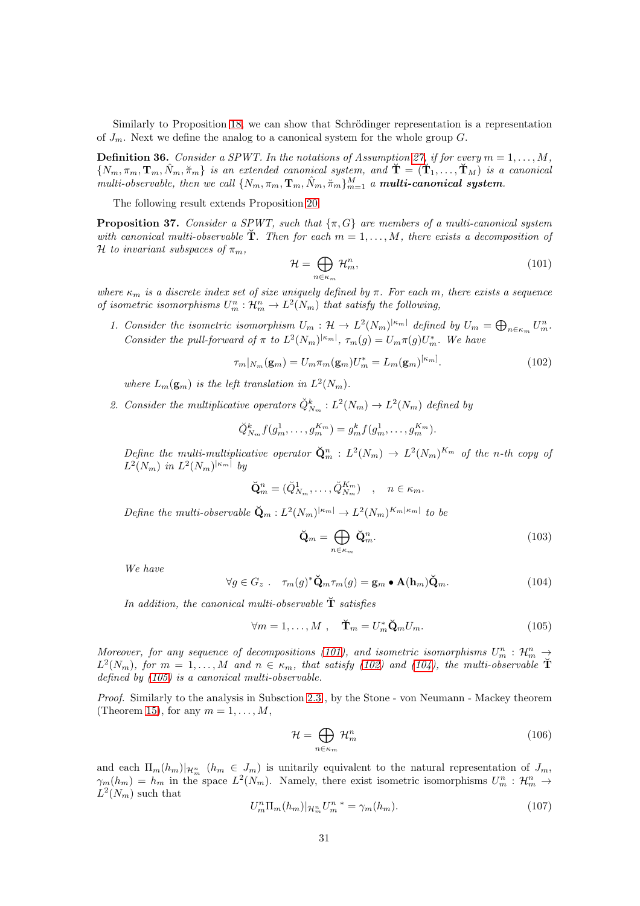Similarly to Proposition 18, we can show that Schrödinger representation is a representation of $J_m$. Next we define the analog to a canonical system for the whole group $G$.

**Definition 36.** *Consider a SPWT. In the notations of Assumption 27, if for every $m = 1, \ldots, M$, $\{N_m, \pi_m, \mathbf{T}_m, \hat{N}_m, \breve{\pi}_m\}$ is an extended canonical system, and $\breve{\mathbf{T}} = (\breve{\mathbf{T}}_1, \ldots, \breve{\mathbf{T}}_M)$ is a canonical multi-observable, then we call $\{N_m, \pi_m, \mathbf{T}_m, \hat{N}_m, \breve{\pi}_m\}_{m=1}^M$ a **multi-canonical system**.*

The following result extends Proposition 20.

**Proposition 37.** *Consider a SPWT, such that $\{\pi, G\}$ are members of a multi-canonical system with canonical multi-observable $\breve{\mathbf{T}}$. Then for each $m = 1, \ldots, M$, there exists a decomposition of $\mathcal{H}$ to invariant subspaces of $\pi_m$,*

$$\mathcal{H} = \bigoplus_{n \in \kappa_m} \mathcal{H}_m^n, \tag{101}$$

*where $\kappa_m$ is a discrete index set of size uniquely defined by $\pi$. For each $m$, there exists a sequence of isometric isomorphisms $U_m^n : \mathcal{H}_m^n \to L^2(N_m)$ that satisfy the following,*

1. *Consider the isometric isomorphism $U_m : \mathcal{H} \to L^2(N_m)^{|\kappa_m|}$ defined by $U_m = \bigoplus_{n \in \kappa_m} U_m^n$. Consider the pull-forward of $\pi$ to $L^2(N_m)^{|\kappa_m|}$, $\tau_m(g) = U_m \pi(g) U_m^*$. We have*

$$\tau_m|_{N_m}(\mathbf{g}_m) = U_m \pi_m(\mathbf{g}_m) U_m^* = L_m(\mathbf{g}_m)^{[\kappa_m]}. \tag{102}$$

*where $L_m(\mathbf{g}_m)$ is the left translation in $L^2(N_m)$.*

2. *Consider the multiplicative operators $\breve{Q}_{N_m}^k : L^2(N_m) \to L^2(N_m)$ defined by*

$$\breve{Q}_{N_m}^k f(g_m^1, \ldots, g_m^{K_m}) = g_m^k f(g_m^1, \ldots, g_m^{K_m}).$$

*Define the multi-multiplicative operator $\breve{\mathbf{Q}}_m^n : L^2(N_m) \to L^2(N_m)^{K_m}$ of the $n$-th copy of $L^2(N_m)$ in $L^2(N_m)^{|\kappa_m|}$ by*

$$\breve{\mathbf{Q}}_m^n = (\breve{Q}_{N_m}^1, \ldots, \breve{Q}_{N_m}^{K_m}) \quad , \quad n \in \kappa_m.$$

*Define the multi-observable $\breve{\mathbf{Q}}_m : L^2(N_m)^{|\kappa_m|} \to L^2(N_m)^{K_m|\kappa_m|}$ to be*

$$\breve{\mathbf{Q}}_m = \bigoplus_{n \in \kappa_m} \breve{\mathbf{Q}}_m^n. \tag{103}$$

*We have*

$$\forall g \in G_z \ . \quad \tau_m(g)^* \breve{\mathbf{Q}}_m \tau_m(g) = \mathbf{g}_m \bullet \mathbf{A}(\mathbf{h}_m) \breve{\mathbf{Q}}_m. \tag{104}$$

*In addition, the canonical multi-observable $\breve{\mathbf{T}}$ satisfies*

$$\forall m = 1, \ldots, M \ , \quad \breve{\mathbf{T}}_m = U_m^* \breve{\mathbf{Q}}_m U_m. \tag{105}$$

*Moreover, for any sequence of decompositions (101), and isometric isomorphisms $U_m^n : \mathcal{H}_m^n \to L^2(N_m)$, for $m = 1, \ldots, M$ and $n \in \kappa_m$, that satisfy (102) and (104), the multi-observable $\breve{\mathbf{T}}$ defined by (105) is a canonical multi-observable.*

*Proof.* Similarly to the analysis in Subsction 2.3, by the Stone - von Neumann - Mackey theorem (Theorem 15), for any $m = 1, \ldots, M$,

$$\mathcal{H} = \bigoplus_{n \in \kappa_m} \mathcal{H}_m^n \tag{106}$$

and each $\Pi_m(h_m)|_{\mathcal{H}_m^n}$ ($h_m \in J_m$) is unitarily equivalent to the natural representation of $J_m$, $\gamma_m(h_m) = h_m$ in the space $L^2(N_m)$. Namely, there exist isometric isomorphisms $U_m^n : \mathcal{H}_m^n \to L^2(N_m)$ such that

$$U_m^n \Pi_m(h_m)|_{\mathcal{H}_m^n} U_m^{n\,*} = \gamma_m(h_m). \tag{107}$$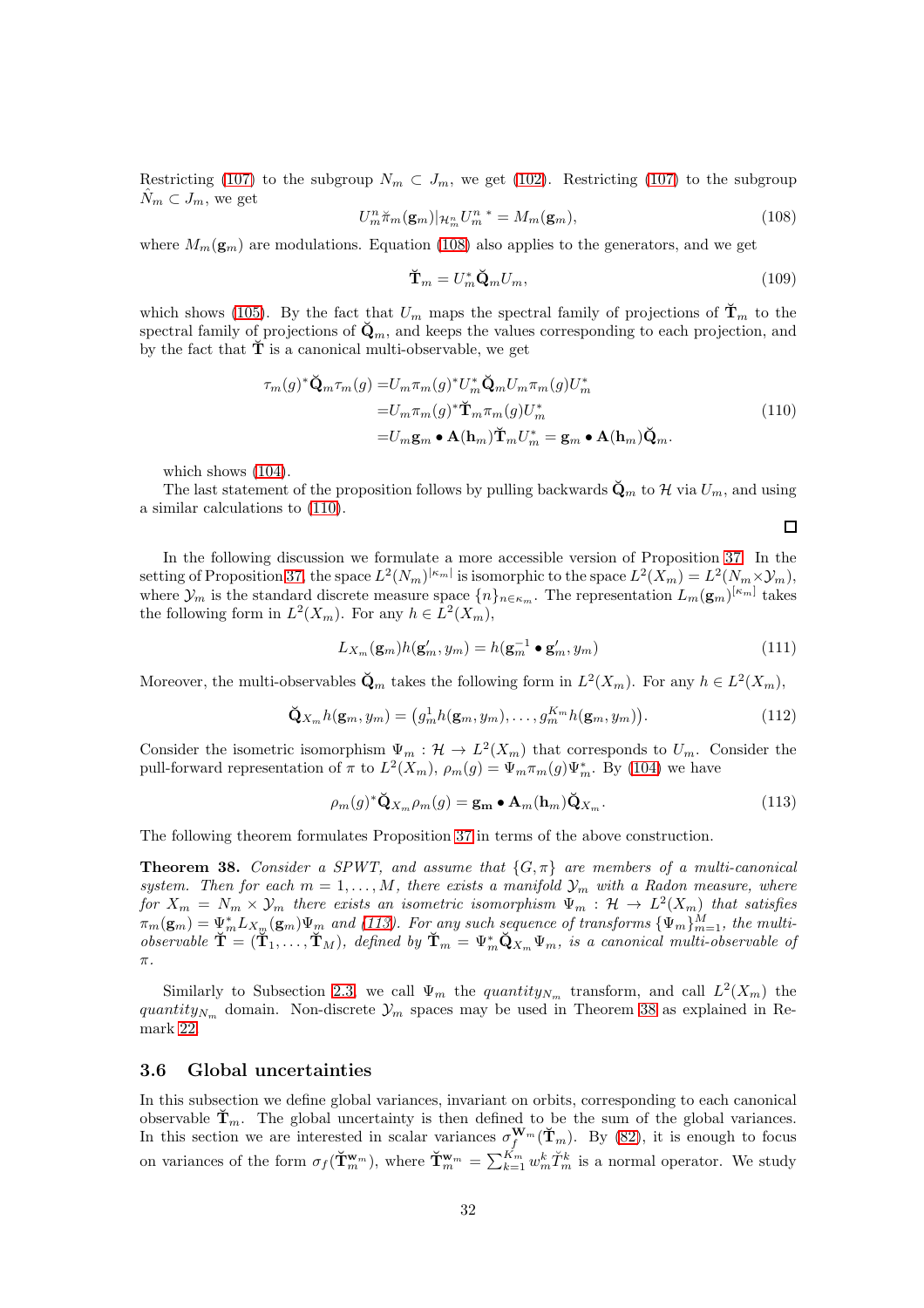Restricting (107) to the subgroup $N_m \subset J_m$, we get (102). Restricting (107) to the subgroup $\hat{N}_m \subset J_m$, we get

$$U_m^n \breve{\pi}_m(\mathbf{g}_m)|_{\mathcal{H}_m^n} U_m^{n\ *} = M_m(\mathbf{g}_m), \tag{108}$$

where $M_m(\mathbf{g}_m)$ are modulations. Equation (108) also applies to the generators, and we get

$$\breve{\mathbf{T}}_m = U_m^* \breve{\mathbf{Q}}_m U_m, \tag{109}$$

which shows (105). By the fact that $U_m$ maps the spectral family of projections of $\breve{\mathbf{T}}_m$ to the spectral family of projections of $\breve{\mathbf{Q}}_m$, and keeps the values corresponding to each projection, and by the fact that $\breve{\mathbf{T}}$ is a canonical multi-observable, we get

$$\begin{aligned}
\tau_m(g)^* \breve{\mathbf{Q}}_m \tau_m(g) =& U_m \pi_m(g)^* U_m^* \breve{\mathbf{Q}}_m U_m \pi_m(g) U_m^* \\
=& U_m \pi_m(g)^* \breve{\mathbf{T}}_m \pi_m(g) U_m^* \\
=& U_m \mathbf{g}_m \bullet \mathbf{A}(\mathbf{h}_m) \breve{\mathbf{T}}_m U_m^* = \mathbf{g}_m \bullet \mathbf{A}(\mathbf{h}_m) \breve{\mathbf{Q}}_m.
\end{aligned} \tag{110}$$

which shows (104).

The last statement of the proposition follows by pulling backwards $\breve{\mathbf{Q}}_m$ to $\mathcal{H}$ via $U_m$, and using a similar calculations to (110).

□

In the following discussion we formulate a more accessible version of Proposition 37. In the setting of Proposition 37, the space $L^2(N_m)^{|\kappa_m|}$ is isomorphic to the space $L^2(X_m) = L^2(N_m \times \mathcal{Y}_m)$, where $\mathcal{Y}_m$ is the standard discrete measure space $\{n\}_{n\in\kappa_m}$. The representation $L_m(\mathbf{g}_m)^{[\kappa_m]}$ takes the following form in $L^2(X_m)$. For any $h \in L^2(X_m)$,

$$L_{X_m}(\mathbf{g}_m) h(\mathbf{g}'_m, y_m) = h(\mathbf{g}_m^{-1} \bullet \mathbf{g}'_m, y_m) \tag{111}$$

Moreover, the multi-observables $\breve{\mathbf{Q}}_m$ takes the following form in $L^2(X_m)$. For any $h \in L^2(X_m)$,

$$\breve{\mathbf{Q}}_{X_m} h(\mathbf{g}_m, y_m) = \big(g_m^1 h(\mathbf{g}_m, y_m), \ldots, g_m^{K_m} h(\mathbf{g}_m, y_m)\big). \tag{112}$$

Consider the isometric isomorphism $\Psi_m : \mathcal{H} \to L^2(X_m)$ that corresponds to $U_m$. Consider the pull-forward representation of $\pi$ to $L^2(X_m)$, $\rho_m(g) = \Psi_m \pi_m(g) \Psi_m^*$. By (104) we have

$$\rho_m(g)^* \breve{\mathbf{Q}}_{X_m} \rho_m(g) = \mathbf{g_m} \bullet \mathbf{A}_m(\mathbf{h}_m) \breve{\mathbf{Q}}_{X_m}. \tag{113}$$

The following theorem formulates Proposition 37 in terms of the above construction.

**Theorem 38.** *Consider a SPWT, and assume that $\{G, \pi\}$ are members of a multi-canonical system. Then for each $m = 1, \ldots, M$, there exists a manifold $\mathcal{Y}_m$ with a Radon measure, where for $X_m = N_m \times \mathcal{Y}_m$ there exists an isometric isomorphism $\Psi_m : \mathcal{H} \to L^2(X_m)$ that satisfies $\pi_m(\mathbf{g}_m) = \Psi_m^* L_{X_m}(\mathbf{g}_m) \Psi_m$ and (113). For any such sequence of transforms $\{\Psi_m\}_{m=1}^M$, the multi-observable $\breve{\mathbf{T}} = (\breve{\mathbf{T}}_1, \ldots, \breve{\mathbf{T}}_M)$, defined by $\breve{\mathbf{T}}_m = \Psi_m^* \breve{\mathbf{Q}}_{X_m} \Psi_m$, is a canonical multi-observable of $\pi$.*

Similarly to Subsection 2.3, we call $\Psi_m$ the *quantity*$_{N_m}$ *transform*, and call $L^2(X_m)$ the *quantity*$_{N_m}$ *domain*. Non-discrete $\mathcal{Y}_m$ spaces may be used in Theorem 38 as explained in Remark 22.

### 3.6 Global uncertainties

In this subsection we define global variances, invariant on orbits, corresponding to each canonical observable $\breve{\mathbf{T}}_m$. The global uncertainty is then defined to be the sum of the global variances. In this section we are interested in scalar variances $\sigma_f^{\mathbf{W}_m}(\breve{\mathbf{T}}_m)$. By (82), it is enough to focus on variances of the form $\sigma_f(\breve{\mathbf{T}}_m^{\mathbf{w}_m})$, where $\breve{\mathbf{T}}_m^{\mathbf{w}_m} = \sum_{k=1}^{K_m} w_m^k \breve{T}_m^k$ is a normal operator. We study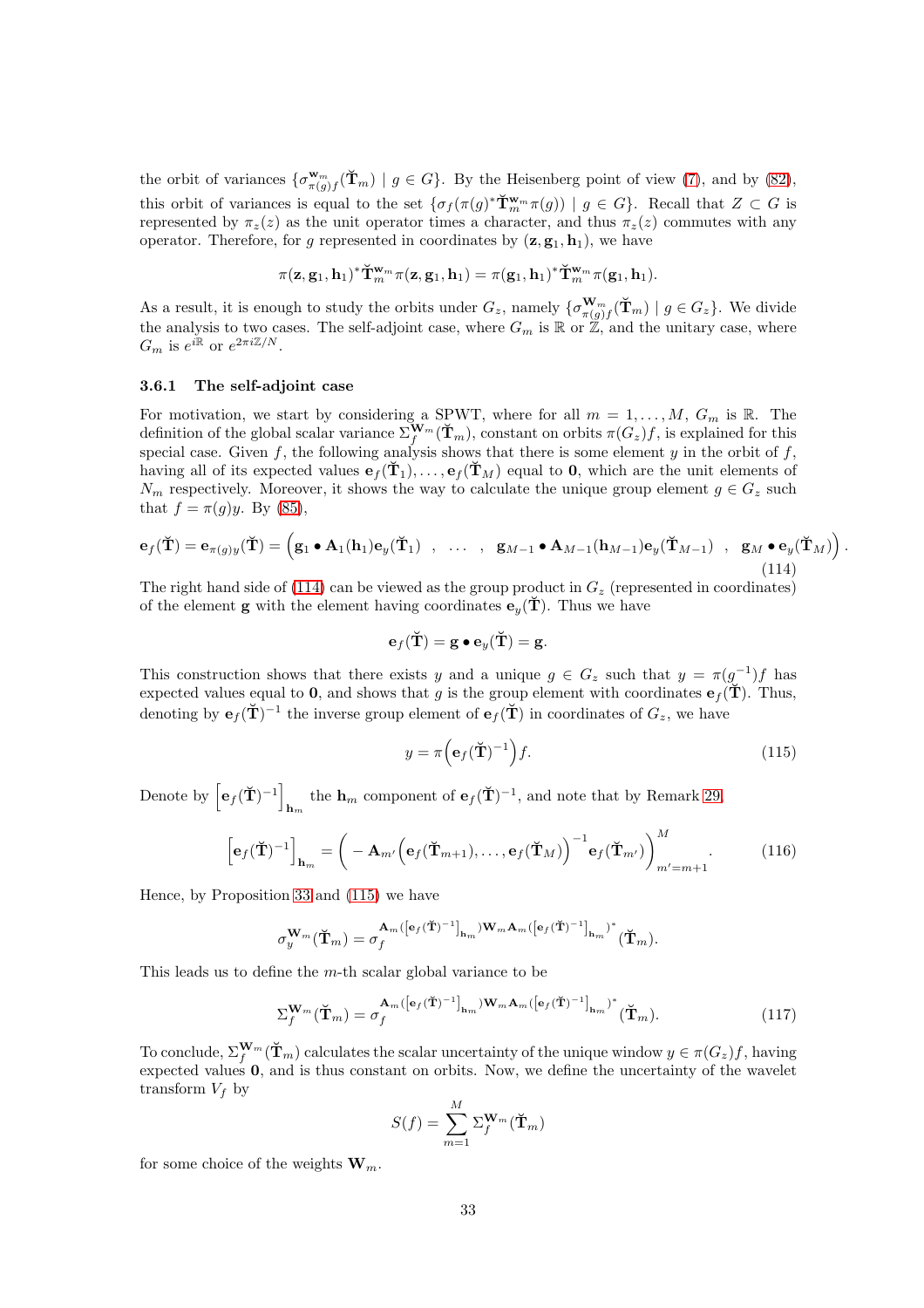the orbit of variances $\{\sigma^{\mathbf{w}_m}_{\pi(g)f}(\breve{\mathbf{T}}_m) \mid g \in G\}$. By the Heisenberg point of view (7), and by (82), this orbit of variances is equal to the set $\{\sigma_f(\pi(g)^*\breve{\mathbf{T}}^{\mathbf{w}_m}_m\pi(g)) \mid g \in G\}$. Recall that $Z \subset G$ is represented by $\pi_z(z)$ as the unit operator times a character, and thus $\pi_z(z)$ commutes with any operator. Therefore, for $g$ represented in coordinates by $(\mathbf{z}, \mathbf{g}_1, \mathbf{h}_1)$, we have

$$\pi(\mathbf{z}, \mathbf{g}_1, \mathbf{h}_1)^*\breve{\mathbf{T}}^{\mathbf{w}_m}_m\pi(\mathbf{z}, \mathbf{g}_1, \mathbf{h}_1) = \pi(\mathbf{g}_1, \mathbf{h}_1)^*\breve{\mathbf{T}}^{\mathbf{w}_m}_m\pi(\mathbf{g}_1, \mathbf{h}_1).$$

As a result, it is enough to study the orbits under $G_z$, namely $\{\sigma^{\mathbf{W}_m}_{\pi(g)f}(\breve{\mathbf{T}}_m) \mid g \in G_z\}$. We divide the analysis to two cases. The self-adjoint case, where $G_m$ is $\mathbb{R}$ or $\mathbb{Z}$, and the unitary case, where $G_m$ is $e^{i\mathbb{R}}$ or $e^{2\pi i\mathbb{Z}/N}$.

### 3.6.1 The self-adjoint case

For motivation, we start by considering a SPWT, where for all $m = 1, \ldots, M$, $G_m$ is $\mathbb{R}$. The definition of the global scalar variance $\Sigma^{\mathbf{W}_m}_f(\breve{\mathbf{T}}_m)$, constant on orbits $\pi(G_z)f$, is explained for this special case. Given $f$, the following analysis shows that there is some element $y$ in the orbit of $f$, having all of its expected values $\mathbf{e}_f(\breve{\mathbf{T}}_1), \ldots, \mathbf{e}_f(\breve{\mathbf{T}}_M)$ equal to $\mathbf{0}$, which are the unit elements of $N_m$ respectively. Moreover, it shows the way to calculate the unique group element $g \in G_z$ such that $f = \pi(g)y$. By (85),

$$\mathbf{e}_f(\breve{\mathbf{T}}) = \mathbf{e}_{\pi(g)y}(\breve{\mathbf{T}}) = \Big(\mathbf{g}_1 \bullet \mathbf{A}_1(\mathbf{h}_1)\mathbf{e}_y(\breve{\mathbf{T}}_1) \;\;,\;\; \ldots \;\;,\;\; \mathbf{g}_{M-1} \bullet \mathbf{A}_{M-1}(\mathbf{h}_{M-1})\mathbf{e}_y(\breve{\mathbf{T}}_{M-1}) \;\;,\;\; \mathbf{g}_M \bullet \mathbf{e}_y(\breve{\mathbf{T}}_M)\Big). \tag{114}$$

The right hand side of (114) can be viewed as the group product in $G_z$ (represented in coordinates) of the element $\mathbf{g}$ with the element having coordinates $\mathbf{e}_y(\breve{\mathbf{T}})$. Thus we have

$$\mathbf{e}_f(\breve{\mathbf{T}}) = \mathbf{g} \bullet \mathbf{e}_y(\breve{\mathbf{T}}) = \mathbf{g}.$$

This construction shows that there exists $y$ and a unique $g \in G_z$ such that $y = \pi(g^{-1})f$ has expected values equal to $\mathbf{0}$, and shows that $g$ is the group element with coordinates $\mathbf{e}_f(\breve{\mathbf{T}})$. Thus, denoting by $\mathbf{e}_f(\breve{\mathbf{T}})^{-1}$ the inverse group element of $\mathbf{e}_f(\breve{\mathbf{T}})$ in coordinates of $G_z$, we have

$$y = \pi\Big(\mathbf{e}_f(\breve{\mathbf{T}})^{-1}\Big)f. \tag{115}$$

Denote by $\Big[\mathbf{e}_f(\breve{\mathbf{T}})^{-1}\Big]_{\mathbf{h}_m}$ the $\mathbf{h}_m$ component of $\mathbf{e}_f(\breve{\mathbf{T}})^{-1}$, and note that by Remark 29,

$$\Big[\mathbf{e}_f(\breve{\mathbf{T}})^{-1}\Big]_{\mathbf{h}_m} = \Big( -\mathbf{A}_{m'}\Big(\mathbf{e}_f(\breve{\mathbf{T}}_{m+1}), \ldots, \mathbf{e}_f(\breve{\mathbf{T}}_M)\Big)^{-1}\mathbf{e}_f(\breve{\mathbf{T}}_{m'})\Big)_{m'=m+1}^{M}. \tag{116}$$

Hence, by Proposition 33 and (115) we have

$$\sigma^{\mathbf{W}_m}_y(\breve{\mathbf{T}}_m) = \sigma_f^{\mathbf{A}_m([\mathbf{e}_f(\breve{\mathbf{T}})^{-1}]_{\mathbf{h}_m})\mathbf{W}_m\mathbf{A}_m([\mathbf{e}_f(\breve{\mathbf{T}})^{-1}]_{\mathbf{h}_m})^*}(\breve{\mathbf{T}}_m).$$

This leads us to define the $m$-th scalar global variance to be

$$\Sigma^{\mathbf{W}_m}_f(\breve{\mathbf{T}}_m) = \sigma_f^{\mathbf{A}_m([\mathbf{e}_f(\breve{\mathbf{T}})^{-1}]_{\mathbf{h}_m})\mathbf{W}_m\mathbf{A}_m([\mathbf{e}_f(\breve{\mathbf{T}})^{-1}]_{\mathbf{h}_m})^*}(\breve{\mathbf{T}}_m). \tag{117}$$

To conclude, $\Sigma^{\mathbf{W}_m}_f(\breve{\mathbf{T}}_m)$ calculates the scalar uncertainty of the unique window $y \in \pi(G_z)f$, having expected values $\mathbf{0}$, and is thus constant on orbits. Now, we define the uncertainty of the wavelet transform $V_f$ by

$$S(f) = \sum_{m=1}^{M} \Sigma^{\mathbf{W}_m}_f(\breve{\mathbf{T}}_m)$$

for some choice of the weights $\mathbf{W}_m$.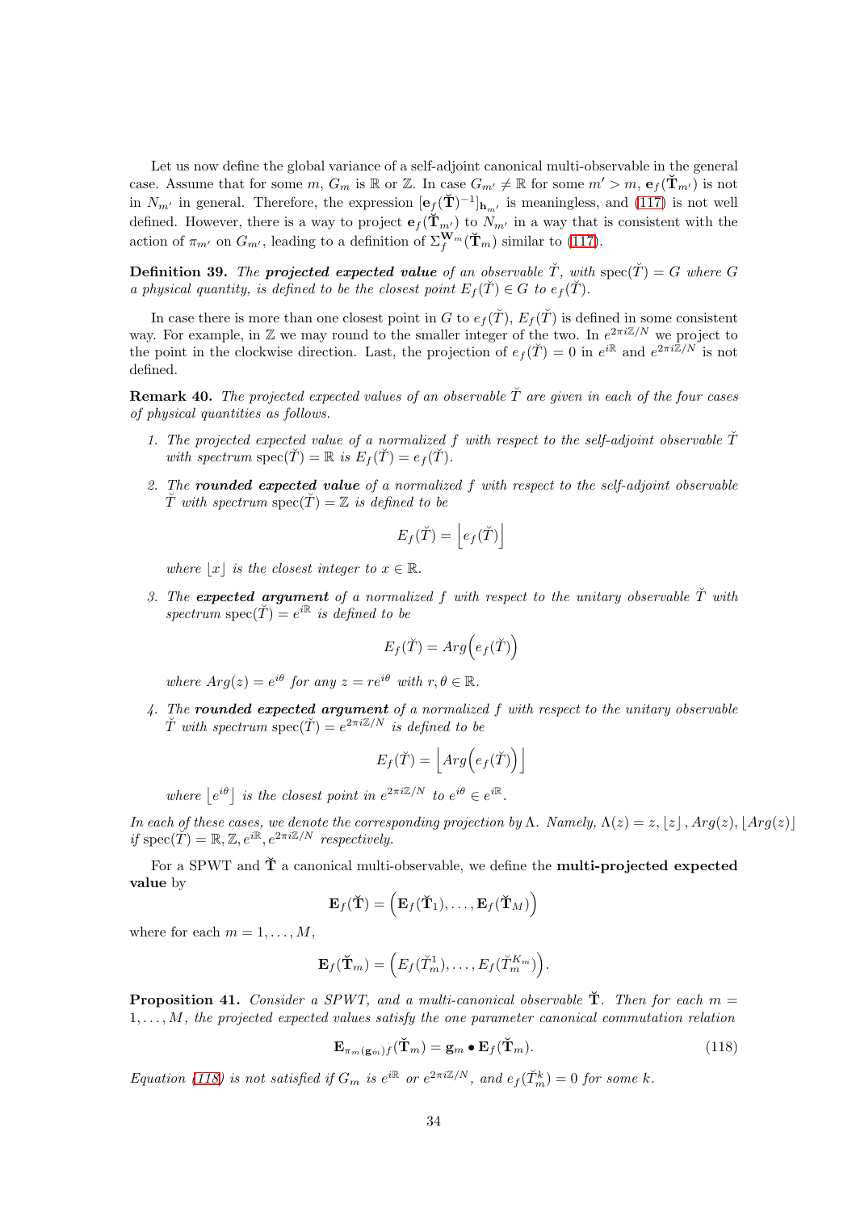Let us now define the global variance of a self-adjoint canonical multi-observable in the general case. Assume that for some $m$, $G_m$ is $\mathbb{R}$ or $\mathbb{Z}$. In case $G_{m'} \neq \mathbb{R}$ for some $m' > m$, $\mathbf{e}_f(\breve{\mathbf{T}}_{m'})$ is not in $N_{m'}$ in general. Therefore, the expression $[\mathbf{e}_f(\breve{\mathbf{T}})^{-1}]_{\mathbf{h}_{m'}}$ is meaningless, and (117) is not well defined. However, there is a way to project $\mathbf{e}_f(\breve{\mathbf{T}}_{m'})$ to $N_{m'}$ in a way that is consistent with the action of $\pi_{m'}$ on $G_{m'}$, leading to a definition of $\Sigma_f^{\mathbf{W}_m}(\breve{\mathbf{T}}_m)$ similar to (117).

**Definition 39.** *The **projected expected value** of an observable $\breve{T}$, with $\mathrm{spec}(\breve{T}) = G$ where $G$ a physical quantity, is defined to be the closest point $E_f(\breve{T}) \in G$ to $e_f(\breve{T})$.*

In case there is more than one closest point in $G$ to $e_f(\breve{T})$, $E_f(\breve{T})$ is defined in some consistent way. For example, in $\mathbb{Z}$ we may round to the smaller integer of the two. In $e^{2\pi i\mathbb{Z}/N}$ we project to the point in the clockwise direction. Last, the projection of $e_f(\breve{T}) = 0$ in $e^{i\mathbb{R}}$ and $e^{2\pi i\mathbb{Z}/N}$ is not defined.

**Remark 40.** *The projected expected values of an observable $\breve{T}$ are given in each of the four cases of physical quantities as follows.*

1. *The projected expected value of a normalized $f$ with respect to the self-adjoint observable $\breve{T}$ with spectrum $\mathrm{spec}(\breve{T}) = \mathbb{R}$ is $E_f(\breve{T}) = e_f(\breve{T})$.*

2. *The **rounded expected value** of a normalized $f$ with respect to the self-adjoint observable $\breve{T}$ with spectrum $\mathrm{spec}(\breve{T}) = \mathbb{Z}$ is defined to be*
$$E_f(\breve{T}) = \Big\lfloor e_f(\breve{T}) \Big\rceil$$
*where $\lfloor x \rceil$ is the closest integer to $x \in \mathbb{R}$.*

3. *The **expected argument** of a normalized $f$ with respect to the unitary observable $\breve{T}$ with spectrum $\mathrm{spec}(\breve{T}) = e^{i\mathbb{R}}$ is defined to be*
$$E_f(\breve{T}) = Arg\Big(e_f(\breve{T})\Big)$$
*where $Arg(z) = e^{i\theta}$ for any $z = re^{i\theta}$ with $r, \theta \in \mathbb{R}$.*

4. *The **rounded expected argument** of a normalized $f$ with respect to the unitary observable $\breve{T}$ with spectrum $\mathrm{spec}(\breve{T}) = e^{2\pi i\mathbb{Z}/N}$ is defined to be*
$$E_f(\breve{T}) = \Big\lfloor Arg\Big(e_f(\breve{T})\Big) \Big\rceil$$
*where $\lfloor e^{i\theta} \rceil$ is the closest point in $e^{2\pi i\mathbb{Z}/N}$ to $e^{i\theta} \in e^{i\mathbb{R}}$.*

*In each of these cases, we denote the corresponding projection by $\Lambda$. Namely, $\Lambda(z) = z, \lfloor z \rceil, Arg(z), \lfloor Arg(z) \rceil$ if $\mathrm{spec}(\breve{T}) = \mathbb{R}, \mathbb{Z}, e^{i\mathbb{R}}, e^{2\pi i\mathbb{Z}/N}$ respectively.*

For a SPWT and $\breve{\mathbf{T}}$ a canonical multi-observable, we define the **multi-projected expected value** by
$$\mathbf{E}_f(\breve{\mathbf{T}}) = \Big(\mathbf{E}_f(\breve{\mathbf{T}}_1), \ldots, \mathbf{E}_f(\breve{\mathbf{T}}_M)\Big)$$
where for each $m = 1, \ldots, M$,
$$\mathbf{E}_f(\breve{\mathbf{T}}_m) = \Big(E_f(\breve{T}_m^1), \ldots, E_f(\breve{T}_m^{K_m})\Big).$$

**Proposition 41.** *Consider a SPWT, and a multi-canonical observable $\breve{\mathbf{T}}$. Then for each $m = 1, \ldots, M$, the projected expected values satisfy the one parameter canonical commutation relation*
$$\mathbf{E}_{\pi_m(\mathbf{g}_m)f}(\breve{\mathbf{T}}_m) = \mathbf{g}_m \bullet \mathbf{E}_f(\breve{\mathbf{T}}_m). \tag{118}$$
*Equation (118) is not satisfied if $G_m$ is $e^{i\mathbb{R}}$ or $e^{2\pi i\mathbb{Z}/N}$, and $e_f(\breve{T}_m^k) = 0$ for some $k$.*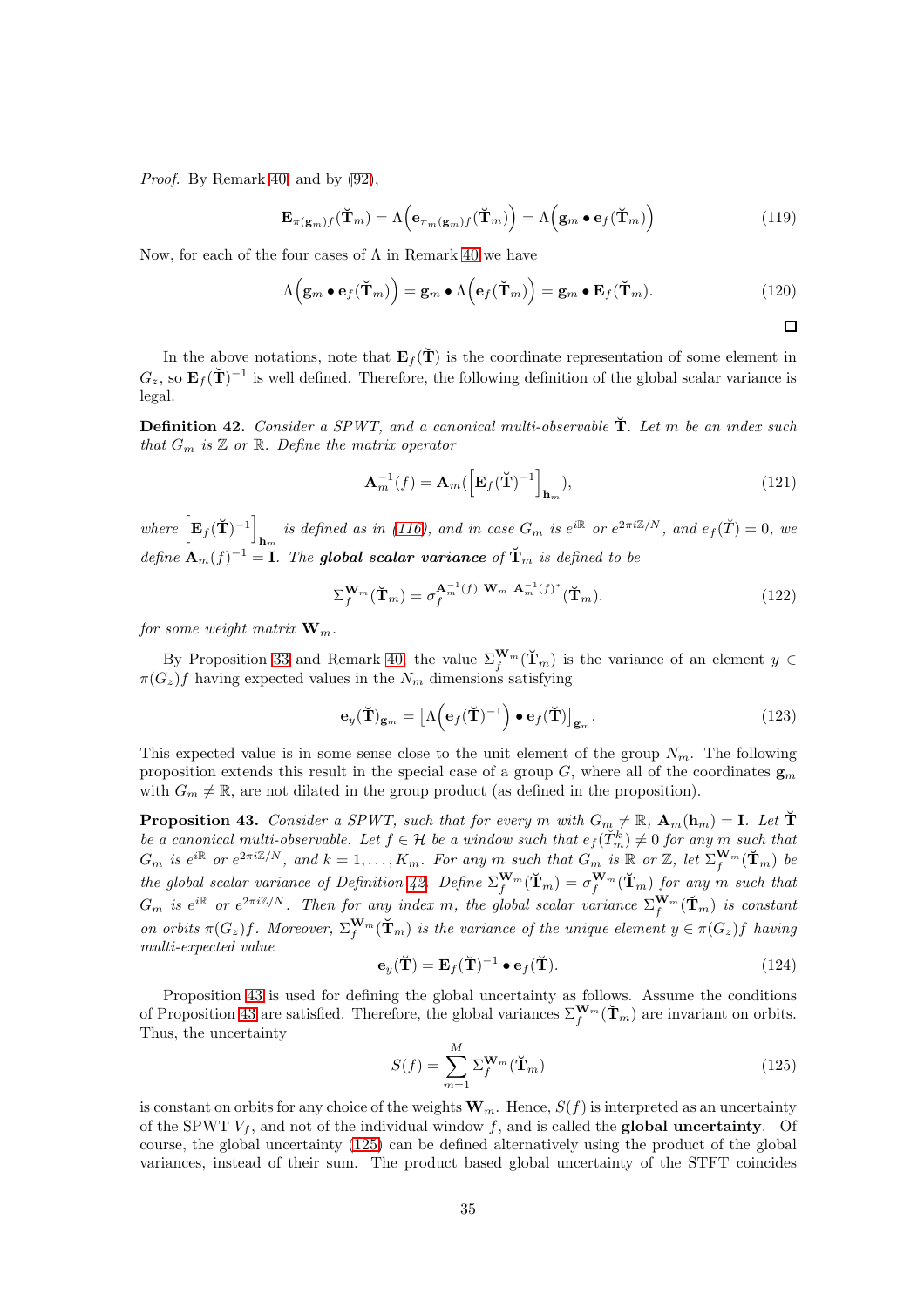*Proof.* By Remark 40, and by (92),

$$\mathbf{E}_{\pi(\mathbf{g}_m)f}(\breve{\mathbf{T}}_m) = \Lambda\Big(\mathbf{e}_{\pi_m(\mathbf{g}_m)f}(\breve{\mathbf{T}}_m)\Big) = \Lambda\Big(\mathbf{g}_m \bullet \mathbf{e}_f(\breve{\mathbf{T}}_m)\Big) \tag{119}$$

Now, for each of the four cases of $\Lambda$ in Remark 40 we have

$$\Lambda\Big(\mathbf{g}_m \bullet \mathbf{e}_f(\breve{\mathbf{T}}_m)\Big) = \mathbf{g}_m \bullet \Lambda\Big(\mathbf{e}_f(\breve{\mathbf{T}}_m)\Big) = \mathbf{g}_m \bullet \mathbf{E}_f(\breve{\mathbf{T}}_m). \tag{120}$$

□

In the above notations, note that $\mathbf{E}_f(\breve{\mathbf{T}})$ is the coordinate representation of some element in $G_z$, so $\mathbf{E}_f(\breve{\mathbf{T}})^{-1}$ is well defined. Therefore, the following definition of the global scalar variance is legal.

**Definition 42.** *Consider a SPWT, and a canonical multi-observable $\breve{\mathbf{T}}$. Let $m$ be an index such that $G_m$ is $\mathbb{Z}$ or $\mathbb{R}$. Define the matrix operator*

$$\mathbf{A}_m^{-1}(f) = \mathbf{A}_m(\Big[\mathbf{E}_f(\breve{\mathbf{T}})^{-1}\Big]_{\mathbf{h}_m}), \tag{121}$$

*where $\Big[\mathbf{E}_f(\breve{\mathbf{T}})^{-1}\Big]_{\mathbf{h}_m}$ is defined as in (116), and in case $G_m$ is $e^{i\mathbb{R}}$ or $e^{2\pi i\mathbb{Z}/N}$, and $e_f(\breve{T}) = 0$, we define $\mathbf{A}_m(f)^{-1} = \mathbf{I}$. The **global scalar variance** of $\breve{\mathbf{T}}_m$ is defined to be*

$$\Sigma_f^{\mathbf{W}_m}(\breve{\mathbf{T}}_m) = \sigma_f^{\mathbf{A}_m^{-1}(f)\ \mathbf{W}_m\ \mathbf{A}_m^{-1}(f)^*}(\breve{\mathbf{T}}_m). \tag{122}$$

*for some weight matrix $\mathbf{W}_m$.*

By Proposition 33 and Remark 40, the value $\Sigma_f^{\mathbf{W}_m}(\breve{\mathbf{T}}_m)$ is the variance of an element $y \in \pi(G_z)f$ having expected values in the $N_m$ dimensions satisfying

$$\mathbf{e}_y(\breve{\mathbf{T}})_{\mathbf{g}_m} = \big[\Lambda\Big(\mathbf{e}_f(\breve{\mathbf{T}})^{-1}\Big) \bullet \mathbf{e}_f(\breve{\mathbf{T}})\big]_{\mathbf{g}_m}. \tag{123}$$

This expected value is in some sense close to the unit element of the group $N_m$. The following proposition extends this result in the special case of a group $G$, where all of the coordinates $\mathbf{g}_m$ with $G_m \neq \mathbb{R}$, are not dilated in the group product (as defined in the proposition).

**Proposition 43.** *Consider a SPWT, such that for every $m$ with $G_m \neq \mathbb{R}$, $\mathbf{A}_m(\mathbf{h}_m) = \mathbf{I}$. Let $\breve{\mathbf{T}}$ be a canonical multi-observable. Let $f \in \mathcal{H}$ be a window such that $e_f(\breve{T}_m^k) \neq 0$ for any $m$ such that $G_m$ is $e^{i\mathbb{R}}$ or $e^{2\pi i\mathbb{Z}/N}$, and $k = 1, \ldots, K_m$. For any $m$ such that $G_m$ is $\mathbb{R}$ or $\mathbb{Z}$, let $\Sigma_f^{\mathbf{W}_m}(\breve{\mathbf{T}}_m)$ be the global scalar variance of Definition 42. Define $\Sigma_f^{\mathbf{W}_m}(\breve{\mathbf{T}}_m) = \sigma_f^{\mathbf{W}_m}(\breve{\mathbf{T}}_m)$ for any $m$ such that $G_m$ is $e^{i\mathbb{R}}$ or $e^{2\pi i\mathbb{Z}/N}$. Then for any index $m$, the global scalar variance $\Sigma_f^{\mathbf{W}_m}(\breve{\mathbf{T}}_m)$ is constant on orbits $\pi(G_z)f$. Moreover, $\Sigma_f^{\mathbf{W}_m}(\breve{\mathbf{T}}_m)$ is the variance of the unique element $y \in \pi(G_z)f$ having multi-expected value*

$$\mathbf{e}_y(\breve{\mathbf{T}}) = \mathbf{E}_f(\breve{\mathbf{T}})^{-1} \bullet \mathbf{e}_f(\breve{\mathbf{T}}). \tag{124}$$

Proposition 43 is used for defining the global uncertainty as follows. Assume the conditions of Proposition 43 are satisfied. Therefore, the global variances $\Sigma_f^{\mathbf{W}_m}(\breve{\mathbf{T}}_m)$ are invariant on orbits. Thus, the uncertainty

$$S(f) = \sum_{m=1}^{M} \Sigma_f^{\mathbf{W}_m}(\breve{\mathbf{T}}_m) \tag{125}$$

is constant on orbits for any choice of the weights $\mathbf{W}_m$. Hence, $S(f)$ is interpreted as an uncertainty of the SPWT $V_f$, and not of the individual window $f$, and is called the **global uncertainty**. Of course, the global uncertainty (125) can be defined alternatively using the product of the global variances, instead of their sum. The product based global uncertainty of the STFT coincides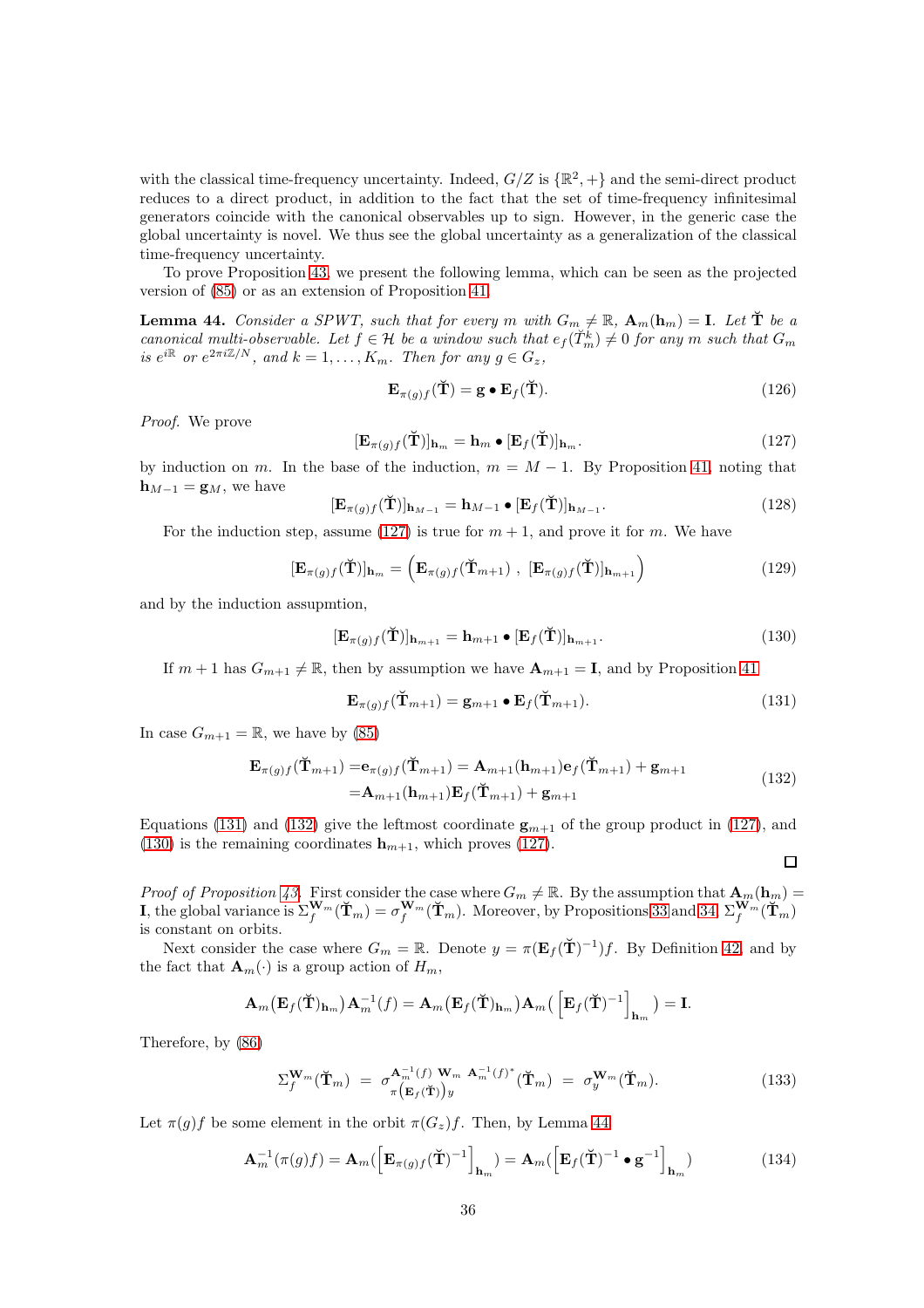with the classical time-frequency uncertainty. Indeed, $G/Z$ is $\{\mathbb{R}^2, +\}$ and the semi-direct product reduces to a direct product, in addition to the fact that the set of time-frequency infinitesimal generators coincide with the canonical observables up to sign. However, in the generic case the global uncertainty is novel. We thus see the global uncertainty as a generalization of the classical time-frequency uncertainty.

To prove Proposition 43, we present the following lemma, which can be seen as the projected version of (85) or as an extension of Proposition 41.

**Lemma 44.** *Consider a SPWT, such that for every $m$ with $G_m \neq \mathbb{R}$, $\mathbf{A}_m(\mathbf{h}_m) = \mathbf{I}$. Let $\breve{\mathbf{T}}$ be a canonical multi-observable. Let $f \in \mathcal{H}$ be a window such that $e_f(\breve{T}_m^k) \neq 0$ for any $m$ such that $G_m$ is $e^{i\mathbb{R}}$ or $e^{2\pi i \mathbb{Z}/N}$, and $k = 1, \ldots, K_m$. Then for any $g \in G_z$,*

$$\mathbf{E}_{\pi(g)f}(\breve{\mathbf{T}}) = \mathbf{g} \bullet \mathbf{E}_f(\breve{\mathbf{T}}). \tag{126}$$

*Proof.* We prove

$$[\mathbf{E}_{\pi(g)f}(\breve{\mathbf{T}})]_{\mathbf{h}_m} = \mathbf{h}_m \bullet [\mathbf{E}_f(\breve{\mathbf{T}})]_{\mathbf{h}_m}. \tag{127}$$

by induction on $m$. In the base of the induction, $m = M-1$. By Proposition 41, noting that $\mathbf{h}_{M-1} = \mathbf{g}_M$, we have

$$[\mathbf{E}_{\pi(g)f}(\breve{\mathbf{T}})]_{\mathbf{h}_{M-1}} = \mathbf{h}_{M-1} \bullet [\mathbf{E}_f(\breve{\mathbf{T}})]_{\mathbf{h}_{M-1}}. \tag{128}$$

For the induction step, assume (127) is true for $m+1$, and prove it for $m$. We have

$$[\mathbf{E}_{\pi(g)f}(\breve{\mathbf{T}})]_{\mathbf{h}_m} = \Big( \mathbf{E}_{\pi(g)f}(\breve{\mathbf{T}}_{m+1}) \ , \ [\mathbf{E}_{\pi(g)f}(\breve{\mathbf{T}})]_{\mathbf{h}_{m+1}} \Big) \tag{129}$$

and by the induction assupmtion,

$$[\mathbf{E}_{\pi(g)f}(\breve{\mathbf{T}})]_{\mathbf{h}_{m+1}} = \mathbf{h}_{m+1} \bullet [\mathbf{E}_f(\breve{\mathbf{T}})]_{\mathbf{h}_{m+1}}. \tag{130}$$

If $m+1$ has $G_{m+1} \neq \mathbb{R}$, then by assumption we have $\mathbf{A}_{m+1} = \mathbf{I}$, and by Proposition 41

$$\mathbf{E}_{\pi(g)f}(\breve{\mathbf{T}}_{m+1}) = \mathbf{g}_{m+1} \bullet \mathbf{E}_f(\breve{\mathbf{T}}_{m+1}). \tag{131}$$

In case $G_{m+1} = \mathbb{R}$, we have by (85)

$$\begin{aligned} \mathbf{E}_{\pi(g)f}(\breve{\mathbf{T}}_{m+1}) =& \mathbf{e}_{\pi(g)f}(\breve{\mathbf{T}}_{m+1}) = \mathbf{A}_{m+1}(\mathbf{h}_{m+1})\mathbf{e}_f(\breve{\mathbf{T}}_{m+1}) + \mathbf{g}_{m+1} \\ =& \mathbf{A}_{m+1}(\mathbf{h}_{m+1})\mathbf{E}_f(\breve{\mathbf{T}}_{m+1}) + \mathbf{g}_{m+1} \end{aligned} \tag{132}$$

Equations (131) and (132) give the leftmost coordinate $\mathbf{g}_{m+1}$ of the group product in (127), and (130) is the remaining coordinates $\mathbf{h}_{m+1}$, which proves (127). $\square$

*Proof of Proposition 43.* First consider the case where $G_m \neq \mathbb{R}$. By the assumption that $\mathbf{A}_m(\mathbf{h}_m) = \mathbf{I}$, the global variance is $\Sigma_f^{\mathbf{W}_m}(\breve{\mathbf{T}}_m) = \sigma_f^{\mathbf{W}_m}(\breve{\mathbf{T}}_m)$. Moreover, by Propositions 33 and 34, $\Sigma_f^{\mathbf{W}_m}(\breve{\mathbf{T}}_m)$ is constant on orbits.

Next consider the case where $G_m = \mathbb{R}$. Denote $y = \pi(\mathbf{E}_f(\breve{\mathbf{T}})^{-1})f$. By Definition 42, and by the fact that $\mathbf{A}_m(\cdot)$ is a group action of $H_m$,

$$\mathbf{A}_m\big(\mathbf{E}_f(\breve{\mathbf{T}})_{\mathbf{h}_m}\big)\mathbf{A}_m^{-1}(f) = \mathbf{A}_m\big(\mathbf{E}_f(\breve{\mathbf{T}})_{\mathbf{h}_m}\big)\mathbf{A}_m\big(\Big[\mathbf{E}_f(\breve{\mathbf{T}})^{-1}\Big]_{\mathbf{h}_m}\big) = \mathbf{I}.$$

Therefore, by (86)

$$\Sigma_f^{\mathbf{W}_m}(\breve{\mathbf{T}}_m) \ = \ \sigma_{\pi\left(\mathbf{E}_f(\breve{\mathbf{T}})\right)y}^{\mathbf{A}_m^{-1}(f)\ \mathbf{W}_m\ \mathbf{A}_m^{-1}(f)^*}(\breve{\mathbf{T}}_m) \ = \ \sigma_y^{\mathbf{W}_m}(\breve{\mathbf{T}}_m). \tag{133}$$

Let $\pi(g)f$ be some element in the orbit $\pi(G_z)f$. Then, by Lemma 44

$$\mathbf{A}_m^{-1}(\pi(g)f) = \mathbf{A}_m\big(\Big[\mathbf{E}_{\pi(g)f}(\breve{\mathbf{T}})^{-1}\Big]_{\mathbf{h}_m}\big) = \mathbf{A}_m\big(\Big[\mathbf{E}_f(\breve{\mathbf{T}})^{-1} \bullet \mathbf{g}^{-1}\Big]_{\mathbf{h}_m}\big) \tag{134}$$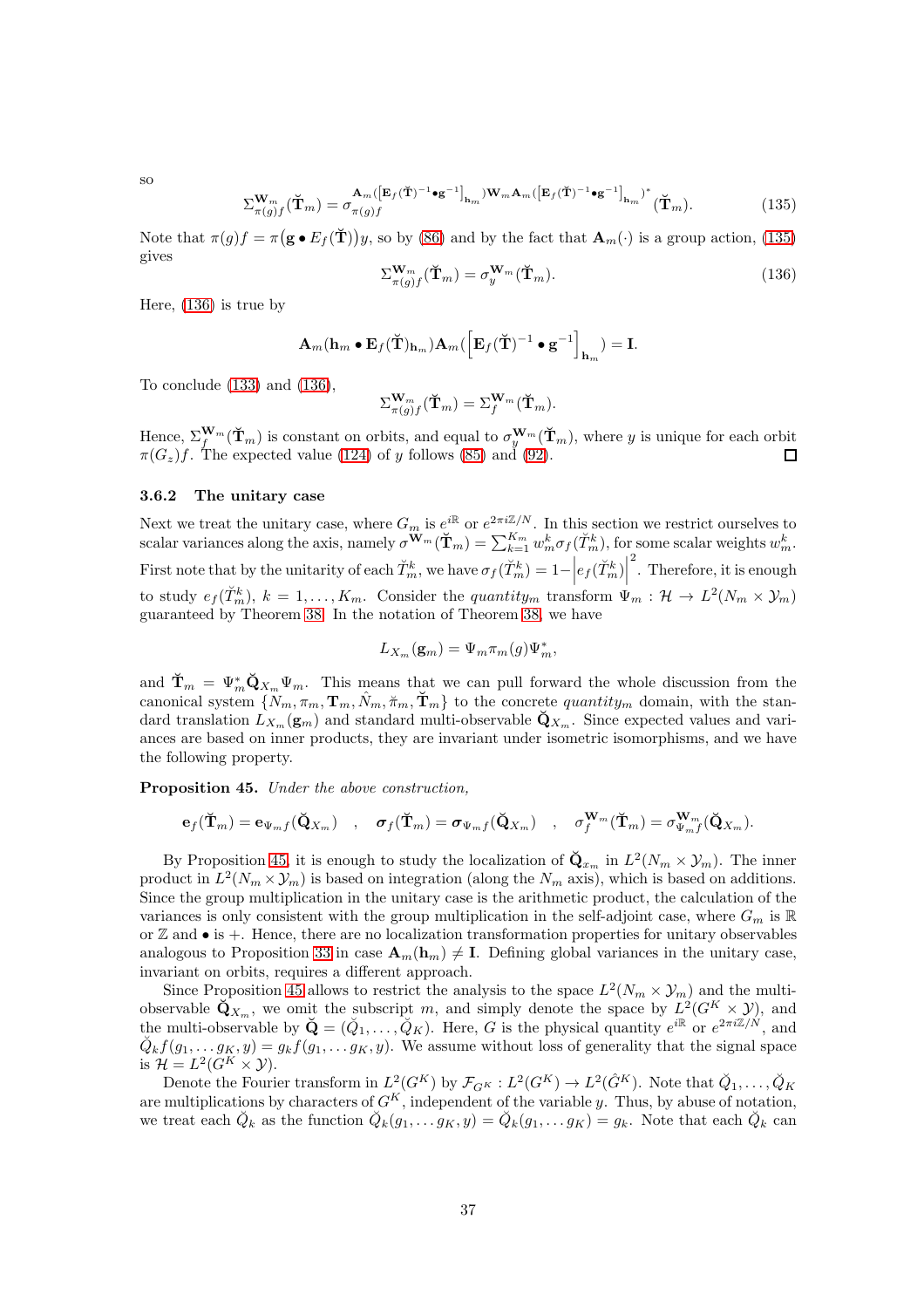so

$$\Sigma^{\mathbf{W}_m}_{\pi(g)f}(\breve{\mathbf{T}}_m) = \sigma_{\pi(g)f}^{\mathbf{A}_m\left(\left[\mathbf{E}_f(\breve{\mathbf{T}})^{-1}\bullet\mathbf{g}^{-1}\right]_{\mathbf{h}_m}\right)\mathbf{W}_m\mathbf{A}_m\left(\left[\mathbf{E}_f(\breve{\mathbf{T}})^{-1}\bullet\mathbf{g}^{-1}\right]_{\mathbf{h}_m}\right)^*}(\breve{\mathbf{T}}_m). \tag{135}$$

Note that $\pi(g)f = \pi\big(\mathbf{g}\bullet E_f(\breve{\mathbf{T}})\big)y$, so by (86) and by the fact that $\mathbf{A}_m(\cdot)$ is a group action, (135) gives

$$\Sigma^{\mathbf{W}_m}_{\pi(g)f}(\breve{\mathbf{T}}_m) = \sigma^{\mathbf{W}_m}_y(\breve{\mathbf{T}}_m). \tag{136}$$

Here, (136) is true by

$$\mathbf{A}_m(\mathbf{h}_m\bullet\mathbf{E}_f(\breve{\mathbf{T}})_{\mathbf{h}_m})\mathbf{A}_m(\left[\mathbf{E}_f(\breve{\mathbf{T}})^{-1}\bullet\mathbf{g}^{-1}\right]_{\mathbf{h}_m}) = \mathbf{I}.$$

To conclude (133) and (136),

$$\Sigma^{\mathbf{W}_m}_{\pi(g)f}(\breve{\mathbf{T}}_m) = \Sigma^{\mathbf{W}_m}_f(\breve{\mathbf{T}}_m).$$

Hence, $\Sigma^{\mathbf{W}_m}_f(\breve{\mathbf{T}}_m)$ is constant on orbits, and equal to $\sigma^{\mathbf{W}_m}_y(\breve{\mathbf{T}}_m)$, where $y$ is unique for each orbit $\pi(G_z)f$. The expected value (124) of $y$ follows (85) and (92). ☐

### 3.6.2 The unitary case

Next we treat the unitary case, where $G_m$ is $e^{i\mathbb{R}}$ or $e^{2\pi i\mathbb{Z}/N}$. In this section we restrict ourselves to scalar variances along the axis, namely $\sigma^{\mathbf{W}_m}(\breve{\mathbf{T}}_m) = \sum_{k=1}^{K_m} w_m^k \sigma_f(\breve{T}_m^k)$, for some scalar weights $w_m^k$. First note that by the unitarity of each $\breve{T}_m^k$, we have $\sigma_f(\breve{T}_m^k) = 1 - \left|e_f(\breve{T}_m^k)\right|^2$. Therefore, it is enough to study $e_f(\breve{T}_m^k)$, $k=1,\ldots,K_m$. Consider the *quantity*$_m$ transform $\Psi_m : \mathcal{H}\rightarrow L^2(N_m\times\mathcal{Y}_m)$ guaranteed by Theorem 38. In the notation of Theorem 38, we have

$$L_{X_m}(\mathbf{g}_m) = \Psi_m\pi_m(g)\Psi_m^*,$$

and $\breve{\mathbf{T}}_m = \Psi_m^*\breve{\mathbf{Q}}_{X_m}\Psi_m$. This means that we can pull forward the whole discussion from the canonical system $\{N_m,\pi_m,\mathbf{T}_m,\hat{N}_m,\breve{\pi}_m,\breve{\mathbf{T}}_m\}$ to the concrete *quantity*$_m$ domain, with the standard translation $L_{X_m}(\mathbf{g}_m)$ and standard multi-observable $\breve{\mathbf{Q}}_{X_m}$. Since expected values and variances are based on inner products, they are invariant under isometric isomorphisms, and we have the following property.

**Proposition 45.** *Under the above construction,*

$$\mathbf{e}_f(\breve{\mathbf{T}}_m) = \mathbf{e}_{\Psi_m f}(\breve{\mathbf{Q}}_{X_m}) \quad , \quad \boldsymbol{\sigma}_f(\breve{\mathbf{T}}_m) = \boldsymbol{\sigma}_{\Psi_m f}(\breve{\mathbf{Q}}_{X_m}) \quad , \quad \sigma^{\mathbf{W}_m}_f(\breve{\mathbf{T}}_m) = \sigma^{\mathbf{W}_m}_{\Psi_m f}(\breve{\mathbf{Q}}_{X_m}).$$

By Proposition 45, it is enough to study the localization of $\breve{\mathbf{Q}}_{x_m}$ in $L^2(N_m\times\mathcal{Y}_m)$. The inner product in $L^2(N_m\times\mathcal{Y}_m)$ is based on integration (along the $N_m$ axis), which is based on additions. Since the group multiplication in the unitary case is the arithmetic product, the calculation of the variances is only consistent with the group multiplication in the self-adjoint case, where $G_m$ is $\mathbb{R}$ or $\mathbb{Z}$ and $\bullet$ is $+$. Hence, there are no localization transformation properties for unitary observables analogous to Proposition 33 in case $\mathbf{A}_m(\mathbf{h}_m)\neq\mathbf{I}$. Defining global variances in the unitary case, invariant on orbits, requires a different approach.

Since Proposition 45 allows to restrict the analysis to the space $L^2(N_m\times\mathcal{Y}_m)$ and the multi-observable $\breve{\mathbf{Q}}_{X_m}$, we omit the subscript $m$, and simply denote the space by $L^2(G^K\times\mathcal{Y})$, and the multi-observable by $\breve{\mathbf{Q}} = (\breve{Q}_1,\ldots,\breve{Q}_K)$. Here, $G$ is the physical quantity $e^{i\mathbb{R}}$ or $e^{2\pi i\mathbb{Z}/N}$, and $\breve{Q}_k f(g_1,\ldots g_K,y) = g_k f(g_1,\ldots g_K,y)$. We assume without loss of generality that the signal space is $\mathcal{H} = L^2(G^K\times\mathcal{Y})$.

Denote the Fourier transform in $L^2(G^K)$ by $\mathcal{F}_{G^K} : L^2(G^K)\rightarrow L^2(\hat{G}^K)$. Note that $\breve{Q}_1,\ldots,\breve{Q}_K$ are multiplications by characters of $G^K$, independent of the variable $y$. Thus, by abuse of notation, we treat each $\breve{Q}_k$ as the function $\breve{Q}_k(g_1,\ldots g_K,y) = \breve{Q}_k(g_1,\ldots g_K) = g_k$. Note that each $\breve{Q}_k$ can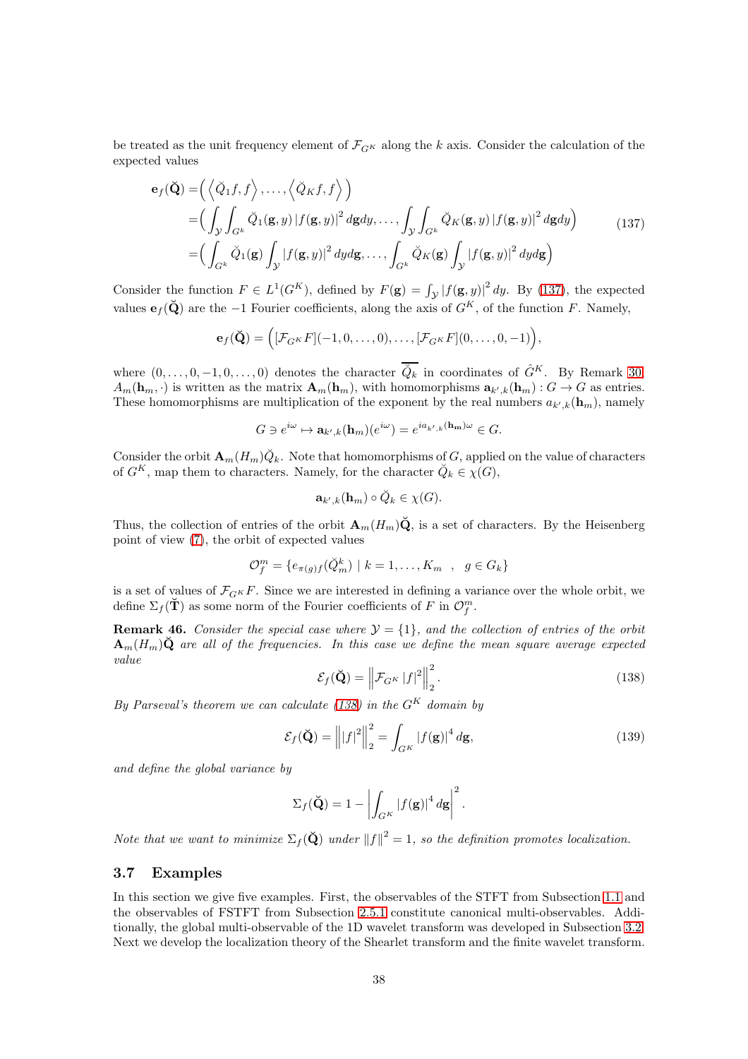be treated as the unit frequency element of $\mathcal{F}_{G^K}$ along the $k$ axis. Consider the calculation of the expected values

$$
\begin{aligned}
\mathbf{e}_f(\breve{\mathbf{Q}}) =& \Big( \left\langle \breve{Q}_1 f, f \right\rangle, \ldots, \left\langle \breve{Q}_K f, f \right\rangle \Big) \\
=& \Big( \int_{\mathcal{Y}} \int_{G^k} \breve{Q}_1(\mathbf{g}, y) \left| f(\mathbf{g}, y) \right|^2 d\mathbf{g} dy, \ldots, \int_{\mathcal{Y}} \int_{G^k} \breve{Q}_K(\mathbf{g}, y) \left| f(\mathbf{g}, y) \right|^2 d\mathbf{g} dy \Big) \\
=& \Big( \int_{G^k} \breve{Q}_1(\mathbf{g}) \int_{\mathcal{Y}} \left| f(\mathbf{g}, y) \right|^2 dy d\mathbf{g}, \ldots, \int_{G^k} \breve{Q}_K(\mathbf{g}) \int_{\mathcal{Y}} \left| f(\mathbf{g}, y) \right|^2 dy d\mathbf{g} \Big)
\end{aligned}
\tag{137}
$$

Consider the function $F \in L^1(G^K)$, defined by $F(\mathbf{g}) = \int_{\mathcal{Y}} \left| f(\mathbf{g}, y) \right|^2 dy$. By (137), the expected values $\mathbf{e}_f(\breve{\mathbf{Q}})$ are the $-1$ Fourier coefficients, along the axis of $G^K$, of the function $F$. Namely,

$$
\mathbf{e}_f(\breve{\mathbf{Q}}) = \Big( [\mathcal{F}_{G^K} F](-1, 0, \ldots, 0), \ldots, [\mathcal{F}_{G^K} F](0, \ldots, 0, -1) \Big),
$$

where $(0, \ldots, 0, -1, 0, \ldots, 0)$ denotes the character $\overline{\breve{Q}_k}$ in coordinates of $\hat{G}^K$. By Remark 30, $A_m(\mathbf{h}_m, \cdot)$ is written as the matrix $\mathbf{A}_m(\mathbf{h}_m)$, with homomorphisms $\mathbf{a}_{k',k}(\mathbf{h}_m) : G \to G$ as entries. These homomorphisms are multiplication of the exponent by the real numbers $a_{k',k}(\mathbf{h}_m)$, namely

$$
G \ni e^{i\omega} \mapsto \mathbf{a}_{k',k}(\mathbf{h}_m)(e^{i\omega}) = e^{i a_{k',k}(\mathbf{h_m})\omega} \in G.
$$

Consider the orbit $\mathbf{A}_m(H_m)\breve{Q}_k$. Note that homomorphisms of $G$, applied on the value of characters of $G^K$, map them to characters. Namely, for the character $\breve{Q}_k \in \chi(G)$,

$$
\mathbf{a}_{k',k}(\mathbf{h}_m) \circ \breve{Q}_k \in \chi(G).
$$

Thus, the collection of entries of the orbit $\mathbf{A}_m(H_m)\breve{\mathbf{Q}}$, is a set of characters. By the Heisenberg point of view (7), the orbit of expected values

$$
\mathcal{O}_f^m = \{ e_{\pi(g)f}(\breve{Q}_m^k) \mid k = 1, \ldots, K_m \ \ , \ \ g \in G_k \}
$$

is a set of values of $\mathcal{F}_{G^K} F$. Since we are interested in defining a variance over the whole orbit, we define $\Sigma_f(\breve{\mathbf{T}})$ as some norm of the Fourier coefficients of $F$ in $\mathcal{O}_f^m$.

**Remark 46.** *Consider the special case where $\mathcal{Y} = \{1\}$, and the collection of entries of the orbit $\mathbf{A}_m(H_m)\breve{\mathbf{Q}}$ are all of the frequencies. In this case we define the mean square average expected value*

$$
\mathcal{E}_f(\breve{\mathbf{Q}}) = \left\| \mathcal{F}_{G^K} \left| f \right|^2 \right\|_2^2 .
\tag{138}
$$

*By Parseval's theorem we can calculate (138) in the $G^K$ domain by*

$$
\mathcal{E}_f(\breve{\mathbf{Q}}) = \left\| \left| f \right|^2 \right\|_2^2 = \int_{G^K} \left| f(\mathbf{g}) \right|^4 d\mathbf{g},
\tag{139}
$$

*and define the global variance by*

$$
\Sigma_f(\breve{\mathbf{Q}}) = 1 - \left| \int_{G^K} \left| f(\mathbf{g}) \right|^4 d\mathbf{g} \right|^2 .
$$

*Note that we want to minimize $\Sigma_f(\breve{\mathbf{Q}})$ under $\left\| f \right\|^2 = 1$, so the definition promotes localization.*

### 3.7 Examples

In this section we give five examples. First, the observables of the STFT from Subsection 1.1 and the observables of FSTFT from Subsection 2.5.1 constitute canonical multi-observables. Additionally, the global multi-observable of the 1D wavelet transform was developed in Subsection 3.2. Next we develop the localization theory of the Shearlet transform and the finite wavelet transform.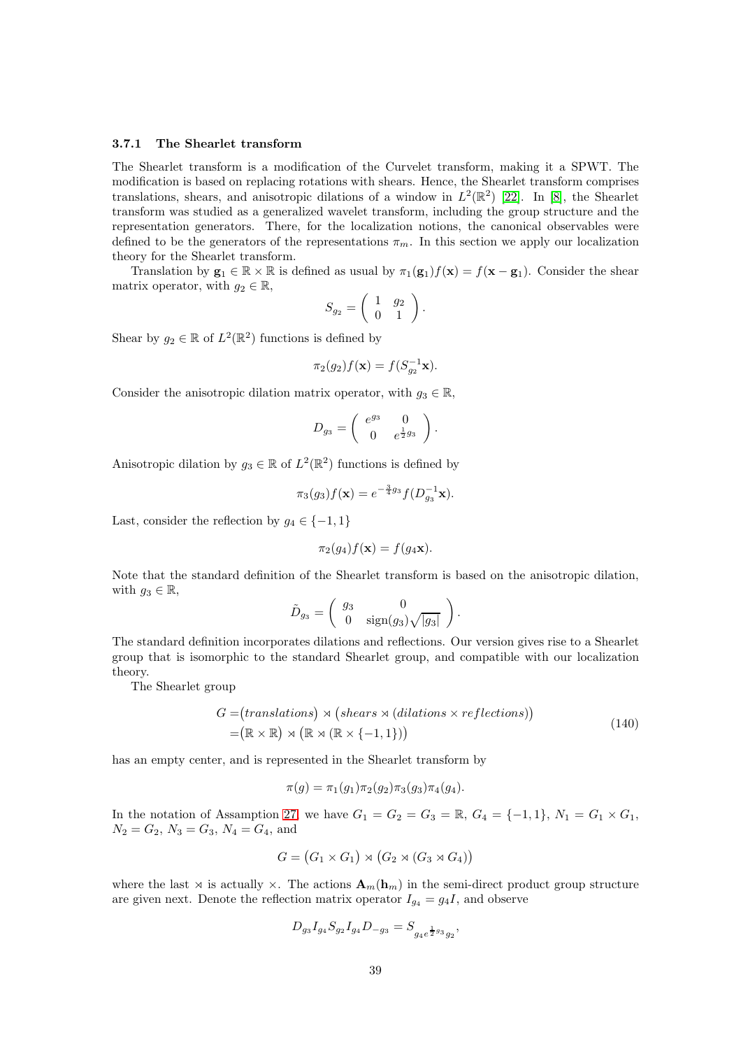### 3.7.1 The Shearlet transform

The Shearlet transform is a modification of the Curvelet transform, making it a SPWT. The modification is based on replacing rotations with shears. Hence, the Shearlet transform comprises translations, shears, and anisotropic dilations of a window in $L^2(\mathbb{R}^2)$ [22]. In [8], the Shearlet transform was studied as a generalized wavelet transform, including the group structure and the representation generators. There, for the localization notions, the canonical observables were defined to be the generators of the representations $\pi_m$. In this section we apply our localization theory for the Shearlet transform.

Translation by $\mathbf{g}_1 \in \mathbb{R} \times \mathbb{R}$ is defined as usual by $\pi_1(\mathbf{g}_1)f(\mathbf{x}) = f(\mathbf{x} - \mathbf{g}_1)$. Consider the shear matrix operator, with $g_2 \in \mathbb{R}$,

$$S_{g_2} = \begin{pmatrix} 1 & g_2 \\ 0 & 1 \end{pmatrix}.$$

Shear by $g_2 \in \mathbb{R}$ of $L^2(\mathbb{R}^2)$ functions is defined by

$$\pi_2(g_2)f(\mathbf{x}) = f(S_{g_2}^{-1}\mathbf{x}).$$

Consider the anisotropic dilation matrix operator, with $g_3 \in \mathbb{R}$,

$$D_{g_3} = \begin{pmatrix} e^{g_3} & 0 \\ 0 & e^{\frac{1}{2}g_3} \end{pmatrix}.$$

Anisotropic dilation by $g_3 \in \mathbb{R}$ of $L^2(\mathbb{R}^2)$ functions is defined by

$$\pi_3(g_3)f(\mathbf{x}) = e^{-\frac{3}{4}g_3} f(D_{g_3}^{-1}\mathbf{x}).$$

Last, consider the reflection by $g_4 \in \{-1, 1\}$

$$\pi_2(g_4)f(\mathbf{x}) = f(g_4\mathbf{x}).$$

Note that the standard definition of the Shearlet transform is based on the anisotropic dilation, with $g_3 \in \mathbb{R}$,

$$\tilde{D}_{g_3} = \begin{pmatrix} g_3 & 0 \\ 0 & \mathrm{sign}(g_3)\sqrt{|g_3|} \end{pmatrix}.$$

The standard definition incorporates dilations and reflections. Our version gives rise to a Shearlet group that is isomorphic to the standard Shearlet group, and compatible with our localization theory.

The Shearlet group

$$\begin{aligned} G =& (\mathit{translations}) \rtimes \big(\mathit{shears} \rtimes (\mathit{dilations} \times \mathit{reflections})\big) \\ =& (\mathbb{R} \times \mathbb{R}) \rtimes \big(\mathbb{R} \rtimes (\mathbb{R} \times \{-1, 1\})\big) \end{aligned} \tag{140}$$

has an empty center, and is represented in the Shearlet transform by

$$\pi(g) = \pi_1(g_1)\pi_2(g_2)\pi_3(g_3)\pi_4(g_4).$$

In the notation of Assamption 27, we have $G_1 = G_2 = G_3 = \mathbb{R}$, $G_4 = \{-1, 1\}$, $N_1 = G_1 \times G_1$, $N_2 = G_2$, $N_3 = G_3$, $N_4 = G_4$, and

$$G = \big(G_1 \times G_1\big) \rtimes \big(G_2 \rtimes (G_3 \rtimes G_4)\big)$$

where the last $\rtimes$ is actually $\times$. The actions $\mathbf{A}_m(\mathbf{h}_m)$ in the semi-direct product group structure are given next. Denote the reflection matrix operator $I_{g_4} = g_4 I$, and observe

$$D_{g_3} I_{g_4} S_{g_2} I_{g_4} D_{-g_3} = S_{g_4 e^{\frac{1}{2}g_3} g_2},$$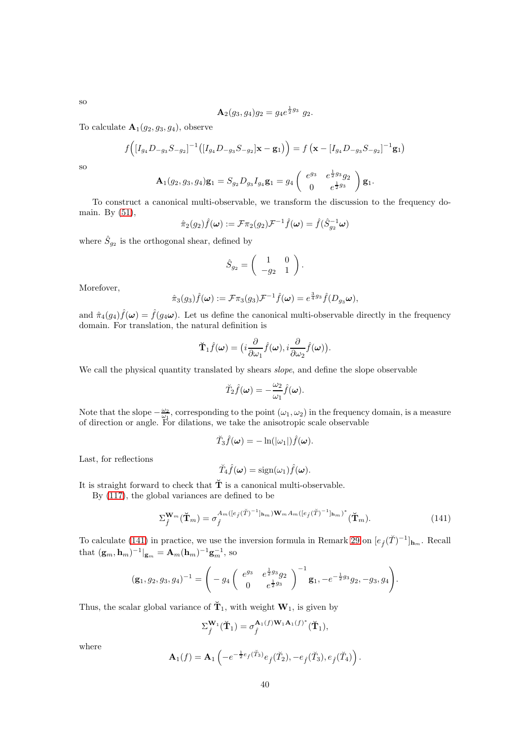so

$$\mathbf{A}_2(g_3,g_4)g_2 = g_4 e^{\frac{1}{2}g_3}\ g_2.$$

To calculate $\mathbf{A}_1(g_2,g_3,g_4)$, observe

$$f\Big([I_{g_4}D_{-g_3}S_{-g_2}]^{-1}\big([I_{g_4}D_{-g_3}S_{-g_2}]\mathbf{x}-\mathbf{g}_1\big)\Big) = f\left(\mathbf{x}-[I_{g_4}D_{-g_3}S_{-g_2}]^{-1}\mathbf{g}_1\right)$$

so

$$\mathbf{A}_1(g_2,g_3,g_4)\mathbf{g}_1 = S_{g_2}D_{g_3}I_{g_4}\mathbf{g}_1 = g_4\begin{pmatrix} e^{g_3} & e^{\frac{1}{2}g_3}g_2 \\ 0 & e^{\frac{1}{2}g_3}\end{pmatrix}\mathbf{g}_1.$$

To construct a canonical multi-observable, we transform the discussion to the frequency domain. By (51),

$$\hat{\pi}_2(g_2)\hat{f}(\boldsymbol{\omega}) := \mathcal{F}\pi_2(g_2)\mathcal{F}^{-1}\hat{f}(\boldsymbol{\omega}) = \hat{f}(\hat{S}_{g_2}^{-1}\boldsymbol{\omega})$$

where $\hat{S}_{g_2}$ is the orthogonal shear, defined by

$$\hat{S}_{g_2} = \begin{pmatrix} 1 & 0 \\ -g_2 & 1\end{pmatrix}.$$

Morefover,

$$\hat{\pi}_3(g_3)\hat{f}(\boldsymbol{\omega}) := \mathcal{F}\pi_3(g_3)\mathcal{F}^{-1}\hat{f}(\boldsymbol{\omega}) = e^{\frac{3}{4}g_3}\hat{f}(D_{g_3}\boldsymbol{\omega}),$$

and $\hat{\pi}_4(g_4)\hat{f}(\boldsymbol{\omega}) = \hat{f}(g_4\boldsymbol{\omega})$. Let us define the canonical multi-observable directly in the frequency domain. For translation, the natural definition is

$$\breve{\mathbf{T}}_1\hat{f}(\boldsymbol{\omega}) = \big(i\frac{\partial}{\partial\omega_1}\hat{f}(\boldsymbol{\omega}), i\frac{\partial}{\partial\omega_2}\hat{f}(\boldsymbol{\omega})\big).$$

We call the physical quantity translated by shears *slope*, and define the slope observable

$$\breve{T}_2\hat{f}(\boldsymbol{\omega}) = -\frac{\omega_2}{\omega_1}\hat{f}(\boldsymbol{\omega}).$$

Note that the slope $-\frac{\omega_2}{\omega_1}$, corresponding to the point $(\omega_1,\omega_2)$ in the frequency domain, is a measure of direction or angle. For dilations, we take the anisotropic scale observable

$$\breve{T}_3\hat{f}(\boldsymbol{\omega}) = -\ln(|\omega_1|)\hat{f}(\boldsymbol{\omega}).$$

Last, for reflections

$$\breve{T}_4\hat{f}(\boldsymbol{\omega}) = \mathrm{sign}(\omega_1)\hat{f}(\boldsymbol{\omega}).$$

It is straight forward to check that $\breve{\mathbf{T}}$ is a canonical multi-observable.

By (117), the global variances are defined to be

$$\Sigma_{\hat{f}}^{\mathbf{W}_m}(\breve{\mathbf{T}}_m) = \sigma_{\hat{f}}^{A_m([e_{\hat{f}}(\breve{T})^{-1}]_{\mathbf{h}_m})\mathbf{W}_m A_m([e_{\hat{f}}(\breve{T})^{-1}]_{\mathbf{h}_m})^*}(\breve{\mathbf{T}}_m). \tag{141}$$

To calculate (141) in practice, we use the inversion formula in Remark 29 on $[e_{\hat{f}}(\breve{T})^{-1}]_{\mathbf{h}_m}$. Recall that $(\mathbf{g}_m,\mathbf{h}_m)^{-1}|_{\mathbf{g}_m} = \mathbf{A}_m(\mathbf{h}_m)^{-1}\mathbf{g}_m^{-1}$, so

$$(\mathbf{g}_1,g_2,g_3,g_4)^{-1} = \left(-g_4\begin{pmatrix} e^{g_3} & e^{\frac{1}{2}g_3}g_2 \\ 0 & e^{\frac{1}{2}g_3}\end{pmatrix}^{-1}\mathbf{g}_1, -e^{-\frac{1}{2}g_3}g_2, -g_3, g_4\right).$$

Thus, the scalar global variance of $\breve{\mathbf{T}}_1$, with weight $\mathbf{W}_1$, is given by

$$\Sigma_{\hat{f}}^{\mathbf{W}_1}(\breve{\mathbf{T}}_1) = \sigma_{\hat{f}}^{\mathbf{A}_1(f)\mathbf{W}_1\mathbf{A}_1(f)^*}(\breve{\mathbf{T}}_1),$$

where

$$\mathbf{A}_1(f) = \mathbf{A}_1\left(-e^{-\frac{1}{2}e_{\hat{f}}(\breve{T}_3)}e_{\hat{f}}(\breve{T}_2), -e_{\hat{f}}(\breve{T}_3), e_{\hat{f}}(\breve{T}_4)\right).$$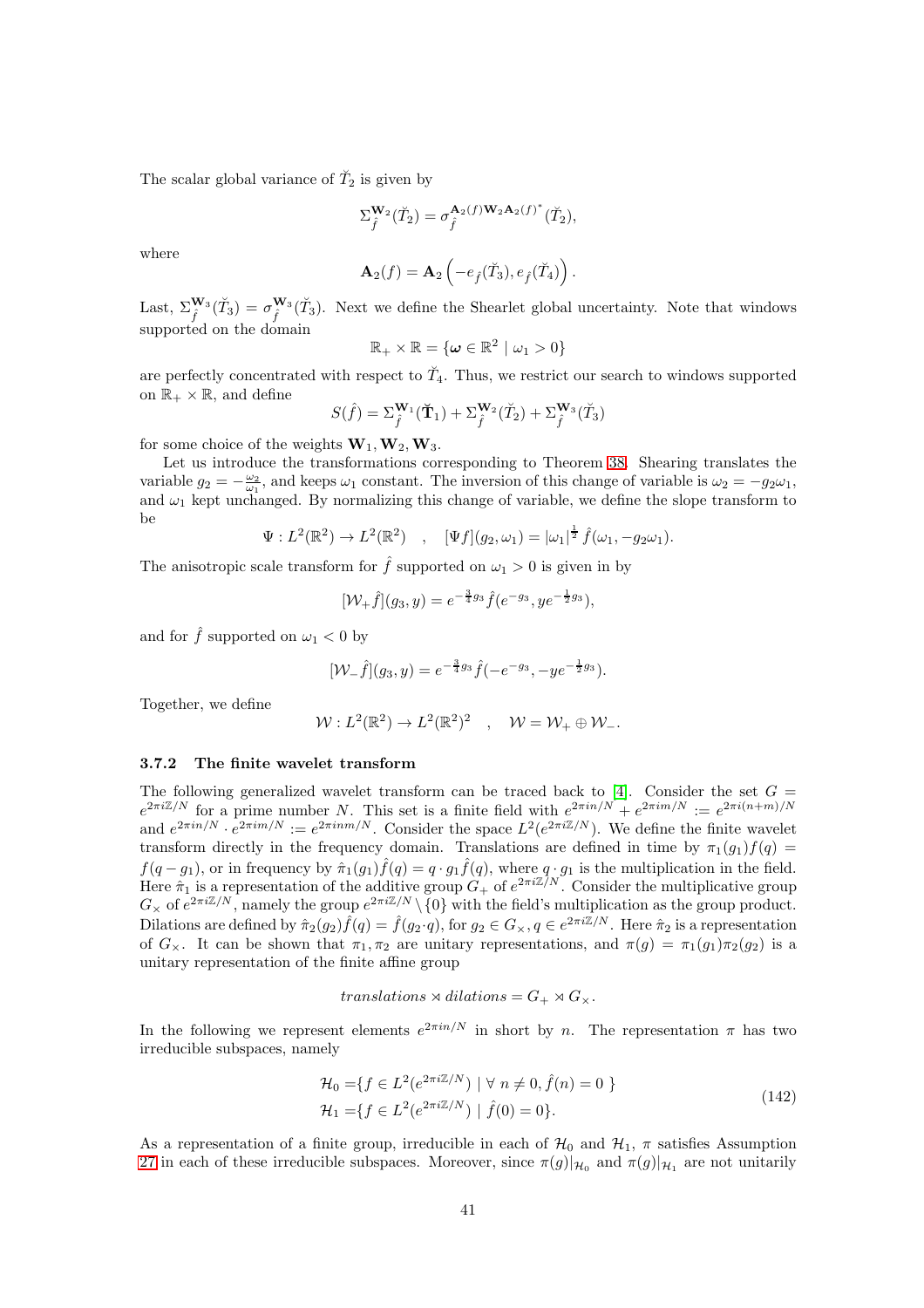The scalar global variance of $\breve{T}_2$ is given by

$$\Sigma_{\hat{f}}^{\mathbf{W}_2}(\breve{T}_2) = \sigma_{\hat{f}}^{\mathbf{A}_2(f)\mathbf{W}_2\mathbf{A}_2(f)^*}(\breve{T}_2),$$

where

$$\mathbf{A}_2(f) = \mathbf{A}_2\left(-e_{\hat{f}}(\breve{T}_3), e_{\hat{f}}(\breve{T}_4)\right).$$

Last, $\Sigma_{\hat{f}}^{\mathbf{W}_3}(\breve{T}_3) = \sigma_{\hat{f}}^{\mathbf{W}_3}(\breve{T}_3)$. Next we define the Shearlet global uncertainty. Note that windows supported on the domain

$$\mathbb{R}_+ \times \mathbb{R} = \{\boldsymbol{\omega} \in \mathbb{R}^2 \mid \omega_1 > 0\}$$

are perfectly concentrated with respect to $\breve{T}_4$. Thus, we restrict our search to windows supported on $\mathbb{R}_+ \times \mathbb{R}$, and define

$$S(\hat{f}) = \Sigma_{\hat{f}}^{\mathbf{W}_1}(\breve{\mathbf{T}}_1) + \Sigma_{\hat{f}}^{\mathbf{W}_2}(\breve{T}_2) + \Sigma_{\hat{f}}^{\mathbf{W}_3}(\breve{T}_3)$$

for some choice of the weights $\mathbf{W}_1, \mathbf{W}_2, \mathbf{W}_3$.

Let us introduce the transformations corresponding to Theorem 38. Shearing translates the variable $g_2 = -\frac{\omega_2}{\omega_1}$, and keeps $\omega_1$ constant. The inversion of this change of variable is $\omega_2 = -g_2\omega_1$, and $\omega_1$ kept unchanged. By normalizing this change of variable, we define the slope transform to be

$$\Psi : L^2(\mathbb{R}^2) \to L^2(\mathbb{R}^2) \quad , \quad [\Psi f](g_2, \omega_1) = |\omega_1|^{\frac{1}{2}} \hat{f}(\omega_1, -g_2\omega_1).$$

The anisotropic scale transform for $\hat{f}$ supported on $\omega_1 > 0$ is given in by

$$[\mathcal{W}_+\hat{f}](g_3, y) = e^{-\frac{3}{4}g_3}\hat{f}(e^{-g_3}, ye^{-\frac{1}{2}g_3}),$$

and for $\hat{f}$ supported on $\omega_1 < 0$ by

$$[\mathcal{W}_-\hat{f}](g_3, y) = e^{-\frac{3}{4}g_3}\hat{f}(-e^{-g_3}, -ye^{-\frac{1}{2}g_3}).$$

Together, we define

$$\mathcal{W} : L^2(\mathbb{R}^2) \to L^2(\mathbb{R}^2)^2 \quad , \quad \mathcal{W} = \mathcal{W}_+ \oplus \mathcal{W}_-.$$

### 3.7.2 The finite wavelet transform

The following generalized wavelet transform can be traced back to [4]. Consider the set $G = e^{2\pi i\mathbb{Z}/N}$ for a prime number $N$. This set is a finite field with $e^{2\pi in/N} + e^{2\pi im/N} := e^{2\pi i(n+m)/N}$ and $e^{2\pi in/N} \cdot e^{2\pi im/N} := e^{2\pi inm/N}$. Consider the space $L^2(e^{2\pi i\mathbb{Z}/N})$. We define the finite wavelet transform directly in the frequency domain. Translations are defined in time by $\pi_1(g_1)f(q) = f(q - g_1)$, or in frequency by $\hat{\pi}_1(g_1)\hat{f}(q) = q \cdot g_1\hat{f}(q)$, where $q \cdot g_1$ is the multiplication in the field. Here $\hat{\pi}_1$ is a representation of the additive group $G_+$ of $e^{2\pi i\mathbb{Z}/N}$. Consider the multiplicative group $G_\times$ of $e^{2\pi i\mathbb{Z}/N}$, namely the group $e^{2\pi i\mathbb{Z}/N} \setminus \{0\}$ with the field's multiplication as the group product. Dilations are defined by $\hat{\pi}_2(g_2)\hat{f}(q) = \hat{f}(g_2 \cdot q)$, for $g_2 \in G_\times, q \in e^{2\pi i\mathbb{Z}/N}$. Here $\hat{\pi}_2$ is a representation of $G_\times$. It can be shown that $\pi_1, \pi_2$ are unitary representations, and $\pi(g) = \pi_1(g_1)\pi_2(g_2)$ is a unitary representation of the finite affine group

$$\textit{translations} \rtimes \textit{dilations} = G_+ \rtimes G_\times.$$

In the following we represent elements $e^{2\pi in/N}$ in short by $n$. The representation $\pi$ has two irreducible subspaces, namely

$$\begin{aligned}
\mathcal{H}_0 =& \{f \in L^2(e^{2\pi i\mathbb{Z}/N}) \mid \forall\ n \neq 0, \hat{f}(n) = 0\ \} \\
\mathcal{H}_1 =& \{f \in L^2(e^{2\pi i\mathbb{Z}/N}) \mid \hat{f}(0) = 0\}.
\end{aligned} \tag{142}$$

As a representation of a finite group, irreducible in each of $\mathcal{H}_0$ and $\mathcal{H}_1$, $\pi$ satisfies Assumption 27 in each of these irreducible subspaces. Moreover, since $\pi(g)|_{\mathcal{H}_0}$ and $\pi(g)|_{\mathcal{H}_1}$ are not unitarily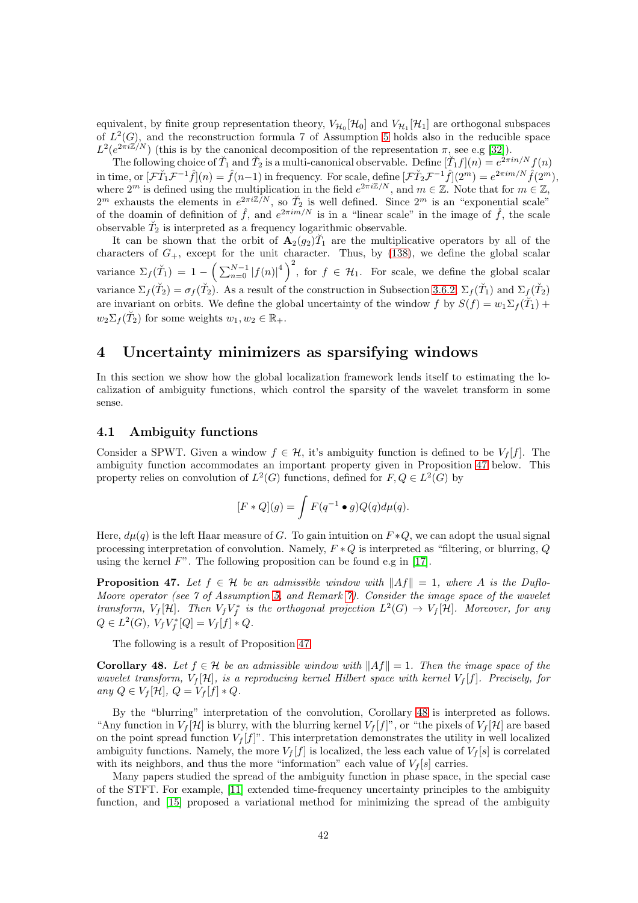equivalent, by finite group representation theory, $V_{\mathcal{H}_0}[\mathcal{H}_0]$ and $V_{\mathcal{H}_1}[\mathcal{H}_1]$ are orthogonal subspaces of $L^2(G)$, and the reconstruction formula 7 of Assumption 5 holds also in the reducible space $L^2(e^{2\pi i\mathbb{Z}/N})$ (this is by the canonical decomposition of the representation $\pi$, see e.g [32]).

The following choice of $\breve{T}_1$ and $\breve{T}_2$ is a multi-canonical observable. Define $[\breve{T}_1 f](n) = e^{2\pi i n/N} f(n)$ in time, or $[\mathcal{F}\breve{T}_1\mathcal{F}^{-1}\hat{f}](n) = \hat{f}(n-1)$ in frequency. For scale, define $[\mathcal{F}\breve{T}_2\mathcal{F}^{-1}\hat{f}](2^m) = e^{2\pi i m/N}\hat{f}(2^m)$, where $2^m$ is defined using the multiplication in the field $e^{2\pi i\mathbb{Z}/N}$, and $m \in \mathbb{Z}$. Note that for $m \in \mathbb{Z}$, $2^m$ exhausts the elements in $e^{2\pi i\mathbb{Z}/N}$, so $\breve{T}_2$ is well defined. Since $2^m$ is an "exponential scale" of the doamin of definition of $\hat{f}$, and $e^{2\pi i m/N}$ is in a "linear scale" in the image of $\hat{f}$, the scale observable $\breve{T}_2$ is interpreted as a frequency logarithmic observable.

It can be shown that the orbit of $\mathbf{A}_2(g_2)\breve{T}_1$ are the multiplicative operators by all of the characters of $G_+$, except for the unit character. Thus, by (138), we define the global scalar variance $\Sigma_f(\breve{T}_1) = 1 - \left(\sum_{n=0}^{N-1} |f(n)|^4\right)^2$, for $f \in \mathcal{H}_1$. For scale, we define the global scalar variance $\Sigma_f(\breve{T}_2) = \sigma_f(\breve{T}_2)$. As a result of the construction in Subsection 3.6.2, $\Sigma_f(\breve{T}_1)$ and $\Sigma_f(\breve{T}_2)$ are invariant on orbits. We define the global uncertainty of the window $f$ by $S(f) = w_1\Sigma_f(\breve{T}_1) + w_2\Sigma_f(\breve{T}_2)$ for some weights $w_1, w_2 \in \mathbb{R}_+$.

# 4 Uncertainty minimizers as sparsifying windows

In this section we show how the global localization framework lends itself to estimating the localization of ambiguity functions, which control the sparsity of the wavelet transform in some sense.

## 4.1 Ambiguity functions

Consider a SPWT. Given a window $f \in \mathcal{H}$, it's ambiguity function is defined to be $V_f[f]$. The ambiguity function accommodates an important property given in Proposition 47 below. This property relies on convolution of $L^2(G)$ functions, defined for $F, Q \in L^2(G)$ by

$$[F * Q](g) = \int F(q^{-1} \bullet g) Q(q) d\mu(q).$$

Here, $d\mu(q)$ is the left Haar measure of $G$. To gain intuition on $F*Q$, we can adopt the usual signal processing interpretation of convolution. Namely, $F*Q$ is interpreted as "filtering, or blurring, $Q$ using the kernel $F$". The following proposition can be found e.g in [17].

**Proposition 47.** *Let $f \in \mathcal{H}$ be an admissible window with $\|Af\| = 1$, where $A$ is the Duflo-Moore operator (see 7 of Assumption 5, and Remark 7). Consider the image space of the wavelet transform, $V_f[\mathcal{H}]$. Then $V_f V_f^*$ is the orthogonal projection $L^2(G) \to V_f[\mathcal{H}]$. Moreover, for any $Q \in L^2(G)$, $V_f V_f^*[Q] = V_f[f] * Q$.*

The following is a result of Proposition 47.

**Corollary 48.** *Let $f \in \mathcal{H}$ be an admissible window with $\|Af\| = 1$. Then the image space of the wavelet transform, $V_f[\mathcal{H}]$, is a reproducing kernel Hilbert space with kernel $V_f[f]$. Precisely, for any $Q \in V_f[\mathcal{H}]$, $Q = V_f[f] * Q$.*

By the "blurring" interpretation of the convolution, Corollary 48 is interpreted as follows. "Any function in $V_f[\mathcal{H}]$ is blurry, with the blurring kernel $V_f[f]$", or "the pixels of $V_f[\mathcal{H}]$ are based on the point spread function $V_f[f]$". This interpretation demonstrates the utility in well localized ambiguity functions. Namely, the more $V_f[f]$ is localized, the less each value of $V_f[s]$ is correlated with its neighbors, and thus the more "information" each value of $V_f[s]$ carries.

Many papers studied the spread of the ambiguity function in phase space, in the special case of the STFT. For example, [11] extended time-frequency uncertainty principles to the ambiguity function, and [15] proposed a variational method for minimizing the spread of the ambiguity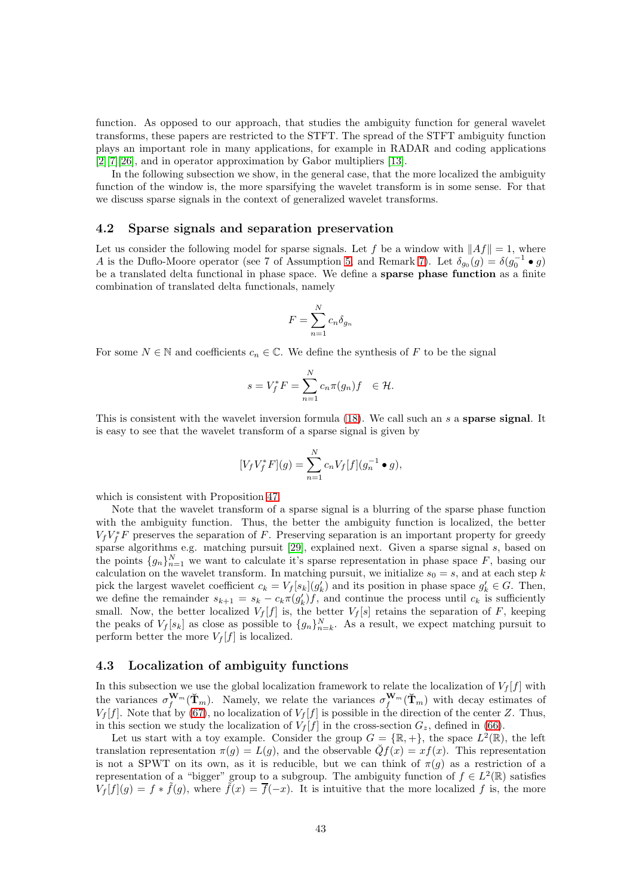function. As opposed to our approach, that studies the ambiguity function for general wavelet transforms, these papers are restricted to the STFT. The spread of the STFT ambiguity function plays an important role in many applications, for example in RADAR and coding applications [2][7][26], and in operator approximation by Gabor multipliers [13].

In the following subsection we show, in the general case, that the more localized the ambiguity function of the window is, the more sparsifying the wavelet transform is in some sense. For that we discuss sparse signals in the context of generalized wavelet transforms.

### 4.2 Sparse signals and separation preservation

Let us consider the following model for sparse signals. Let $f$ be a window with $\|Af\| = 1$, where $A$ is the Duflo-Moore operator (see 7 of Assumption 5, and Remark 7). Let $\delta_{g_0}(g) = \delta(g_0^{-1} \bullet g)$ be a translated delta functional in phase space. We define a **sparse phase function** as a finite combination of translated delta functionals, namely

$$F = \sum_{n=1}^{N} c_n \delta_{g_n}$$

For some $N \in \mathbb{N}$ and coefficients $c_n \in \mathbb{C}$. We define the synthesis of $F$ to be the signal

$$s = V_f^* F = \sum_{n=1}^{N} c_n \pi(g_n) f \quad \in \mathcal{H}.$$

This is consistent with the wavelet inversion formula (18). We call such an $s$ a **sparse signal**. It is easy to see that the wavelet transform of a sparse signal is given by

$$[V_f V_f^* F](g) = \sum_{n=1}^{N} c_n V_f[f](g_n^{-1} \bullet g),$$

which is consistent with Proposition 47.

Note that the wavelet transform of a sparse signal is a blurring of the sparse phase function with the ambiguity function. Thus, the better the ambiguity function is localized, the better $V_f V_f^* F$ preserves the separation of $F$. Preserving separation is an important property for greedy sparse algorithms e.g. matching pursuit [29], explained next. Given a sparse signal $s$, based on the points $\{g_n\}_{n=1}^N$ we want to calculate it's sparse representation in phase space $F$, basing our calculation on the wavelet transform. In matching pursuit, we initialize $s_0 = s$, and at each step $k$ pick the largest wavelet coefficient $c_k = V_f[s_k](g'_k)$ and its position in phase space $g'_k \in G$. Then, we define the remainder $s_{k+1} = s_k - c_k \pi(g'_k) f$, and continue the process until $c_k$ is sufficiently small. Now, the better localized $V_f[f]$ is, the better $V_f[s]$ retains the separation of $F$, keeping the peaks of $V_f[s_k]$ as close as possible to $\{g_n\}_{n=k}^N$. As a result, we expect matching pursuit to perform better the more $V_f[f]$ is localized.

### 4.3 Localization of ambiguity functions

In this subsection we use the global localization framework to relate the localization of $V_f[f]$ with the variances $\sigma_f^{\mathbf{W}_m}(\breve{\mathbf{T}}_m)$. Namely, we relate the variances $\sigma_f^{\mathbf{W}_m}(\breve{\mathbf{T}}_m)$ with decay estimates of $V_f[f]$. Note that by (67), no localization of $V_f[f]$ is possible in the direction of the center $Z$. Thus, in this section we study the localization of $V_f[f]$ in the cross-section $G_z$, defined in (66).

Let us start with a toy example. Consider the group $G = \{\mathbb{R}, +\}$, the space $L^2(\mathbb{R})$, the left translation representation $\pi(g) = L(g)$, and the observable $\breve{Q} f(x) = x f(x)$. This representation is not a SPWT on its own, as it is reducible, but we can think of $\pi(g)$ as a restriction of a representation of a "bigger" group to a subgroup. The ambiguity function of $f \in L^2(\mathbb{R})$ satisfies $V_f[f](g) = f * \tilde{f}(g)$, where $\tilde{f}(x) = \overline{f}(-x)$. It is intuitive that the more localized $f$ is, the more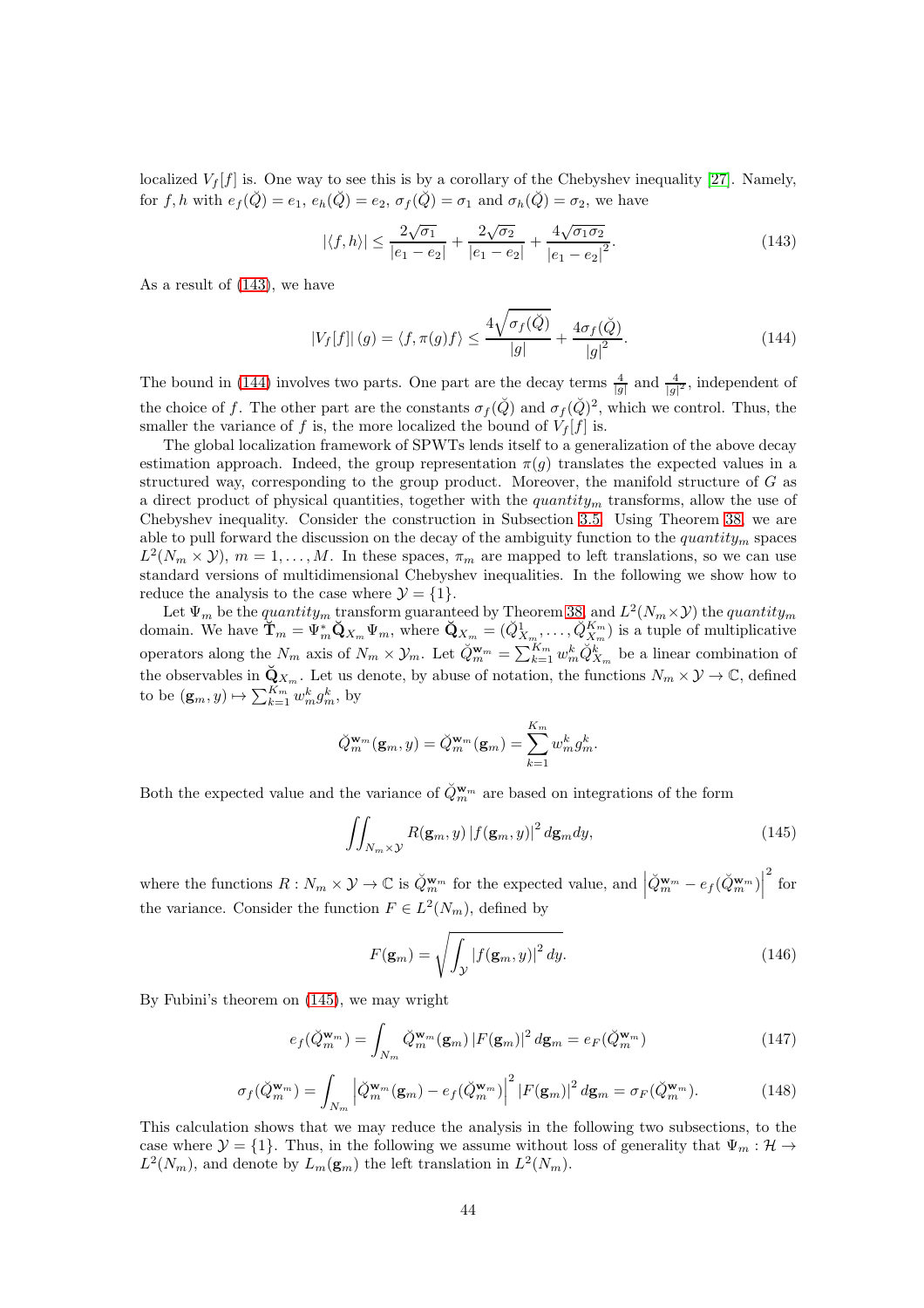localized $V_f[f]$ is. One way to see this is by a corollary of the Chebyshev inequality [27]. Namely, for $f, h$ with $e_f(\breve{Q}) = e_1$, $e_h(\breve{Q}) = e_2$, $\sigma_f(\breve{Q}) = \sigma_1$ and $\sigma_h(\breve{Q}) = \sigma_2$, we have

$$|\langle f, h\rangle| \leq \frac{2\sqrt{\sigma_1}}{|e_1 - e_2|} + \frac{2\sqrt{\sigma_2}}{|e_1 - e_2|} + \frac{4\sqrt{\sigma_1\sigma_2}}{|e_1 - e_2|^2}. \tag{143}$$

As a result of (143), we have

$$|V_f[f]|(g) = \langle f, \pi(g)f\rangle \leq \frac{4\sqrt{\sigma_f(\breve{Q})}}{|g|} + \frac{4\sigma_f(\breve{Q})}{|g|^2}. \tag{144}$$

The bound in (144) involves two parts. One part are the decay terms $\frac{4}{|g|}$ and $\frac{4}{|g|^2}$, independent of the choice of $f$. The other part are the constants $\sigma_f(\breve{Q})$ and $\sigma_f(\breve{Q})^2$, which we control. Thus, the smaller the variance of $f$ is, the more localized the bound of $V_f[f]$ is.

The global localization framework of SPWTs lends itself to a generalization of the above decay estimation approach. Indeed, the group representation $\pi(g)$ translates the expected values in a structured way, corresponding to the group product. Moreover, the manifold structure of $G$ as a direct product of physical quantities, together with the *quantity*$_m$ transforms, allow the use of Chebyshev inequality. Consider the construction in Subsection 3.5. Using Theorem 38, we are able to pull forward the discussion on the decay of the ambiguity function to the *quantity*$_m$ spaces $L^2(N_m \times \mathcal{Y})$, $m = 1, \ldots, M$. In these spaces, $\pi_m$ are mapped to left translations, so we can use standard versions of multidimensional Chebyshev inequalities. In the following we show how to reduce the analysis to the case where $\mathcal{Y} = \{1\}$.

Let $\Psi_m$ be the *quantity*$_m$ transform guaranteed by Theorem 38, and $L^2(N_m \times \mathcal{Y})$ the *quantity*$_m$ domain. We have $\breve{\mathbf{T}}_m = \Psi_m^* \breve{\mathbf{Q}}_{X_m} \Psi_m$, where $\breve{\mathbf{Q}}_{X_m} = (\breve{Q}^1_{X_m}, \ldots, \breve{Q}^{K_m}_{X_m})$ is a tuple of multiplicative operators along the $N_m$ axis of $N_m \times \mathcal{Y}_m$. Let $\breve{Q}^{\mathbf{w}_m}_m = \sum_{k=1}^{K_m} w^k_m \breve{Q}^k_{X_m}$ be a linear combination of the observables in $\breve{\mathbf{Q}}_{X_m}$. Let us denote, by abuse of notation, the functions $N_m \times \mathcal{Y} \to \mathbb{C}$, defined to be $(\mathbf{g}_m, y) \mapsto \sum_{k=1}^{K_m} w^k_m g^k_m$, by

$$\breve{Q}^{\mathbf{w}_m}_m(\mathbf{g}_m, y) = \breve{Q}^{\mathbf{w}_m}_m(\mathbf{g}_m) = \sum_{k=1}^{K_m} w^k_m g^k_m.$$

Both the expected value and the variance of $\breve{Q}^{\mathbf{w}_m}_m$ are based on integrations of the form

$$\iint_{N_m \times \mathcal{Y}} R(\mathbf{g}_m, y) \, |f(\mathbf{g}_m, y)|^2 \, d\mathbf{g}_m dy, \tag{145}$$

where the functions $R : N_m \times \mathcal{Y} \to \mathbb{C}$ is $\breve{Q}^{\mathbf{w}_m}_m$ for the expected value, and $\left|\breve{Q}^{\mathbf{w}_m}_m - e_f(\breve{Q}^{\mathbf{w}_m}_m)\right|^2$ for the variance. Consider the function $F \in L^2(N_m)$, defined by

$$F(\mathbf{g}_m) = \sqrt{\int_{\mathcal{Y}} |f(\mathbf{g}_m, y)|^2 \, dy}. \tag{146}$$

By Fubini's theorem on (145), we may wright

$$e_f(\breve{Q}^{\mathbf{w}_m}_m) = \int_{N_m} \breve{Q}^{\mathbf{w}_m}_m(\mathbf{g}_m) \, |F(\mathbf{g}_m)|^2 \, d\mathbf{g}_m = e_F(\breve{Q}^{\mathbf{w}_m}_m) \tag{147}$$

$$\sigma_f(\breve{Q}^{\mathbf{w}_m}_m) = \int_{N_m} \left|\breve{Q}^{\mathbf{w}_m}_m(\mathbf{g}_m) - e_f(\breve{Q}^{\mathbf{w}_m}_m)\right|^2 |F(\mathbf{g}_m)|^2 \, d\mathbf{g}_m = \sigma_F(\breve{Q}^{\mathbf{w}_m}_m). \tag{148}$$

This calculation shows that we may reduce the analysis in the following two subsections, to the case where $\mathcal{Y} = \{1\}$. Thus, in the following we assume without loss of generality that $\Psi_m : \mathcal{H} \to L^2(N_m)$, and denote by $L_m(\mathbf{g}_m)$ the left translation in $L^2(N_m)$.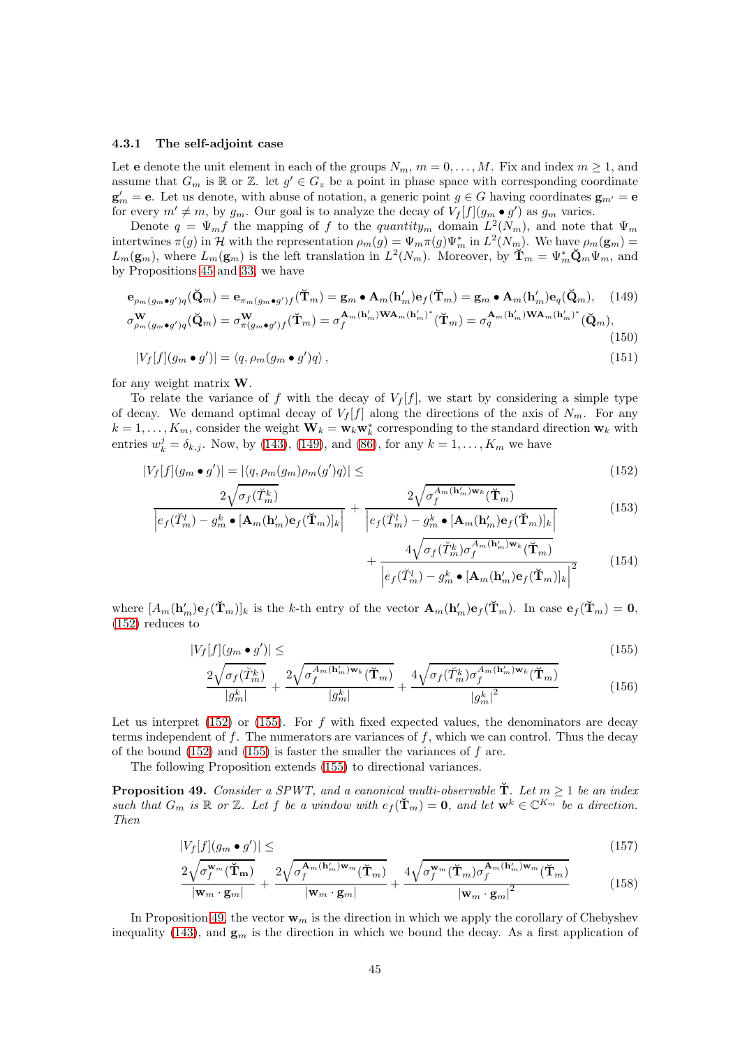#### 4.3.1 The self-adjoint case

Let $\mathbf{e}$ denote the unit element in each of the groups $N_m$, $m = 0, \ldots, M$. Fix and index $m \geq 1$, and assume that $G_m$ is $\mathbb{R}$ or $\mathbb{Z}$. let $g' \in G_z$ be a point in phase space with corresponding coordinate $\mathbf{g}'_m = \mathbf{e}$. Let us denote, with abuse of notation, a generic point $g \in G$ having coordinates $\mathbf{g}_{m'} = \mathbf{e}$ for every $m' \neq m$, by $g_m$. Our goal is to analyze the decay of $V_f[f](g_m \bullet g')$ as $g_m$ varies.

Denote $q = \Psi_m f$ the mapping of $f$ to the *quantity*$_m$ domain $L^2(N_m)$, and note that $\Psi_m$ intertwines $\pi(g)$ in $\mathcal{H}$ with the representation $\rho_m(g) = \Psi_m \pi(g) \Psi_m^*$ in $L^2(N_m)$. We have $\rho_m(\mathbf{g}_m) = L_m(\mathbf{g}_m)$, where $L_m(\mathbf{g}_m)$ is the left translation in $L^2(N_m)$. Moreover, by $\breve{\mathbf{T}}_m = \Psi_m^* \breve{\mathbf{Q}}_m \Psi_m$, and by Propositions 45 and 33, we have

$$\mathbf{e}_{\rho_m(g_m \bullet g')q}(\breve{\mathbf{Q}}_m) = \mathbf{e}_{\pi_m(g_m \bullet g')f}(\breve{\mathbf{T}}_m) = \mathbf{g}_m \bullet \mathbf{A}_m(\mathbf{h}'_m)\mathbf{e}_f(\breve{\mathbf{T}}_m) = \mathbf{g}_m \bullet \mathbf{A}_m(\mathbf{h}'_m)\mathbf{e}_q(\breve{\mathbf{Q}}_m), \tag{149}$$

$$\sigma^{\mathbf{W}}_{\rho_m(g_m \bullet g')q}(\breve{\mathbf{Q}}_m) = \sigma^{\mathbf{W}}_{\pi(g_m \bullet g')f}(\breve{\mathbf{T}}_m) = \sigma_f^{\mathbf{A}_m(\mathbf{h}'_m)\mathbf{W}\mathbf{A}_m(\mathbf{h}'_m)^*}(\breve{\mathbf{T}}_m) = \sigma_q^{\mathbf{A}_m(\mathbf{h}'_m)\mathbf{W}\mathbf{A}_m(\mathbf{h}'_m)^*}(\breve{\mathbf{Q}}_m), \tag{150}$$

$$|V_f[f](g_m \bullet g')| = \langle q, \rho_m(g_m \bullet g')q \rangle\,, \tag{151}$$

for any weight matrix $\mathbf{W}$.

To relate the variance of $f$ with the decay of $V_f[f]$, we start by considering a simple type of decay. We demand optimal decay of $V_f[f]$ along the directions of the axis of $N_m$. For any $k = 1, \ldots, K_m$, consider the weight $\mathbf{W}_k = \mathbf{w}_k \mathbf{w}_k^*$ corresponding to the standard direction $\mathbf{w}_k$ with entries $w_k^j = \delta_{k,j}$. Now, by (143), (149), and (86), for any $k = 1, \ldots, K_m$ we have

$$|V_f[f](g_m \bullet g')| = |\langle q, \rho_m(g_m)\rho_m(g')q \rangle| \leq \tag{152}$$

$$\frac{2\sqrt{\sigma_f(\breve{T}_m^k)}}{\left| e_f(\breve{T}_m^l) - g_m^k \bullet [\mathbf{A}_m(\mathbf{h}'_m)\mathbf{e}_f(\breve{\mathbf{T}}_m)]_k \right|} + \frac{2\sqrt{\sigma_f^{A_m(\mathbf{h}'_m)\mathbf{w}_k}(\breve{\mathbf{T}}_m)}}{\left| e_f(\breve{T}_m^l) - g_m^k \bullet [\mathbf{A}_m(\mathbf{h}'_m)\mathbf{e}_f(\breve{\mathbf{T}}_m)]_k \right|} \tag{153}$$

$$+ \frac{4\sqrt{\sigma_f(\breve{T}_m^k)\sigma_f^{A_m(\mathbf{h}'_m)\mathbf{w}_k}(\breve{\mathbf{T}}_m)}}{\left| e_f(\breve{T}_m^l) - g_m^k \bullet [\mathbf{A}_m(\mathbf{h}'_m)\mathbf{e}_f(\breve{\mathbf{T}}_m)]_k \right|^2} \tag{154}$$

where $[A_m(\mathbf{h}'_m)\mathbf{e}_f(\breve{\mathbf{T}}_m)]_k$ is the $k$-th entry of the vector $\mathbf{A}_m(\mathbf{h}'_m)\mathbf{e}_f(\breve{\mathbf{T}}_m)$. In case $\mathbf{e}_f(\breve{\mathbf{T}}_m) = \mathbf{0}$, (152) reduces to

$$|V_f[f](g_m \bullet g')| \leq \tag{155}$$

$$\frac{2\sqrt{\sigma_f(\breve{T}_m^k)}}{|g_m^k|} + \frac{2\sqrt{\sigma_f^{A_m(\mathbf{h}'_m)\mathbf{w}_k}(\breve{\mathbf{T}}_m)}}{|g_m^k|} + \frac{4\sqrt{\sigma_f(\breve{T}_m^k)\sigma_f^{A_m(\mathbf{h}'_m)\mathbf{w}_k}(\breve{\mathbf{T}}_m)}}{|g_m^k|^2} \tag{156}$$

Let us interpret (152) or (155). For $f$ with fixed expected values, the denominators are decay terms independent of $f$. The numerators are variances of $f$, which we can control. Thus the decay of the bound (152) and (155) is faster the smaller the variances of $f$ are.

The following Proposition extends (155) to directional variances.

**Proposition 49.** *Consider a SPWT, and a canonical multi-observable* $\breve{\mathbf{T}}$. *Let* $m \geq 1$ *be an index such that* $G_m$ *is* $\mathbb{R}$ *or* $\mathbb{Z}$. *Let* $f$ *be a window with* $e_f(\breve{\mathbf{T}}_m) = \mathbf{0}$, *and let* $\mathbf{w}^k \in \mathbb{C}^{K_m}$ *be a direction. Then*

$$|V_f[f](g_m \bullet g')| \leq \tag{157}$$

$$\frac{2\sqrt{\sigma_f^{\mathbf{w}_m}(\breve{\mathbf{T}}_m)}}{|\mathbf{w}_m \cdot \mathbf{g}_m|} + \frac{2\sqrt{\sigma_f^{\mathbf{A}_m(\mathbf{h}'_m)\mathbf{w}_m}(\breve{\mathbf{T}}_m)}}{|\mathbf{w}_m \cdot \mathbf{g}_m|} + \frac{4\sqrt{\sigma_f^{\mathbf{w}_m}(\breve{\mathbf{T}}_m)\sigma_f^{\mathbf{A}_m(\mathbf{h}'_m)\mathbf{w}_m}(\breve{\mathbf{T}}_m)}}{|\mathbf{w}_m \cdot \mathbf{g}_m|^2} \tag{158}$$

In Proposition 49, the vector $\mathbf{w}_m$ is the direction in which we apply the corollary of Chebyshev inequality (143), and $\mathbf{g}_m$ is the direction in which we bound the decay. As a first application of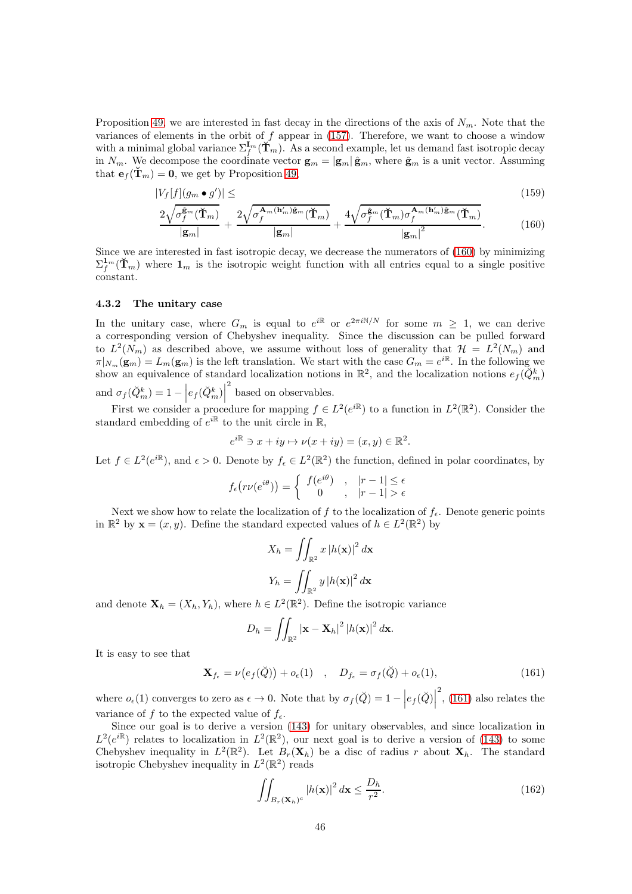Proposition 49, we are interested in fast decay in the directions of the axis of $N_m$. Note that the variances of elements in the orbit of $f$ appear in (157). Therefore, we want to choose a window with a minimal global variance $\Sigma_f^{\mathbf{I}_m}(\breve{\mathbf{T}}_m)$. As a second example, let us demand fast isotropic decay in $N_m$. We decompose the coordinate vector $\mathbf{g}_m = |\mathbf{g}_m|\,\hat{\mathbf{g}}_m$, where $\hat{\mathbf{g}}_m$ is a unit vector. Assuming that $\mathbf{e}_f(\breve{\mathbf{T}}_m) = \mathbf{0}$, we get by Proposition 49

$$|V_f[f](g_m \bullet g')| \leq \tag{159}$$

$$\frac{2\sqrt{\sigma_f^{\hat{\mathbf{g}}_m}(\breve{\mathbf{T}}_m)}}{|\mathbf{g}_m|} + \frac{2\sqrt{\sigma_f^{\mathbf{A}_m(\mathbf{h}'_m)\hat{\mathbf{g}}_m}(\breve{\mathbf{T}}_m)}}{|\mathbf{g}_m|} + \frac{4\sqrt{\sigma_f^{\hat{\mathbf{g}}_m}(\breve{\mathbf{T}}_m)\sigma_f^{\mathbf{A}_m(\mathbf{h}'_m)\hat{\mathbf{g}}_m}(\breve{\mathbf{T}}_m)}}{|\mathbf{g}_m|^2}. \tag{160}$$

Since we are interested in fast isotropic decay, we decrease the numerators of (160) by minimizing $\Sigma_f^{\mathbf{1}_m}(\breve{\mathbf{T}}_m)$ where $\mathbf{1}_m$ is the isotropic weight function with all entries equal to a single positive constant.

### 4.3.2 The unitary case

In the unitary case, where $G_m$ is equal to $e^{i\mathbb{R}}$ or $e^{2\pi i\mathbb{N}/N}$ for some $m \geq 1$, we can derive a corresponding version of Chebyshev inequality. Since the discussion can be pulled forward to $L^2(N_m)$ as described above, we assume without loss of generality that $\mathcal{H} = L^2(N_m)$ and $\pi|_{N_m}(\mathbf{g}_m) = L_m(\mathbf{g}_m)$ is the left translation. We start with the case $G_m = e^{i\mathbb{R}}$. In the following we show an equivalence of standard localization notions in $\mathbb{R}^2$, and the localization notions $e_f(\breve{Q}_m^k)$ and $\sigma_f(\breve{Q}_m^k) = 1 - \left|e_f(\breve{Q}_m^k)\right|^2$ based on observables.

First we consider a procedure for mapping $f \in L^2(e^{i\mathbb{R}})$ to a function in $L^2(\mathbb{R}^2)$. Consider the standard embedding of $e^{i\mathbb{R}}$ to the unit circle in $\mathbb{R}$,

$$e^{i\mathbb{R}} \ni x + iy \mapsto \nu(x+iy) = (x,y) \in \mathbb{R}^2.$$

Let $f \in L^2(e^{i\mathbb{R}})$, and $\epsilon > 0$. Denote by $f_\epsilon \in L^2(\mathbb{R}^2)$ the function, defined in polar coordinates, by

$$f_\epsilon\big(r\nu(e^{i\theta})\big) = \begin{cases} f(e^{i\theta}) & , \quad |r-1| \leq \epsilon \\ 0 & , \quad |r-1| > \epsilon \end{cases}$$

Next we show how to relate the localization of $f$ to the localization of $f_\epsilon$. Denote generic points in $\mathbb{R}^2$ by $\mathbf{x} = (x,y)$. Define the standard expected values of $h \in L^2(\mathbb{R}^2)$ by

$$X_h = \iint_{\mathbb{R}^2} x\,|h(\mathbf{x})|^2\,d\mathbf{x}$$

$$Y_h = \iint_{\mathbb{R}^2} y\,|h(\mathbf{x})|^2\,d\mathbf{x}$$

and denote $\mathbf{X}_h = (X_h, Y_h)$, where $h \in L^2(\mathbb{R}^2)$. Define the isotropic variance

$$D_h = \iint_{\mathbb{R}^2} |\mathbf{x} - \mathbf{X}_h|^2\,|h(\mathbf{x})|^2\,d\mathbf{x}.$$

It is easy to see that

$$\mathbf{X}_{f_\epsilon} = \nu\big(e_f(\breve{Q})\big) + o_\epsilon(1) \quad , \quad D_{f_\epsilon} = \sigma_f(\breve{Q}) + o_\epsilon(1), \tag{161}$$

where $o_\epsilon(1)$ converges to zero as $\epsilon \to 0$. Note that by $\sigma_f(\breve{Q}) = 1 - \left|e_f(\breve{Q})\right|^2$, (161) also relates the variance of $f$ to the expected value of $f_\epsilon$.

Since our goal is to derive a version (143) for unitary observables, and since localization in $L^2(e^{i\mathbb{R}})$ relates to localization in $L^2(\mathbb{R}^2)$, our next goal is to derive a version of (143) to some Chebyshev inequality in $L^2(\mathbb{R}^2)$. Let $B_r(\mathbf{X}_h)$ be a disc of radius $r$ about $\mathbf{X}_h$. The standard isotropic Chebyshev inequality in $L^2(\mathbb{R}^2)$ reads

$$\iint_{B_r(\mathbf{X}_h)^c} |h(\mathbf{x})|^2\,d\mathbf{x} \leq \frac{D_h}{r^2}. \tag{162}$$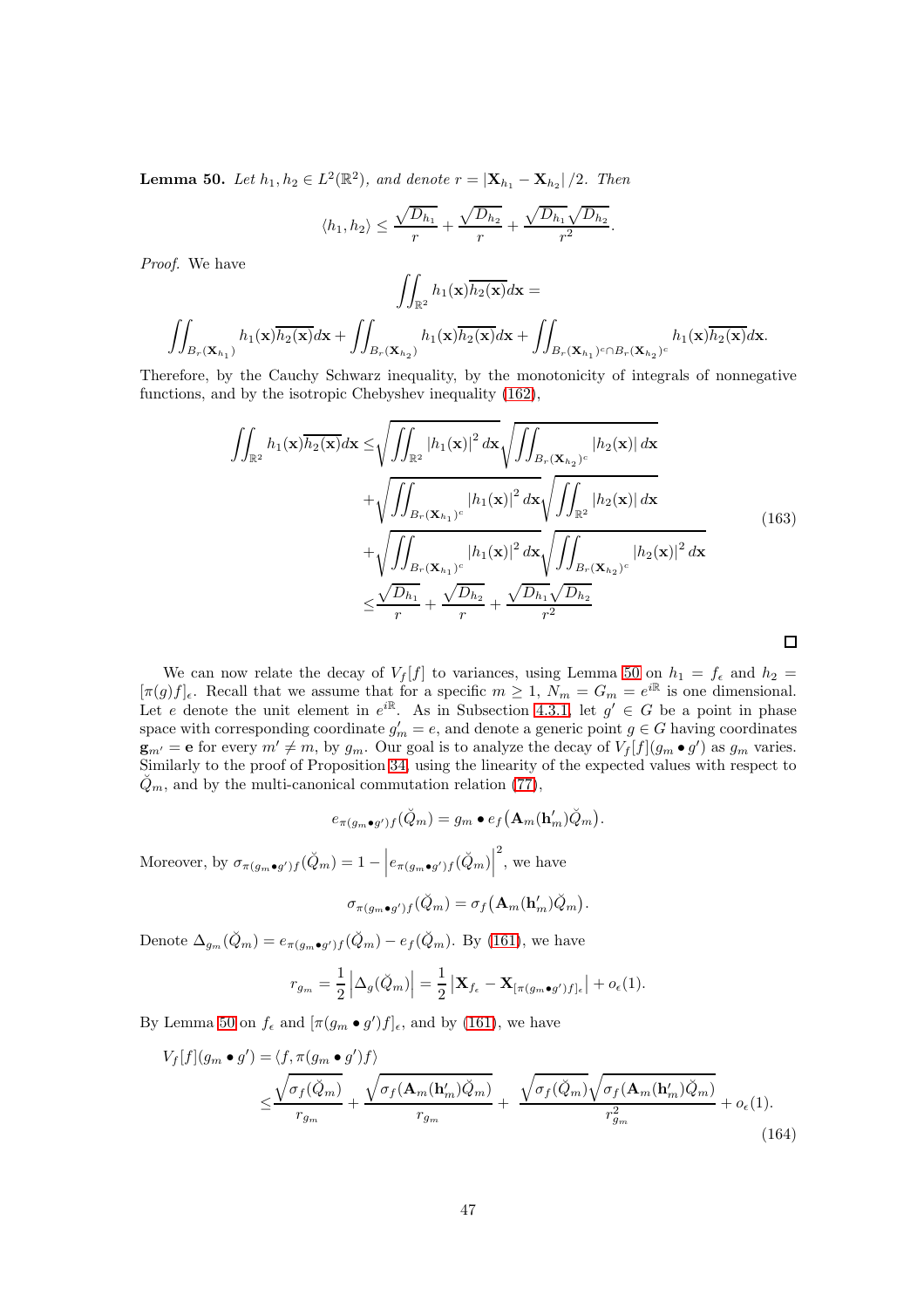**Lemma 50.** *Let $h_1, h_2 \in L^2(\mathbb{R}^2)$, and denote $r = |\mathbf{X}_{h_1} - \mathbf{X}_{h_2}|/2$. Then*

$$\langle h_1, h_2\rangle \leq \frac{\sqrt{D_{h_1}}}{r} + \frac{\sqrt{D_{h_2}}}{r} + \frac{\sqrt{D_{h_1}}\sqrt{D_{h_2}}}{r^2}.$$

*Proof.* We have

$$\iint_{\mathbb{R}^2} h_1(\mathbf{x})\overline{h_2(\mathbf{x})}d\mathbf{x} =$$

$$\iint_{B_r(\mathbf{X}_{h_1})} h_1(\mathbf{x})\overline{h_2(\mathbf{x})}d\mathbf{x} + \iint_{B_r(\mathbf{X}_{h_2})} h_1(\mathbf{x})\overline{h_2(\mathbf{x})}d\mathbf{x} + \iint_{B_r(\mathbf{X}_{h_1})^c \cap B_r(\mathbf{X}_{h_2})^c} h_1(\mathbf{x})\overline{h_2(\mathbf{x})}d\mathbf{x}.$$

Therefore, by the Cauchy Schwarz inequality, by the monotonicity of integrals of nonnegative functions, and by the isotropic Chebyshev inequality (162),

$$\begin{aligned}
\iint_{\mathbb{R}^2} h_1(\mathbf{x})\overline{h_2(\mathbf{x})}d\mathbf{x} \leq & \sqrt{\iint_{\mathbb{R}^2} |h_1(\mathbf{x})|^2 d\mathbf{x}}\sqrt{\iint_{B_r(\mathbf{X}_{h_2})^c} |h_2(\mathbf{x})|\, d\mathbf{x}} \\
& + \sqrt{\iint_{B_r(\mathbf{X}_{h_1})^c} |h_1(\mathbf{x})|^2 d\mathbf{x}}\sqrt{\iint_{\mathbb{R}^2} |h_2(\mathbf{x})|\, d\mathbf{x}} \\
& + \sqrt{\iint_{B_r(\mathbf{X}_{h_1})^c} |h_1(\mathbf{x})|^2 d\mathbf{x}}\sqrt{\iint_{B_r(\mathbf{X}_{h_2})^c} |h_2(\mathbf{x})|^2 d\mathbf{x}} \\
\leq & \frac{\sqrt{D_{h_1}}}{r} + \frac{\sqrt{D_{h_2}}}{r} + \frac{\sqrt{D_{h_1}}\sqrt{D_{h_2}}}{r^2}
\end{aligned} \tag{163}$$

$\square$

We can now relate the decay of $V_f[f]$ to variances, using Lemma 50 on $h_1 = f_\epsilon$ and $h_2 = [\pi(g)f]_\epsilon$. Recall that we assume that for a specific $m \geq 1$, $N_m = G_m = e^{i\mathbb{R}}$ is one dimensional. Let $e$ denote the unit element in $e^{i\mathbb{R}}$. As in Subsection 4.3.1, let $g' \in G$ be a point in phase space with corresponding coordinate $g'_m = e$, and denote a generic point $g \in G$ having coordinates $\mathbf{g}_{m'} = \mathbf{e}$ for every $m' \neq m$, by $g_m$. Our goal is to analyze the decay of $V_f[f](g_m \bullet g')$ as $g_m$ varies. Similarly to the proof of Proposition 34, using the linearity of the expected values with respect to $\breve{Q}_m$, and by the multi-canonical commutation relation (77),

$$e_{\pi(g_m \bullet g')f}(\breve{Q}_m) = g_m \bullet e_f\big(\mathbf{A}_m(\mathbf{h}'_m)\breve{Q}_m\big).$$

Moreover, by $\sigma_{\pi(g_m\bullet g')f}(\breve{Q}_m) = 1 - \left|e_{\pi(g_m\bullet g')f}(\breve{Q}_m)\right|^2$, we have

$$\sigma_{\pi(g_m\bullet g')f}(\breve{Q}_m) = \sigma_f\big(\mathbf{A}_m(\mathbf{h}'_m)\breve{Q}_m\big).$$

Denote $\Delta_{g_m}(\breve{Q}_m) = e_{\pi(g_m\bullet g')f}(\breve{Q}_m) - e_f(\breve{Q}_m)$. By (161), we have

$$r_{g_m} = \frac{1}{2}\left|\Delta_g(\breve{Q}_m)\right| = \frac{1}{2}\left|\mathbf{X}_{f_\epsilon} - \mathbf{X}_{[\pi(g_m\bullet g')f]_\epsilon}\right| + o_\epsilon(1).$$

By Lemma 50 on $f_\epsilon$ and $[\pi(g_m \bullet g')f]_\epsilon$, and by (161), we have

$$\begin{aligned}
V_f[f](g_m \bullet g') = & \langle f, \pi(g_m \bullet g')f\rangle \\
\leq & \frac{\sqrt{\sigma_f(\breve{Q}_m)}}{r_{g_m}} + \frac{\sqrt{\sigma_f(\mathbf{A}_m(\mathbf{h}'_m)\breve{Q}_m)}}{r_{g_m}} + \frac{\sqrt{\sigma_f(\breve{Q}_m)}\sqrt{\sigma_f(\mathbf{A}_m(\mathbf{h}'_m)\breve{Q}_m)}}{r_{g_m}^2} + o_\epsilon(1).
\end{aligned} \tag{164}$$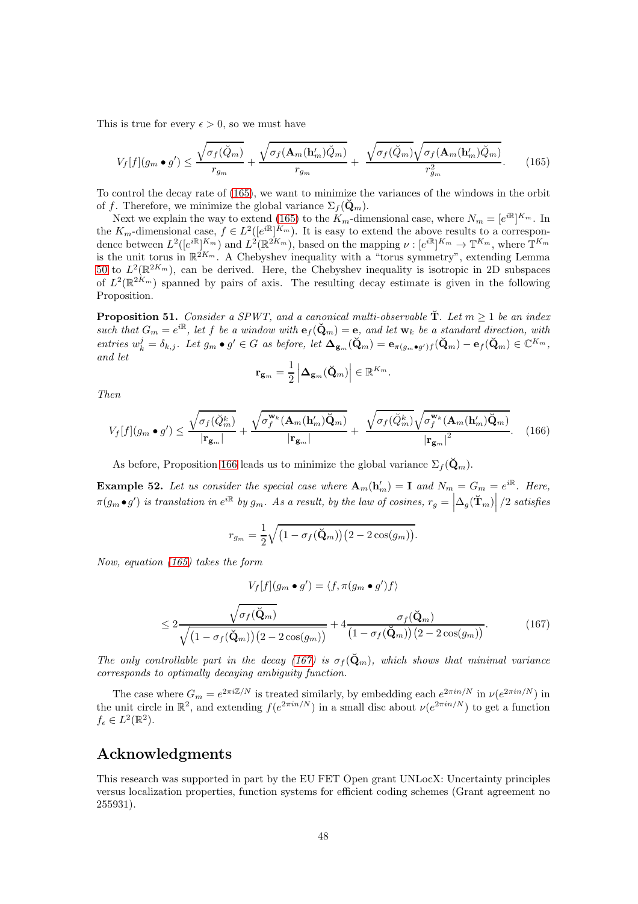This is true for every $\epsilon > 0$, so we must have

$$V_f[f](g_m \bullet g') \leq \frac{\sqrt{\sigma_f(\check{Q}_m)}}{r_{g_m}} + \frac{\sqrt{\sigma_f(\mathbf{A}_m(\mathbf{h}'_m)\check{Q}_m)}}{r_{g_m}} + \frac{\sqrt{\sigma_f(\check{Q}_m)}\sqrt{\sigma_f(\mathbf{A}_m(\mathbf{h}'_m)\check{Q}_m)}}{r_{g_m}^2}. \tag{165}$$

To control the decay rate of (165), we want to minimize the variances of the windows in the orbit of $f$. Therefore, we minimize the global variance $\Sigma_f(\check{\mathbf{Q}}_m)$.

Next we explain the way to extend (165) to the $K_m$-dimensional case, where $N_m = [e^{i\mathbb{R}}]^{K_m}$. In the $K_m$-dimensional case, $f \in L^2([e^{i\mathbb{R}}]^{K_m})$. It is easy to extend the above results to a correspondence between $L^2([e^{i\mathbb{R}}]^{K_m})$ and $L^2(\mathbb{R}^{2K_m})$, based on the mapping $\nu : [e^{i\mathbb{R}}]^{K_m} \to \mathbb{T}^{K_m}$, where $\mathbb{T}^{K_m}$ is the unit torus in $\mathbb{R}^{2K_m}$. A Chebyshev inequality with a "torus symmetry", extending Lemma 50 to $L^2(\mathbb{R}^{2K_m})$, can be derived. Here, the Chebyshev inequality is isotropic in 2D subspaces of $L^2(\mathbb{R}^{2K_m})$ spanned by pairs of axis. The resulting decay estimate is given in the following Proposition.

**Proposition 51.** *Consider a SPWT, and a canonical multi-observable $\check{\mathbf{T}}$. Let $m \geq 1$ be an index such that $G_m = e^{i\mathbb{R}}$, let $f$ be a window with $\mathbf{e}_f(\check{\mathbf{Q}}_m) = \mathbf{e}$, and let $\mathbf{w}_k$ be a standard direction, with entries $w_k^j = \delta_{k,j}$. Let $g_m \bullet g' \in G$ as before, let $\mathbf{\Delta}_{\mathbf{g}_m}(\check{\mathbf{Q}}_m) = \mathbf{e}_{\pi(g_m \bullet g')f}(\check{\mathbf{Q}}_m) - \mathbf{e}_f(\check{\mathbf{Q}}_m) \in \mathbb{C}^{K_m}$, and let*

$$\mathbf{r}_{\mathbf{g}_m} = \frac{1}{2}\left|\mathbf{\Delta}_{\mathbf{g}_m}(\check{\mathbf{Q}}_m)\right| \in \mathbb{R}^{K_m}.$$

*Then*

$$V_f[f](g_m \bullet g') \leq \frac{\sqrt{\sigma_f(\check{Q}_m^k)}}{|\mathbf{r}_{\mathbf{g}_m}|} + \frac{\sqrt{\sigma_f^{\mathbf{w}_k}(\mathbf{A}_m(\mathbf{h}'_m)\check{\mathbf{Q}}_m)}}{|\mathbf{r}_{\mathbf{g}_m}|} + \frac{\sqrt{\sigma_f(\check{Q}_m^k)}\sqrt{\sigma_f^{\mathbf{w}_k}(\mathbf{A}_m(\mathbf{h}'_m)\check{\mathbf{Q}}_m)}}{|\mathbf{r}_{\mathbf{g}_m}|^2}. \tag{166}$$

As before, Proposition 166 leads us to minimize the global variance $\Sigma_f(\check{\mathbf{Q}}_m)$.

**Example 52.** *Let us consider the special case where $\mathbf{A}_m(\mathbf{h}'_m) = \mathbf{I}$ and $N_m = G_m = e^{i\mathbb{R}}$. Here, $\pi(g_m \bullet g')$ is translation in $e^{i\mathbb{R}}$ by $g_m$. As a result, by the law of cosines, $r_g = \left|\Delta_g(\check{\mathbf{T}}_m)\right|/2$ satisfies*

$$r_{g_m} = \frac{1}{2}\sqrt{\big(1 - \sigma_f(\check{\mathbf{Q}}_m)\big)\big(2 - 2\cos(g_m)\big)}.$$

*Now, equation (165) takes the form*

$$V_f[f](g_m \bullet g') = \langle f, \pi(g_m \bullet g')f\rangle$$

$$\leq 2\frac{\sqrt{\sigma_f(\check{\mathbf{Q}}_m)}}{\sqrt{\big(1 - \sigma_f(\check{\mathbf{Q}}_m)\big)\big(2 - 2\cos(g_m)\big)}} + 4\frac{\sigma_f(\check{\mathbf{Q}}_m)}{\big(1 - \sigma_f(\check{\mathbf{Q}}_m)\big)\big(2 - 2\cos(g_m)\big)}. \tag{167}$$

*The only controllable part in the decay (167) is $\sigma_f(\check{\mathbf{Q}}_m)$, which shows that minimal variance corresponds to optimally decaying ambiguity function.*

The case where $G_m = e^{2\pi i\mathbb{Z}/N}$ is treated similarly, by embedding each $e^{2\pi in/N}$ in $\nu(e^{2\pi in/N})$ in the unit circle in $\mathbb{R}^2$, and extending $f(e^{2\pi in/N})$ in a small disc about $\nu(e^{2\pi in/N})$ to get a function $f_\epsilon \in L^2(\mathbb{R}^2)$.

## Acknowledgments

This research was supported in part by the EU FET Open grant UNLocX: Uncertainty principles versus localization properties, function systems for efficient coding schemes (Grant agreement no 255931).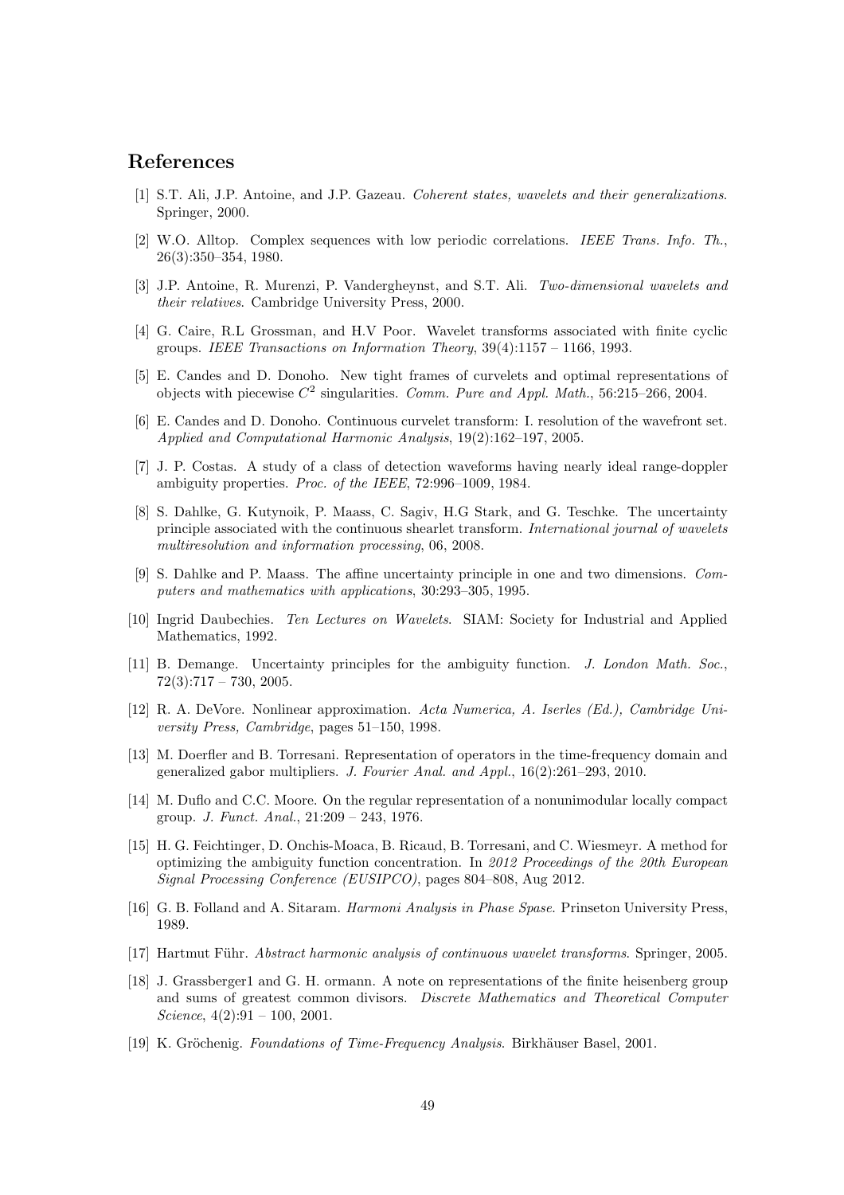## References

[1] S.T. Ali, J.P. Antoine, and J.P. Gazeau. *Coherent states, wavelets and their generalizations*. Springer, 2000.

[2] W.O. Alltop. Complex sequences with low periodic correlations. *IEEE Trans. Info. Th.*, 26(3):350–354, 1980.

[3] J.P. Antoine, R. Murenzi, P. Vandergheynst, and S.T. Ali. *Two-dimensional wavelets and their relatives*. Cambridge University Press, 2000.

[4] G. Caire, R.L Grossman, and H.V Poor. Wavelet transforms associated with finite cyclic groups. *IEEE Transactions on Information Theory*, 39(4):1157 – 1166, 1993.

[5] E. Candes and D. Donoho. New tight frames of curvelets and optimal representations of objects with piecewise $C^2$ singularities. *Comm. Pure and Appl. Math.*, 56:215–266, 2004.

[6] E. Candes and D. Donoho. Continuous curvelet transform: I. resolution of the wavefront set. *Applied and Computational Harmonic Analysis*, 19(2):162–197, 2005.

[7] J. P. Costas. A study of a class of detection waveforms having nearly ideal range-doppler ambiguity properties. *Proc. of the IEEE*, 72:996–1009, 1984.

[8] S. Dahlke, G. Kutynoik, P. Maass, C. Sagiv, H.G Stark, and G. Teschke. The uncertainty principle associated with the continuous shearlet transform. *International journal of wavelets multiresolution and information processing*, 06, 2008.

[9] S. Dahlke and P. Maass. The affine uncertainty principle in one and two dimensions. *Computers and mathematics with applications*, 30:293–305, 1995.

[10] Ingrid Daubechies. *Ten Lectures on Wavelets*. SIAM: Society for Industrial and Applied Mathematics, 1992.

[11] B. Demange. Uncertainty principles for the ambiguity function. *J. London Math. Soc.*, 72(3):717 – 730, 2005.

[12] R. A. DeVore. Nonlinear approximation. *Acta Numerica, A. Iserles (Ed.), Cambridge University Press, Cambridge*, pages 51–150, 1998.

[13] M. Doerfler and B. Torresani. Representation of operators in the time-frequency domain and generalized gabor multipliers. *J. Fourier Anal. and Appl.*, 16(2):261–293, 2010.

[14] M. Duflo and C.C. Moore. On the regular representation of a nonunimodular locally compact group. *J. Funct. Anal.*, 21:209 – 243, 1976.

[15] H. G. Feichtinger, D. Onchis-Moaca, B. Ricaud, B. Torresani, and C. Wiesmeyr. A method for optimizing the ambiguity function concentration. In *2012 Proceedings of the 20th European Signal Processing Conference (EUSIPCO)*, pages 804–808, Aug 2012.

[16] G. B. Folland and A. Sitaram. *Harmoni Analysis in Phase Spase.* Prinseton University Press, 1989.

[17] Hartmut Führ. *Abstract harmonic analysis of continuous wavelet transforms*. Springer, 2005.

[18] J. Grassberger1 and G. H. ormann. A note on representations of the finite heisenberg group and sums of greatest common divisors. *Discrete Mathematics and Theoretical Computer Science*, 4(2):91 – 100, 2001.

[19] K. Gröchenig. *Foundations of Time-Frequency Analysis*. Birkhäuser Basel, 2001.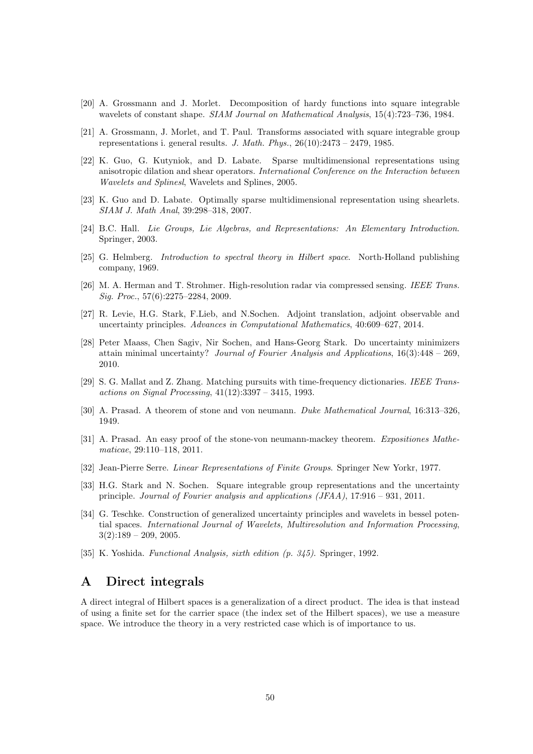[20] A. Grossmann and J. Morlet. Decomposition of hardy functions into square integrable wavelets of constant shape. *SIAM Journal on Mathematical Analysis*, 15(4):723–736, 1984.

[21] A. Grossmann, J. Morlet, and T. Paul. Transforms associated with square integrable group representations i. general results. *J. Math. Phys.*, 26(10):2473 – 2479, 1985.

[22] K. Guo, G. Kutyniok, and D. Labate. Sparse multidimensional representations using anisotropic dilation and shear operators. *International Conference on the Interaction between Wavelets and Splinesl*, Wavelets and Splines, 2005.

[23] K. Guo and D. Labate. Optimally sparse multidimensional representation using shearlets. *SIAM J. Math Anal*, 39:298–318, 2007.

[24] B.C. Hall. *Lie Groups, Lie Algebras, and Representations: An Elementary Introduction*. Springer, 2003.

[25] G. Helmberg. *Introduction to spectral theory in Hilbert space*. North-Holland publishing company, 1969.

[26] M. A. Herman and T. Strohmer. High-resolution radar via compressed sensing. *IEEE Trans. Sig. Proc.*, 57(6):2275–2284, 2009.

[27] R. Levie, H.G. Stark, F.Lieb, and N.Sochen. Adjoint translation, adjoint observable and uncertainty principles. *Advances in Computational Mathematics*, 40:609–627, 2014.

[28] Peter Maass, Chen Sagiv, Nir Sochen, and Hans-Georg Stark. Do uncertainty minimizers attain minimal uncertainty? *Journal of Fourier Analysis and Applications*, 16(3):448 – 269, 2010.

[29] S. G. Mallat and Z. Zhang. Matching pursuits with time-frequency dictionaries. *IEEE Transactions on Signal Processing*, 41(12):3397 – 3415, 1993.

[30] A. Prasad. A theorem of stone and von neumann. *Duke Mathematical Journal*, 16:313–326, 1949.

[31] A. Prasad. An easy proof of the stone-von neumann-mackey theorem. *Expositiones Mathematicae*, 29:110–118, 2011.

[32] Jean-Pierre Serre. *Linear Representations of Finite Groups*. Springer New Yorkr, 1977.

[33] H.G. Stark and N. Sochen. Square integrable group representations and the uncertainty principle. *Journal of Fourier analysis and applications (JFAA)*, 17:916 – 931, 2011.

[34] G. Teschke. Construction of generalized uncertainty principles and wavelets in bessel potential spaces. *International Journal of Wavelets, Multiresolution and Information Processing*, 3(2):189 – 209, 2005.

[35] K. Yoshida. *Functional Analysis, sixth edition (p. 345)*. Springer, 1992.

# A Direct integrals

A direct integral of Hilbert spaces is a generalization of a direct product. The idea is that instead of using a finite set for the carrier space (the index set of the Hilbert spaces), we use a measure space. We introduce the theory in a very restricted case which is of importance to us.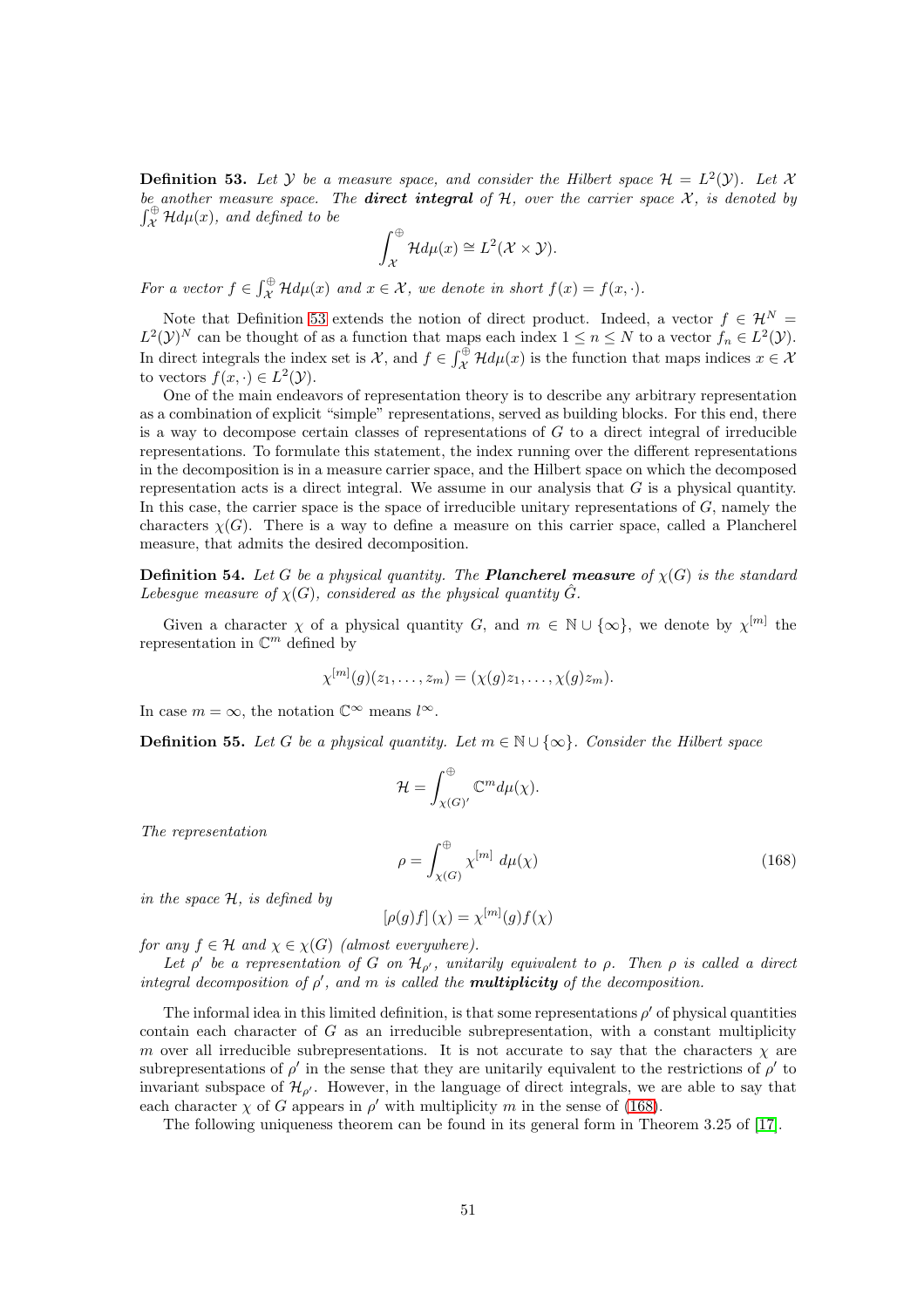**Definition 53.** *Let $\mathcal{Y}$ be a measure space, and consider the Hilbert space $\mathcal{H} = L^2(\mathcal{Y})$. Let $\mathcal{X}$ be another measure space. The* ***direct integral*** *of $\mathcal{H}$, over the carrier space $\mathcal{X}$, is denoted by $\int_{\mathcal{X}}^{\oplus} \mathcal{H} d\mu(x)$, and defined to be*

$$\int_{\mathcal{X}}^{\oplus} \mathcal{H} d\mu(x) \cong L^2(\mathcal{X} \times \mathcal{Y}).$$

*For a vector $f \in \int_{\mathcal{X}}^{\oplus} \mathcal{H} d\mu(x)$ and $x \in \mathcal{X}$, we denote in short $f(x) = f(x, \cdot)$.*

Note that Definition 53 extends the notion of direct product. Indeed, a vector $f \in \mathcal{H}^N = L^2(\mathcal{Y})^N$ can be thought of as a function that maps each index $1 \leq n \leq N$ to a vector $f_n \in L^2(\mathcal{Y})$. In direct integrals the index set is $\mathcal{X}$, and $f \in \int_{\mathcal{X}}^{\oplus} \mathcal{H} d\mu(x)$ is the function that maps indices $x \in \mathcal{X}$ to vectors $f(x, \cdot) \in L^2(\mathcal{Y})$.

One of the main endeavors of representation theory is to describe any arbitrary representation as a combination of explicit "simple" representations, served as building blocks. For this end, there is a way to decompose certain classes of representations of $G$ to a direct integral of irreducible representations. To formulate this statement, the index running over the different representations in the decomposition is in a measure carrier space, and the Hilbert space on which the decomposed representation acts is a direct integral. We assume in our analysis that $G$ is a physical quantity. In this case, the carrier space is the space of irreducible unitary representations of $G$, namely the characters $\chi(G)$. There is a way to define a measure on this carrier space, called a Plancherel measure, that admits the desired decomposition.

**Definition 54.** *Let $G$ be a physical quantity. The* ***Plancherel measure*** *of $\chi(G)$ is the standard Lebesgue measure of $\chi(G)$, considered as the physical quantity $\hat{G}$.*

Given a character $\chi$ of a physical quantity $G$, and $m \in \mathbb{N} \cup \{\infty\}$, we denote by $\chi^{[m]}$ the representation in $\mathbb{C}^m$ defined by

$$\chi^{[m]}(g)(z_1, \ldots, z_m) = (\chi(g)z_1, \ldots, \chi(g)z_m).$$

In case $m = \infty$, the notation $\mathbb{C}^\infty$ means $l^\infty$.

**Definition 55.** *Let $G$ be a physical quantity. Let $m \in \mathbb{N} \cup \{\infty\}$. Consider the Hilbert space*

$$\mathcal{H} = \int_{\chi(G)'}^{\oplus} \mathbb{C}^m d\mu(\chi).$$

*The representation*

$$\rho = \int_{\chi(G)}^{\oplus} \chi^{[m]} \, d\mu(\chi) \tag{168}$$

*in the space $\mathcal{H}$, is defined by*

$$[\rho(g)f](\chi) = \chi^{[m]}(g)f(\chi)$$

*for any $f \in \mathcal{H}$ and $\chi \in \chi(G)$ (almost everywhere).*

*Let $\rho'$ be a representation of $G$ on $\mathcal{H}_{\rho'}$, unitarily equivalent to $\rho$. Then $\rho$ is called a direct integral decomposition of $\rho'$, and $m$ is called the* ***multiplicity*** *of the decomposition.*

The informal idea in this limited definition, is that some representations $\rho'$ of physical quantities contain each character of $G$ as an irreducible subrepresentation, with a constant multiplicity $m$ over all irreducible subrepresentations. It is not accurate to say that the characters $\chi$ are subrepresentations of $\rho'$ in the sense that they are unitarily equivalent to the restrictions of $\rho'$ to invariant subspace of $\mathcal{H}_{\rho'}$. However, in the language of direct integrals, we are able to say that each character $\chi$ of $G$ appears in $\rho'$ with multiplicity $m$ in the sense of (168).

The following uniqueness theorem can be found in its general form in Theorem 3.25 of [17].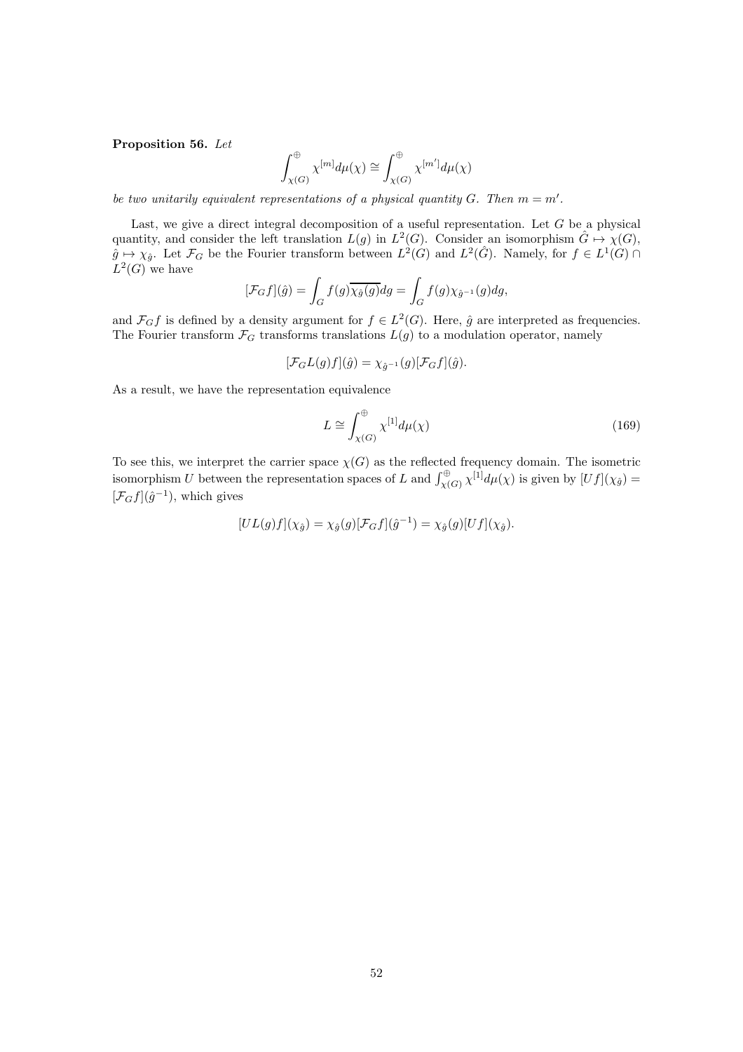**Proposition 56.** *Let*

$$\int_{\chi(G)}^{\oplus} \chi^{[m]} d\mu(\chi) \cong \int_{\chi(G)}^{\oplus} \chi^{[m']} d\mu(\chi)$$

*be two unitarily equivalent representations of a physical quantity $G$. Then $m = m'$.*

Last, we give a direct integral decomposition of a useful representation. Let $G$ be a physical quantity, and consider the left translation $L(g)$ in $L^2(G)$. Consider an isomorphism $\hat{G} \mapsto \chi(G)$, $\hat{g} \mapsto \chi_{\hat{g}}$. Let $\mathcal{F}_G$ be the Fourier transform between $L^2(G)$ and $L^2(\hat{G})$. Namely, for $f \in L^1(G) \cap L^2(G)$ we have

$$[\mathcal{F}_G f](\hat{g}) = \int_G f(g)\overline{\chi_{\hat{g}}(g)} dg = \int_G f(g)\chi_{\hat{g}^{-1}}(g) dg,$$

and $\mathcal{F}_G f$ is defined by a density argument for $f \in L^2(G)$. Here, $\hat{g}$ are interpreted as frequencies. The Fourier transform $\mathcal{F}_G$ transforms translations $L(g)$ to a modulation operator, namely

$$[\mathcal{F}_G L(g) f](\hat{g}) = \chi_{\hat{g}^{-1}}(g)[\mathcal{F}_G f](\hat{g}).$$

As a result, we have the representation equivalence

$$L \cong \int_{\chi(G)}^{\oplus} \chi^{[1]} d\mu(\chi) \tag{169}$$

To see this, we interpret the carrier space $\chi(G)$ as the reflected frequency domain. The isometric isomorphism $U$ between the representation spaces of $L$ and $\int_{\chi(G)}^{\oplus} \chi^{[1]} d\mu(\chi)$ is given by $[Uf](\chi_{\hat{g}}) = [\mathcal{F}_G f](\hat{g}^{-1})$, which gives

$$[UL(g)f](\chi_{\hat{g}}) = \chi_{\hat{g}}(g)[\mathcal{F}_G f](\hat{g}^{-1}) = \chi_{\hat{g}}(g)[Uf](\chi_{\hat{g}}).$$